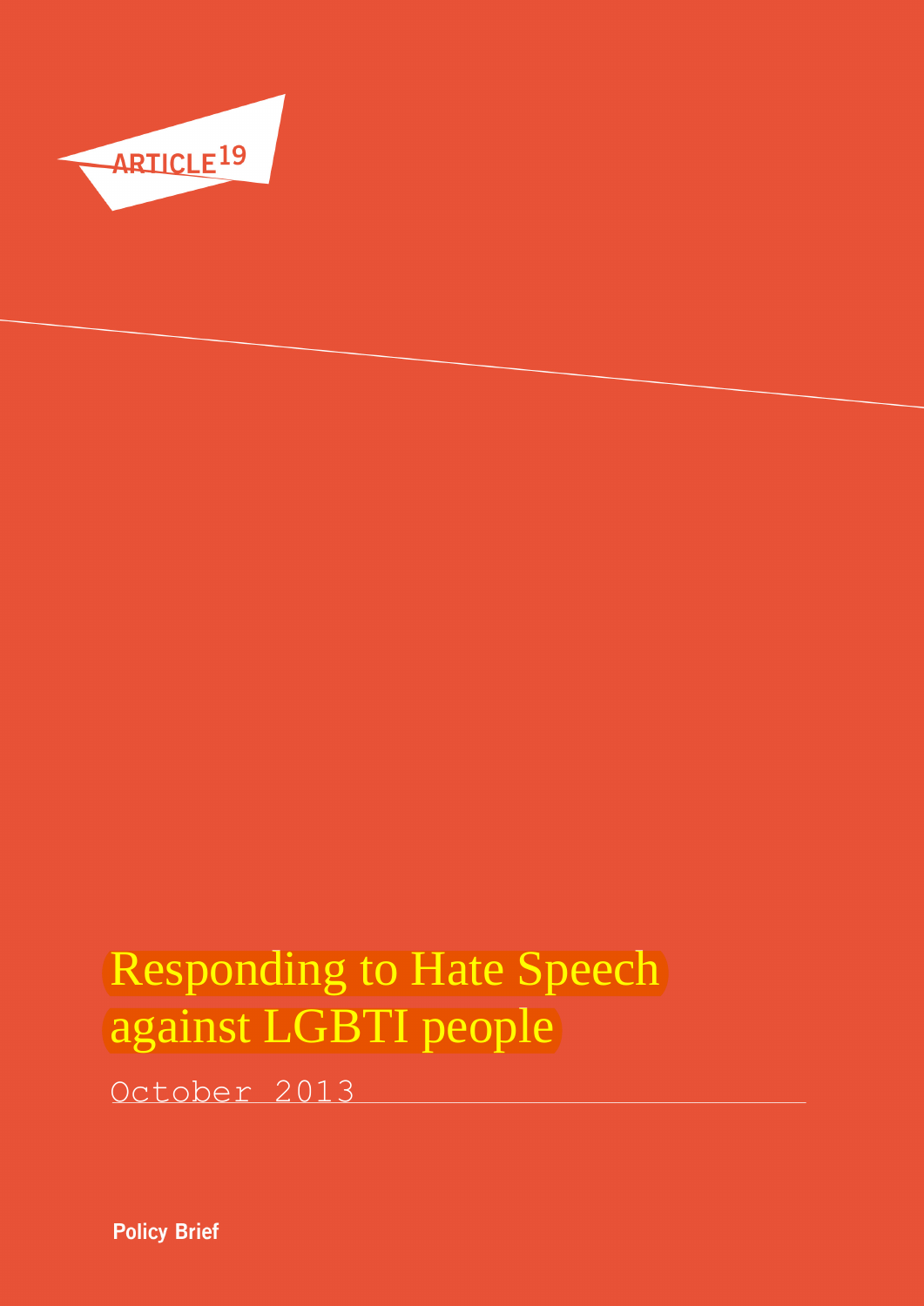ARTICLE 19

# Responding to Hate Speech against LGBTI people

October 2013

**Policy Brief**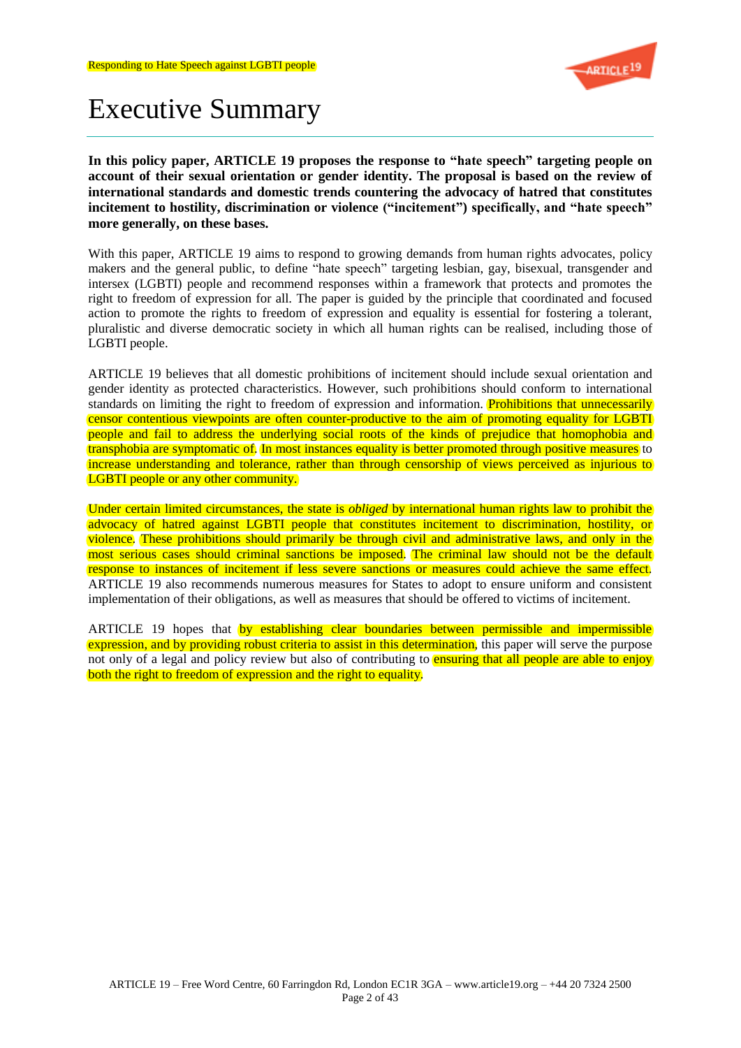# Executive Summary

**In this policy paper, ARTICLE 19 proposes the response to "hate speech" targeting people on account of their sexual orientation or gender identity. The proposal is based on the review of international standards and domestic trends countering the advocacy of hatred that constitutes incitement to hostility, discrimination or violence ("incitement") specifically, and "hate speech" more generally, on these bases.**

With this paper, ARTICLE 19 aims to respond to growing demands from human rights advocates, policy makers and the general public, to define "hate speech" targeting lesbian, gay, bisexual, transgender and intersex (LGBTI) people and recommend responses within a framework that protects and promotes the right to freedom of expression for all. The paper is guided by the principle that coordinated and focused action to promote the rights to freedom of expression and equality is essential for fostering a tolerant, pluralistic and diverse democratic society in which all human rights can be realised, including those of LGBTI people.

ARTICLE 19 believes that all domestic prohibitions of incitement should include sexual orientation and gender identity as protected characteristics. However, such prohibitions should conform to international standards on limiting the right to freedom of expression and information. Prohibitions that unnecessarily censor contentious viewpoints are often counter-productive to the aim of promoting equality for LGBTI people and fail to address the underlying social roots of the kinds of prejudice that homophobia and transphobia are symptomatic of. In most instances equality is better promoted through positive measures to increase understanding and tolerance, rather than through censorship of views perceived as injurious to LGBTI people or any other community.

Under certain limited circumstances, the state is *obliged* by international human rights law to prohibit the advocacy of hatred against LGBTI people that constitutes incitement to discrimination, hostility, or violence. These prohibitions should primarily be through civil and administrative laws, and only in the most serious cases should criminal sanctions be imposed. The criminal law should not be the default response to instances of incitement if less severe sanctions or measures could achieve the same effect. ARTICLE 19 also recommends numerous measures for States to adopt to ensure uniform and consistent implementation of their obligations, as well as measures that should be offered to victims of incitement.

ARTICLE 19 hopes that by establishing clear boundaries between permissible and impermissible expression, and by providing robust criteria to assist in this determination, this paper will serve the purpose not only of a legal and policy review but also of contributing to ensuring that all people are able to enjoy both the right to freedom of expression and the right to equality.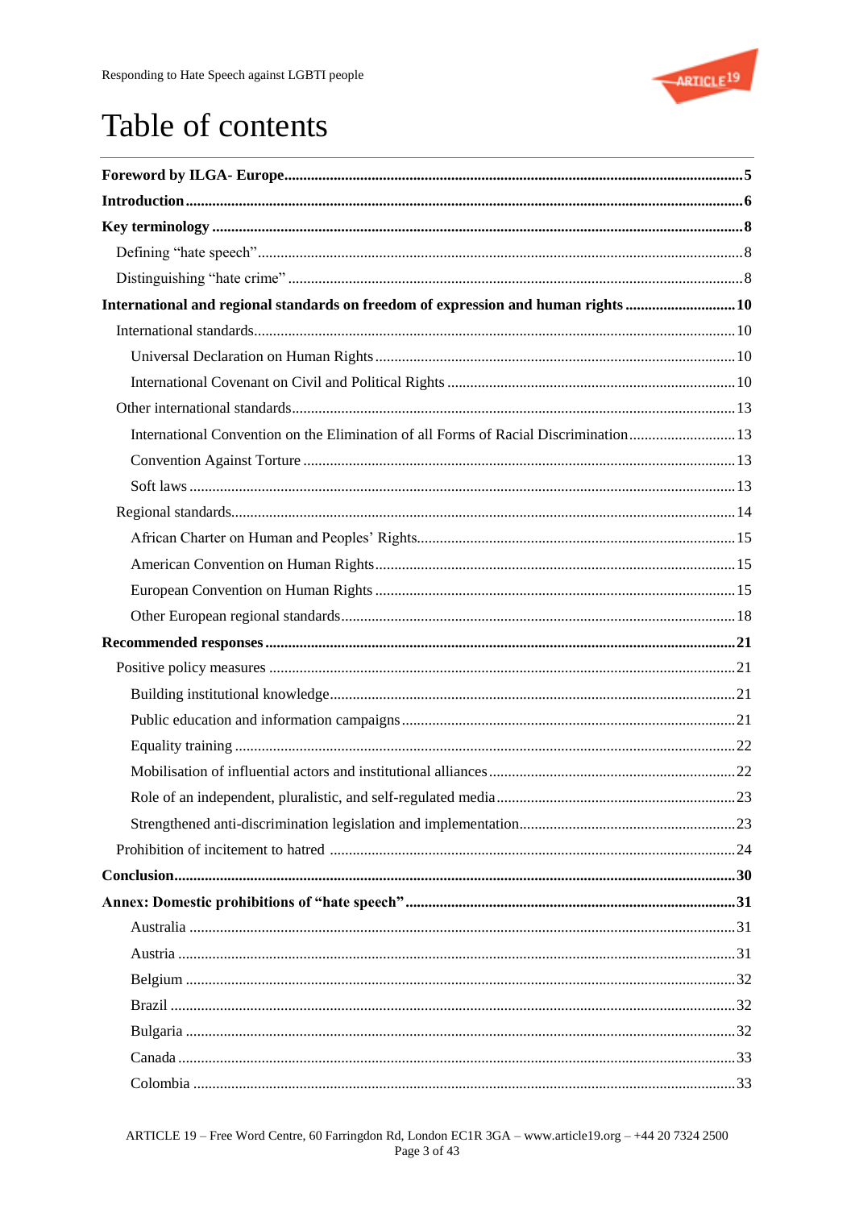# Table of contents

**Foreword by ILGA- Europe** ..... **5**

**Introduction** ..... **6**

**Key terminology** ..... **8**

- Defining "hate speech" ..... 8
- Distinguishing "hate crime" ..... 8

**International and regional standards on freedom of expression and human rights** ..... **10**

- International standards ..... 10
  - Universal Declaration on Human Rights ..... 10
  - International Covenant on Civil and Political Rights ..... 10
- Other international standards ..... 13
  - International Convention on the Elimination of all Forms of Racial Discrimination ..... 13
  - Convention Against Torture ..... 13
  - Soft laws ..... 13
- Regional standards ..... 14
  - African Charter on Human and Peoples' Rights ..... 15
  - American Convention on Human Rights ..... 15
  - European Convention on Human Rights ..... 15
  - Other European regional standards ..... 18

**Recommended responses** ..... **21**

- Positive policy measures ..... 21
  - Building institutional knowledge ..... 21
  - Public education and information campaigns ..... 21
  - Equality training ..... 22
  - Mobilisation of influential actors and institutional alliances ..... 22
  - Role of an independent, pluralistic, and self-regulated media ..... 23
  - Strengthened anti-discrimination legislation and implementation ..... 23
- Prohibition of incitement to hatred ..... 24

**Conclusion** ..... **30**

**Annex: Domestic prohibitions of "hate speech"** ..... **31**

- Australia ..... 31
- Austria ..... 31
- Belgium ..... 32
- Brazil ..... 32
- Bulgaria ..... 32
- Canada ..... 33
- Colombia ..... 33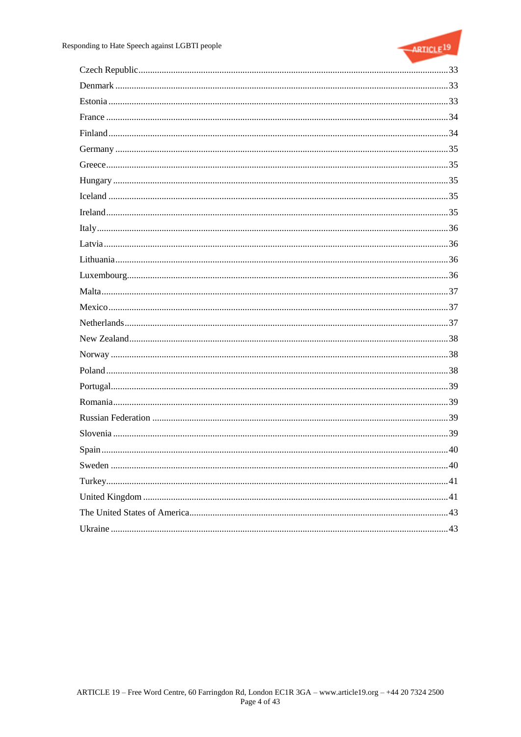Czech Republic....................................................................................................................33

Denmark .............................................................................................................................33

Estonia ................................................................................................................................33

France .................................................................................................................................34

Finland................................................................................................................................34

Germany .............................................................................................................................35

Greece.................................................................................................................................35

Hungary ..............................................................................................................................35

Iceland ................................................................................................................................35

Ireland.................................................................................................................................35

Italy.....................................................................................................................................36

Latvia..................................................................................................................................36

Lithuania.............................................................................................................................36

Luxembourg........................................................................................................................36

Malta...................................................................................................................................37

Mexico................................................................................................................................37

Netherlands.........................................................................................................................37

New Zealand.......................................................................................................................38

Norway ...............................................................................................................................38

Poland.................................................................................................................................38

Portugal...............................................................................................................................39

Romania..............................................................................................................................39

Russian Federation .............................................................................................................39

Slovenia ..............................................................................................................................39

Spain...................................................................................................................................40

Sweden ...............................................................................................................................40

Turkey.................................................................................................................................41

United Kingdom .................................................................................................................41

The United States of America..............................................................................................43

Ukraine ...............................................................................................................................43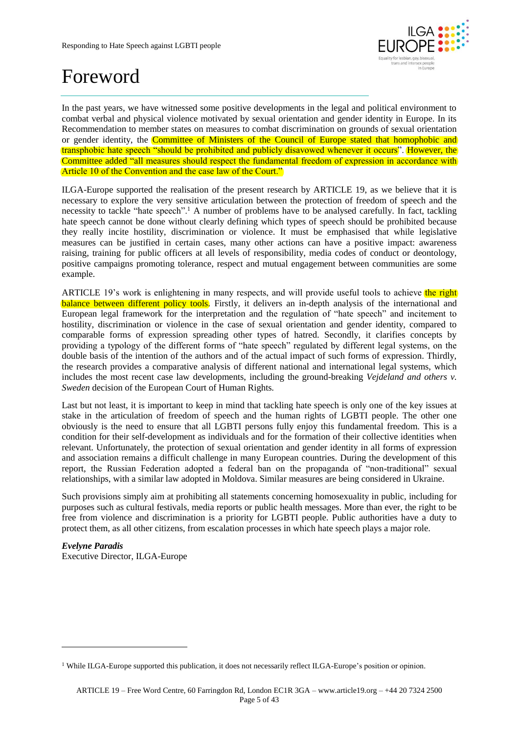# Foreword

In the past years, we have witnessed some positive developments in the legal and political environment to combat verbal and physical violence motivated by sexual orientation and gender identity in Europe. In its Recommendation to member states on measures to combat discrimination on grounds of sexual orientation or gender identity, the Committee of Ministers of the Council of Europe stated that homophobic and transphobic hate speech "should be prohibited and publicly disavowed whenever it occurs". However, the Committee added "all measures should respect the fundamental freedom of expression in accordance with Article 10 of the Convention and the case law of the Court."

ILGA-Europe supported the realisation of the present research by ARTICLE 19, as we believe that it is necessary to explore the very sensitive articulation between the protection of freedom of speech and the necessity to tackle "hate speech".[1] A number of problems have to be analysed carefully. In fact, tackling hate speech cannot be done without clearly defining which types of speech should be prohibited because they really incite hostility, discrimination or violence. It must be emphasised that while legislative measures can be justified in certain cases, many other actions can have a positive impact: awareness raising, training for public officers at all levels of responsibility, media codes of conduct or deontology, positive campaigns promoting tolerance, respect and mutual engagement between communities are some example.

ARTICLE 19's work is enlightening in many respects, and will provide useful tools to achieve the right balance between different policy tools. Firstly, it delivers an in-depth analysis of the international and European legal framework for the interpretation and the regulation of "hate speech" and incitement to hostility, discrimination or violence in the case of sexual orientation and gender identity, compared to comparable forms of expression spreading other types of hatred. Secondly, it clarifies concepts by providing a typology of the different forms of "hate speech" regulated by different legal systems, on the double basis of the intention of the authors and of the actual impact of such forms of expression. Thirdly, the research provides a comparative analysis of different national and international legal systems, which includes the most recent case law developments, including the ground-breaking *Vejdeland and others v. Sweden* decision of the European Court of Human Rights.

Last but not least, it is important to keep in mind that tackling hate speech is only one of the key issues at stake in the articulation of freedom of speech and the human rights of LGBTI people. The other one obviously is the need to ensure that all LGBTI persons fully enjoy this fundamental freedom. This is a condition for their self-development as individuals and for the formation of their collective identities when relevant. Unfortunately, the protection of sexual orientation and gender identity in all forms of expression and association remains a difficult challenge in many European countries. During the development of this report, the Russian Federation adopted a federal ban on the propaganda of "non-traditional" sexual relationships, with a similar law adopted in Moldova. Similar measures are being considered in Ukraine.

Such provisions simply aim at prohibiting all statements concerning homosexuality in public, including for purposes such as cultural festivals, media reports or public health messages. More than ever, the right to be free from violence and discrimination is a priority for LGBTI people. Public authorities have a duty to protect them, as all other citizens, from escalation processes in which hate speech plays a major role.

***Evelyne Paradis***
Executive Director, ILGA-Europe

---

[1] While ILGA-Europe supported this publication, it does not necessarily reflect ILGA-Europe's position or opinion.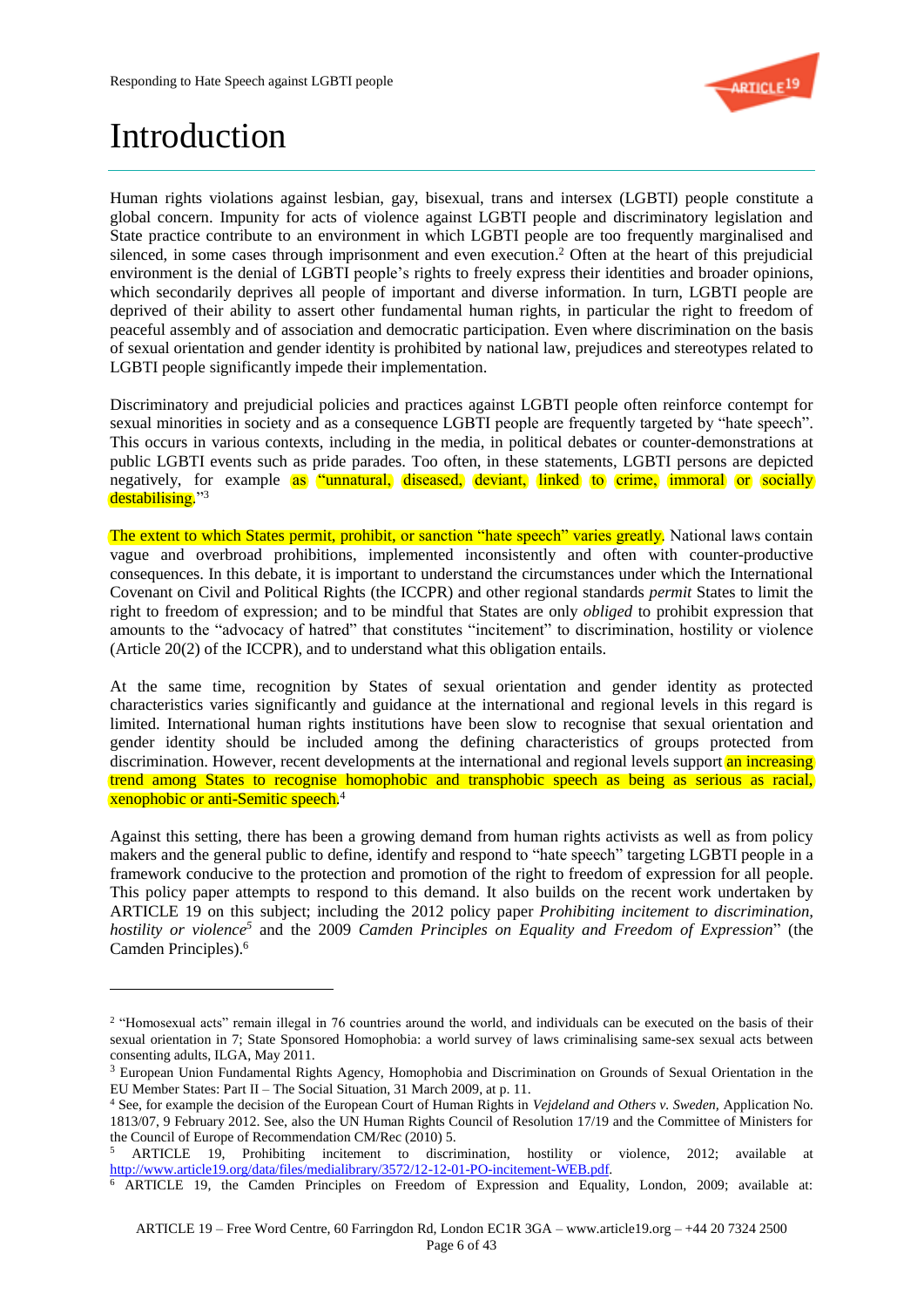# Introduction

Human rights violations against lesbian, gay, bisexual, trans and intersex (LGBTI) people constitute a global concern. Impunity for acts of violence against LGBTI people and discriminatory legislation and State practice contribute to an environment in which LGBTI people are too frequently marginalised and silenced, in some cases through imprisonment and even execution.[2] Often at the heart of this prejudicial environment is the denial of LGBTI people's rights to freely express their identities and broader opinions, which secondarily deprives all people of important and diverse information. In turn, LGBTI people are deprived of their ability to assert other fundamental human rights, in particular the right to freedom of peaceful assembly and of association and democratic participation. Even where discrimination on the basis of sexual orientation and gender identity is prohibited by national law, prejudices and stereotypes related to LGBTI people significantly impede their implementation.

Discriminatory and prejudicial policies and practices against LGBTI people often reinforce contempt for sexual minorities in society and as a consequence LGBTI people are frequently targeted by "hate speech". This occurs in various contexts, including in the media, in political debates or counter-demonstrations at public LGBTI events such as pride parades. Too often, in these statements, LGBTI persons are depicted negatively, for example as "unnatural, diseased, deviant, linked to crime, immoral or socially destabilising."[3]

The extent to which States permit, prohibit, or sanction "hate speech" varies greatly. National laws contain vague and overbroad prohibitions, implemented inconsistently and often with counter-productive consequences. In this debate, it is important to understand the circumstances under which the International Covenant on Civil and Political Rights (the ICCPR) and other regional standards *permit* States to limit the right to freedom of expression; and to be mindful that States are only *obliged* to prohibit expression that amounts to the "advocacy of hatred" that constitutes "incitement" to discrimination, hostility or violence (Article 20(2) of the ICCPR), and to understand what this obligation entails.

At the same time, recognition by States of sexual orientation and gender identity as protected characteristics varies significantly and guidance at the international and regional levels in this regard is limited. International human rights institutions have been slow to recognise that sexual orientation and gender identity should be included among the defining characteristics of groups protected from discrimination. However, recent developments at the international and regional levels support an increasing trend among States to recognise homophobic and transphobic speech as being as serious as racial, xenophobic or anti-Semitic speech.[4]

Against this setting, there has been a growing demand from human rights activists as well as from policy makers and the general public to define, identify and respond to "hate speech" targeting LGBTI people in a framework conducive to the protection and promotion of the right to freedom of expression for all people. This policy paper attempts to respond to this demand. It also builds on the recent work undertaken by ARTICLE 19 on this subject; including the 2012 policy paper *Prohibiting incitement to discrimination, hostility or violence*[5] and the 2009 *Camden Principles on Equality and Freedom of Expression*" (the Camden Principles).[6]

---

[2] "Homosexual acts" remain illegal in 76 countries around the world, and individuals can be executed on the basis of their sexual orientation in 7; State Sponsored Homophobia: a world survey of laws criminalising same-sex sexual acts between consenting adults, ILGA, May 2011.

[3] European Union Fundamental Rights Agency, Homophobia and Discrimination on Grounds of Sexual Orientation in the EU Member States: Part II – The Social Situation, 31 March 2009, at p. 11.

[4] See, for example the decision of the European Court of Human Rights in *Vejdeland and Others v. Sweden*, Application No. 1813/07, 9 February 2012. See, also the UN Human Rights Council of Resolution 17/19 and the Committee of Ministers for the Council of Europe of Recommendation CM/Rec (2010) 5.

[5] ARTICLE 19, Prohibiting incitement to discrimination, hostility or violence, 2012; available at http://www.article19.org/data/files/medialibrary/3572/12-12-01-PO-incitement-WEB.pdf.

[6] ARTICLE 19, the Camden Principles on Freedom of Expression and Equality, London, 2009; available at: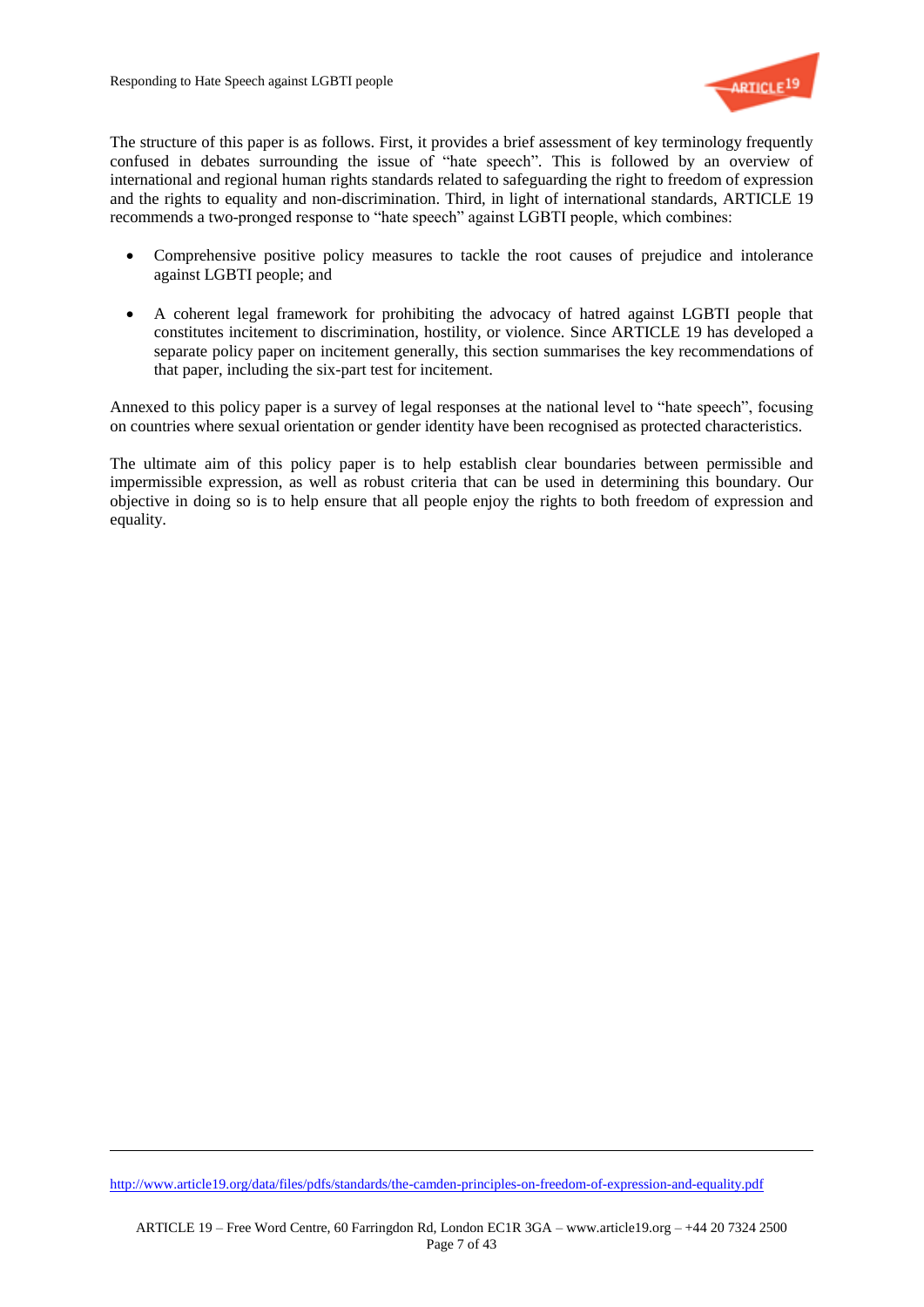The structure of this paper is as follows. First, it provides a brief assessment of key terminology frequently confused in debates surrounding the issue of "hate speech". This is followed by an overview of international and regional human rights standards related to safeguarding the right to freedom of expression and the rights to equality and non-discrimination. Third, in light of international standards, ARTICLE 19 recommends a two-pronged response to "hate speech" against LGBTI people, which combines:

- Comprehensive positive policy measures to tackle the root causes of prejudice and intolerance against LGBTI people; and
- A coherent legal framework for prohibiting the advocacy of hatred against LGBTI people that constitutes incitement to discrimination, hostility, or violence. Since ARTICLE 19 has developed a separate policy paper on incitement generally, this section summarises the key recommendations of that paper, including the six-part test for incitement.

Annexed to this policy paper is a survey of legal responses at the national level to "hate speech", focusing on countries where sexual orientation or gender identity have been recognised as protected characteristics.

The ultimate aim of this policy paper is to help establish clear boundaries between permissible and impermissible expression, as well as robust criteria that can be used in determining this boundary. Our objective in doing so is to help ensure that all people enjoy the rights to both freedom of expression and equality.

---

http://www.article19.org/data/files/pdfs/standards/the-camden-principles-on-freedom-of-expression-and-equality.pdf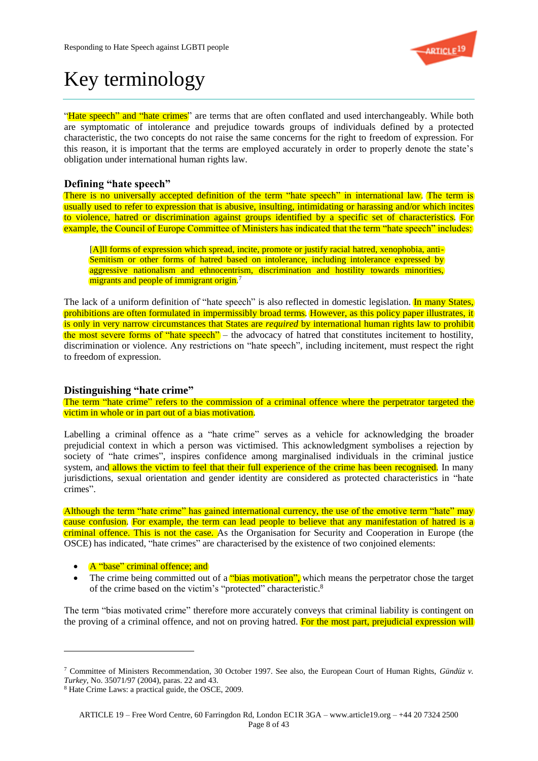# Key terminology

"Hate speech" and "hate crimes" are terms that are often conflated and used interchangeably. While both are symptomatic of intolerance and prejudice towards groups of individuals defined by a protected characteristic, the two concepts do not raise the same concerns for the right to freedom of expression. For this reason, it is important that the terms are employed accurately in order to properly denote the state's obligation under international human rights law.

### Defining "hate speech"

There is no universally accepted definition of the term "hate speech" in international law. The term is usually used to refer to expression that is abusive, insulting, intimidating or harassing and/or which incites to violence, hatred or discrimination against groups identified by a specific set of characteristics. For example, the Council of Europe Committee of Ministers has indicated that the term "hate speech" includes:

> [A]ll forms of expression which spread, incite, promote or justify racial hatred, xenophobia, anti-Semitism or other forms of hatred based on intolerance, including intolerance expressed by aggressive nationalism and ethnocentrism, discrimination and hostility towards minorities, migrants and people of immigrant origin.[7]

The lack of a uniform definition of "hate speech" is also reflected in domestic legislation. In many States, prohibitions are often formulated in impermissibly broad terms. However, as this policy paper illustrates, it is only in very narrow circumstances that States are *required* by international human rights law to prohibit the most severe forms of "hate speech" – the advocacy of hatred that constitutes incitement to hostility, discrimination or violence. Any restrictions on "hate speech", including incitement, must respect the right to freedom of expression.

### Distinguishing "hate crime"

The term "hate crime" refers to the commission of a criminal offence where the perpetrator targeted the victim in whole or in part out of a bias motivation.

Labelling a criminal offence as a "hate crime" serves as a vehicle for acknowledging the broader prejudicial context in which a person was victimised. This acknowledgment symbolises a rejection by society of "hate crimes", inspires confidence among marginalised individuals in the criminal justice system, and allows the victim to feel that their full experience of the crime has been recognised. In many jurisdictions, sexual orientation and gender identity are considered as protected characteristics in "hate crimes".

Although the term "hate crime" has gained international currency, the use of the emotive term "hate" may cause confusion. For example, the term can lead people to believe that any manifestation of hatred is a criminal offence. This is not the case. As the Organisation for Security and Cooperation in Europe (the OSCE) has indicated, "hate crimes" are characterised by the existence of two conjoined elements:

- A "base" criminal offence; and
- The crime being committed out of a "bias motivation", which means the perpetrator chose the target of the crime based on the victim's "protected" characteristic.[8]

The term "bias motivated crime" therefore more accurately conveys that criminal liability is contingent on the proving of a criminal offence, and not on proving hatred. For the most part, prejudicial expression will

---

[7] Committee of Ministers Recommendation, 30 October 1997. See also, the European Court of Human Rights, *Gündüz v. Turkey*, No. 35071/97 (2004), paras. 22 and 43.

[8] Hate Crime Laws: a practical guide, the OSCE, 2009.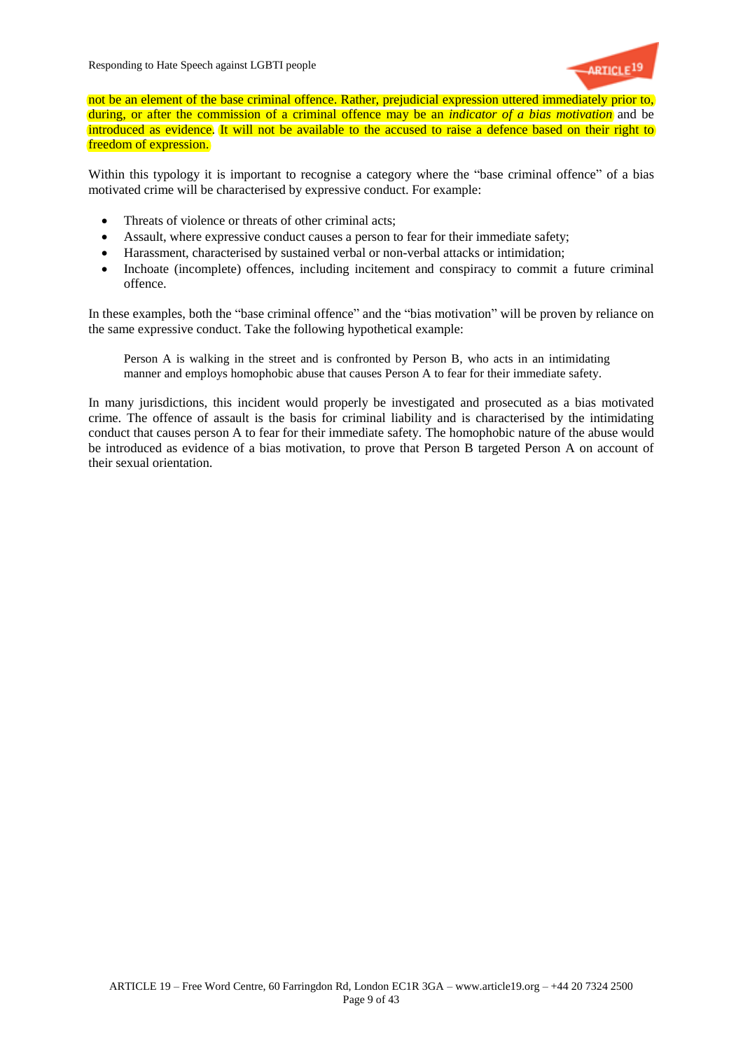not be an element of the base criminal offence. Rather, prejudicial expression uttered immediately prior to, during, or after the commission of a criminal offence may be an *indicator of a bias motivation* and be introduced as evidence. It will not be available to the accused to raise a defence based on their right to freedom of expression.

Within this typology it is important to recognise a category where the "base criminal offence" of a bias motivated crime will be characterised by expressive conduct. For example:

- Threats of violence or threats of other criminal acts;
- Assault, where expressive conduct causes a person to fear for their immediate safety;
- Harassment, characterised by sustained verbal or non-verbal attacks or intimidation;
- Inchoate (incomplete) offences, including incitement and conspiracy to commit a future criminal offence.

In these examples, both the "base criminal offence" and the "bias motivation" will be proven by reliance on the same expressive conduct. Take the following hypothetical example:

> Person A is walking in the street and is confronted by Person B, who acts in an intimidating manner and employs homophobic abuse that causes Person A to fear for their immediate safety.

In many jurisdictions, this incident would properly be investigated and prosecuted as a bias motivated crime. The offence of assault is the basis for criminal liability and is characterised by the intimidating conduct that causes person A to fear for their immediate safety. The homophobic nature of the abuse would be introduced as evidence of a bias motivation, to prove that Person B targeted Person A on account of their sexual orientation.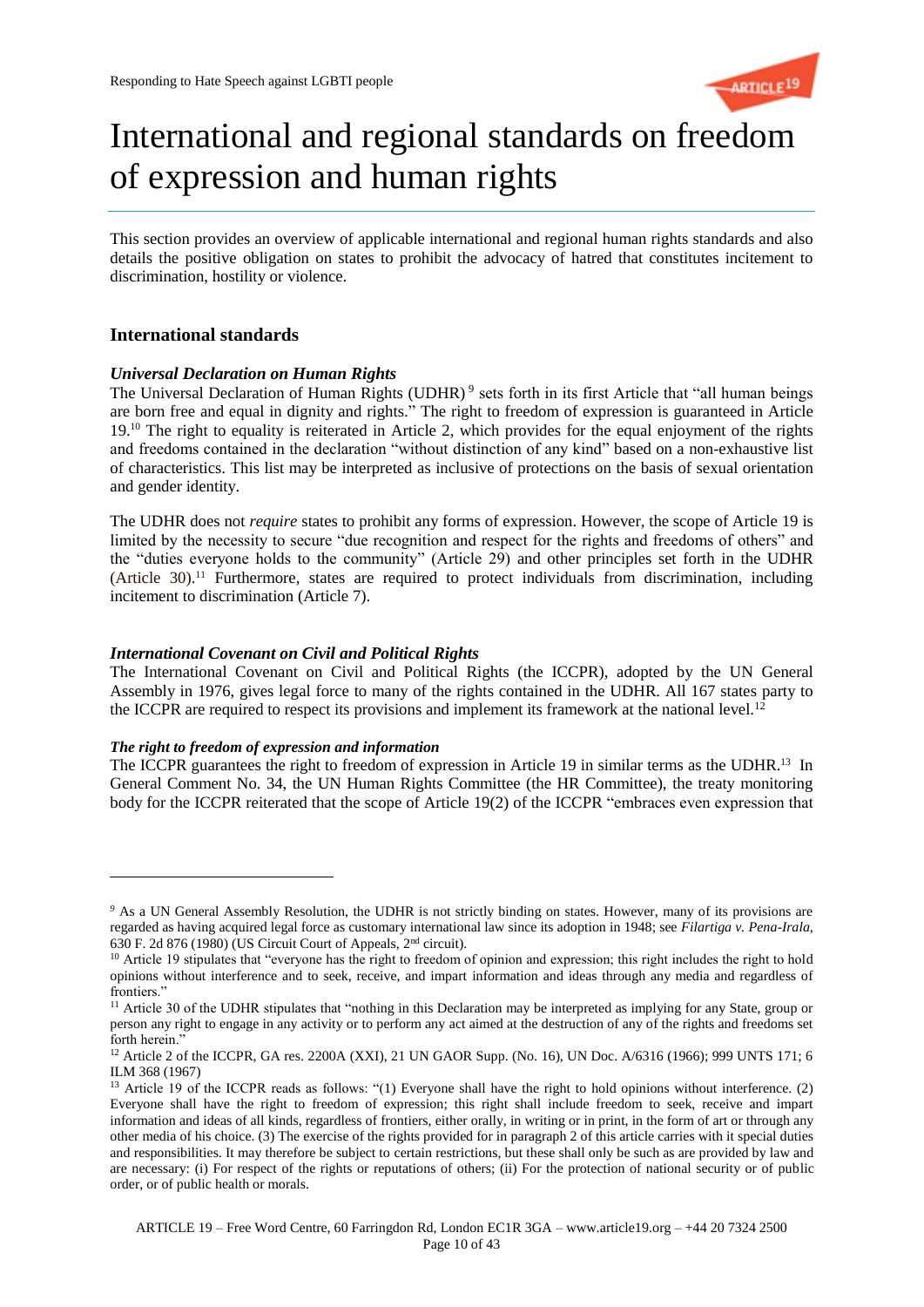# International and regional standards on freedom of expression and human rights

This section provides an overview of applicable international and regional human rights standards and also details the positive obligation on states to prohibit the advocacy of hatred that constitutes incitement to discrimination, hostility or violence.

## International standards

### *Universal Declaration on Human Rights*

The Universal Declaration of Human Rights (UDHR)[9] sets forth in its first Article that "all human beings are born free and equal in dignity and rights." The right to freedom of expression is guaranteed in Article 19.[10] The right to equality is reiterated in Article 2, which provides for the equal enjoyment of the rights and freedoms contained in the declaration "without distinction of any kind" based on a non-exhaustive list of characteristics. This list may be interpreted as inclusive of protections on the basis of sexual orientation and gender identity.

The UDHR does not *require* states to prohibit any forms of expression. However, the scope of Article 19 is limited by the necessity to secure "due recognition and respect for the rights and freedoms of others" and the "duties everyone holds to the community" (Article 29) and other principles set forth in the UDHR (Article 30).[11] Furthermore, states are required to protect individuals from discrimination, including incitement to discrimination (Article 7).

### *International Covenant on Civil and Political Rights*

The International Covenant on Civil and Political Rights (the ICCPR), adopted by the UN General Assembly in 1976, gives legal force to many of the rights contained in the UDHR. All 167 states party to the ICCPR are required to respect its provisions and implement its framework at the national level.[12]

#### *The right to freedom of expression and information*

The ICCPR guarantees the right to freedom of expression in Article 19 in similar terms as the UDHR.[13] In General Comment No. 34, the UN Human Rights Committee (the HR Committee), the treaty monitoring body for the ICCPR reiterated that the scope of Article 19(2) of the ICCPR "embraces even expression that

---

[9] As a UN General Assembly Resolution, the UDHR is not strictly binding on states. However, many of its provisions are regarded as having acquired legal force as customary international law since its adoption in 1948; see *Filartiga v. Pena-Irala*, 630 F. 2d 876 (1980) (US Circuit Court of Appeals, 2nd circuit).

[10] Article 19 stipulates that "everyone has the right to freedom of opinion and expression; this right includes the right to hold opinions without interference and to seek, receive, and impart information and ideas through any media and regardless of frontiers."

[11] Article 30 of the UDHR stipulates that "nothing in this Declaration may be interpreted as implying for any State, group or person any right to engage in any activity or to perform any act aimed at the destruction of any of the rights and freedoms set forth herein."

[12] Article 2 of the ICCPR, GA res. 2200A (XXI), 21 UN GAOR Supp. (No. 16), UN Doc. A/6316 (1966); 999 UNTS 171; 6 ILM 368 (1967)

[13] Article 19 of the ICCPR reads as follows: "(1) Everyone shall have the right to hold opinions without interference. (2) Everyone shall have the right to freedom of expression; this right shall include freedom to seek, receive and impart information and ideas of all kinds, regardless of frontiers, either orally, in writing or in print, in the form of art or through any other media of his choice. (3) The exercise of the rights provided for in paragraph 2 of this article carries with it special duties and responsibilities. It may therefore be subject to certain restrictions, but these shall only be such as are provided by law and are necessary: (i) For respect of the rights or reputations of others; (ii) For the protection of national security or of public order, or of public health or morals.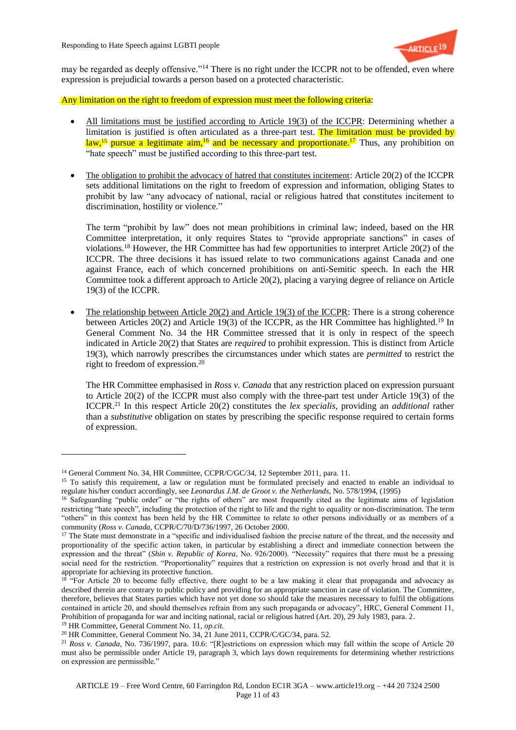may be regarded as deeply offensive."[14] There is no right under the ICCPR not to be offended, even where expression is prejudicial towards a person based on a protected characteristic.

Any limitation on the right to freedom of expression must meet the following criteria:

- All limitations must be justified according to Article 19(3) of the ICCPR: Determining whether a limitation is justified is often articulated as a three-part test. The limitation must be provided by law,[15] pursue a legitimate aim,[16] and be necessary and proportionate.[17] Thus, any prohibition on "hate speech" must be justified according to this three-part test.

- The obligation to prohibit the advocacy of hatred that constitutes incitement: Article 20(2) of the ICCPR sets additional limitations on the right to freedom of expression and information, obliging States to prohibit by law "any advocacy of national, racial or religious hatred that constitutes incitement to discrimination, hostility or violence."

  The term "prohibit by law" does not mean prohibitions in criminal law; indeed, based on the HR Committee interpretation, it only requires States to "provide appropriate sanctions" in cases of violations.[18] However, the HR Committee has had few opportunities to interpret Article 20(2) of the ICCPR. The three decisions it has issued relate to two communications against Canada and one against France, each of which concerned prohibitions on anti-Semitic speech. In each the HR Committee took a different approach to Article 20(2), placing a varying degree of reliance on Article 19(3) of the ICCPR.

- The relationship between Article 20(2) and Article 19(3) of the ICCPR: There is a strong coherence between Articles 20(2) and Article 19(3) of the ICCPR, as the HR Committee has highlighted.[19] In General Comment No. 34 the HR Committee stressed that it is only in respect of the speech indicated in Article 20(2) that States are *required* to prohibit expression. This is distinct from Article 19(3), which narrowly prescribes the circumstances under which states are *permitted* to restrict the right to freedom of expression.[20]

  The HR Committee emphasised in *Ross v. Canada* that any restriction placed on expression pursuant to Article 20(2) of the ICCPR must also comply with the three-part test under Article 19(3) of the ICCPR.[21] In this respect Article 20(2) constitutes the *lex specialis*, providing an *additional* rather than a *substitutive* obligation on states by prescribing the specific response required to certain forms of expression.

---

[14] General Comment No. 34, HR Committee, CCPR/C/GC/34, 12 September 2011, para. 11.

[15] To satisfy this requirement, a law or regulation must be formulated precisely and enacted to enable an individual to regulate his/her conduct accordingly, see *Leonardus J.M. de Groot v. the Netherlands*, No. 578/1994, (1995)

[16] Safeguarding "public order" or "the rights of others" are most frequently cited as the legitimate aims of legislation restricting "hate speech", including the protection of the right to life and the right to equality or non-discrimination. The term "others" in this context has been held by the HR Committee to relate to other persons individually or as members of a community (*Ross v. Canada*, CCPR/C/70/D/736/1997, 26 October 2000.

[17] The State must demonstrate in a "specific and individualised fashion the precise nature of the threat, and the necessity and proportionality of the specific action taken, in particular by establishing a direct and immediate connection between the expression and the threat" (*Shin v. Republic of Korea*, No. 926/2000). "Necessity" requires that there must be a pressing social need for the restriction. "Proportionality" requires that a restriction on expression is not overly broad and that it is appropriate for achieving its protective function.

[18] "For Article 20 to become fully effective, there ought to be a law making it clear that propaganda and advocacy as described therein are contrary to public policy and providing for an appropriate sanction in case of violation. The Committee, therefore, believes that States parties which have not yet done so should take the measures necessary to fulfil the obligations contained in article 20, and should themselves refrain from any such propaganda or advocacy", HRC, General Comment 11, Prohibition of propaganda for war and inciting national, racial or religious hatred (Art. 20), 29 July 1983, para. 2.

[19] HR Committee, General Comment No. 11, *op.cit.*

[20] HR Committee, General Comment No. 34, 21 June 2011, CCPR/C/GC/34, para. 52.

[21] *Ross v. Canada*, No. 736/1997, para. 10.6: "[R]estrictions on expression which may fall within the scope of Article 20 must also be permissible under Article 19, paragraph 3, which lays down requirements for determining whether restrictions on expression are permissible."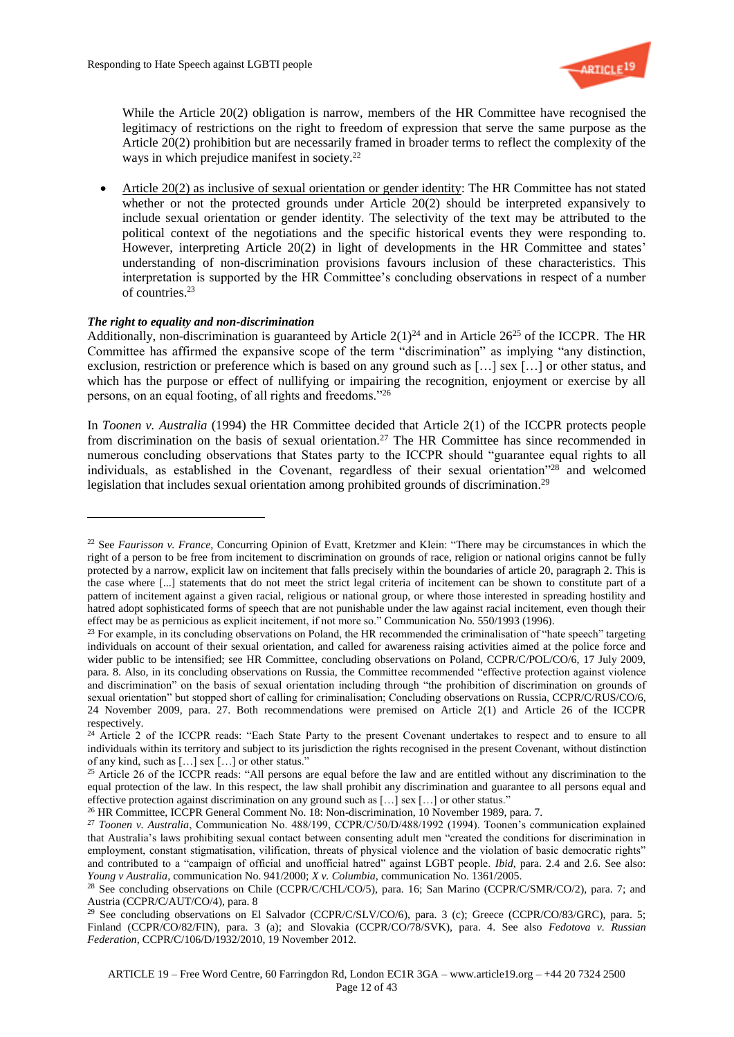While the Article 20(2) obligation is narrow, members of the HR Committee have recognised the legitimacy of restrictions on the right to freedom of expression that serve the same purpose as the Article 20(2) prohibition but are necessarily framed in broader terms to reflect the complexity of the ways in which prejudice manifest in society.[22]

- Article 20(2) as inclusive of sexual orientation or gender identity: The HR Committee has not stated whether or not the protected grounds under Article 20(2) should be interpreted expansively to include sexual orientation or gender identity. The selectivity of the text may be attributed to the political context of the negotiations and the specific historical events they were responding to. However, interpreting Article 20(2) in light of developments in the HR Committee and states' understanding of non-discrimination provisions favours inclusion of these characteristics. This interpretation is supported by the HR Committee's concluding observations in respect of a number of countries.[23]

***The right to equality and non-discrimination***

Additionally, non-discrimination is guaranteed by Article 2(1)[24] and in Article 26[25] of the ICCPR. The HR Committee has affirmed the expansive scope of the term "discrimination" as implying "any distinction, exclusion, restriction or preference which is based on any ground such as […] sex […] or other status, and which has the purpose or effect of nullifying or impairing the recognition, enjoyment or exercise by all persons, on an equal footing, of all rights and freedoms."[26]

In *Toonen v. Australia* (1994) the HR Committee decided that Article 2(1) of the ICCPR protects people from discrimination on the basis of sexual orientation.[27] The HR Committee has since recommended in numerous concluding observations that States party to the ICCPR should "guarantee equal rights to all individuals, as established in the Covenant, regardless of their sexual orientation"[28] and welcomed legislation that includes sexual orientation among prohibited grounds of discrimination.[29]

---

[22] See *Faurisson v. France*, Concurring Opinion of Evatt, Kretzmer and Klein: "There may be circumstances in which the right of a person to be free from incitement to discrimination on grounds of race, religion or national origins cannot be fully protected by a narrow, explicit law on incitement that falls precisely within the boundaries of article 20, paragraph 2. This is the case where [...] statements that do not meet the strict legal criteria of incitement can be shown to constitute part of a pattern of incitement against a given racial, religious or national group, or where those interested in spreading hostility and hatred adopt sophisticated forms of speech that are not punishable under the law against racial incitement, even though their effect may be as pernicious as explicit incitement, if not more so." Communication No. 550/1993 (1996).

[23] For example, in its concluding observations on Poland, the HR recommended the criminalisation of "hate speech" targeting individuals on account of their sexual orientation, and called for awareness raising activities aimed at the police force and wider public to be intensified; see HR Committee, concluding observations on Poland, CCPR/C/POL/CO/6, 17 July 2009, para. 8. Also, in its concluding observations on Russia, the Committee recommended "effective protection against violence and discrimination" on the basis of sexual orientation including through "the prohibition of discrimination on grounds of sexual orientation" but stopped short of calling for criminalisation; Concluding observations on Russia, CCPR/C/RUS/CO/6, 24 November 2009, para. 27. Both recommendations were premised on Article 2(1) and Article 26 of the ICCPR respectively.

[24] Article 2 of the ICCPR reads: "Each State Party to the present Covenant undertakes to respect and to ensure to all individuals within its territory and subject to its jurisdiction the rights recognised in the present Covenant, without distinction of any kind, such as […] sex […] or other status."

[25] Article 26 of the ICCPR reads: "All persons are equal before the law and are entitled without any discrimination to the equal protection of the law. In this respect, the law shall prohibit any discrimination and guarantee to all persons equal and effective protection against discrimination on any ground such as […] sex […] or other status."

[26] HR Committee, ICCPR General Comment No. 18: Non-discrimination, 10 November 1989, para. 7.

[27] *Toonen v. Australia*, Communication No. 488/199, CCPR/C/50/D/488/1992 (1994). Toonen's communication explained that Australia's laws prohibiting sexual contact between consenting adult men "created the conditions for discrimination in employment, constant stigmatisation, vilification, threats of physical violence and the violation of basic democratic rights" and contributed to a "campaign of official and unofficial hatred" against LGBT people. *Ibid*, para. 2.4 and 2.6. See also: *Young v Australia*, communication No. 941/2000; *X v. Columbia*, communication No. 1361/2005.

[28] See concluding observations on Chile (CCPR/C/CHL/CO/5), para. 16; San Marino (CCPR/C/SMR/CO/2), para. 7; and Austria (CCPR/C/AUT/CO/4), para. 8

[29] See concluding observations on El Salvador (CCPR/C/SLV/CO/6), para. 3 (c); Greece (CCPR/CO/83/GRC), para. 5; Finland (CCPR/CO/82/FIN), para. 3 (a); and Slovakia (CCPR/CO/78/SVK), para. 4. See also *Fedotova v. Russian Federation*, CCPR/C/106/D/1932/2010, 19 November 2012.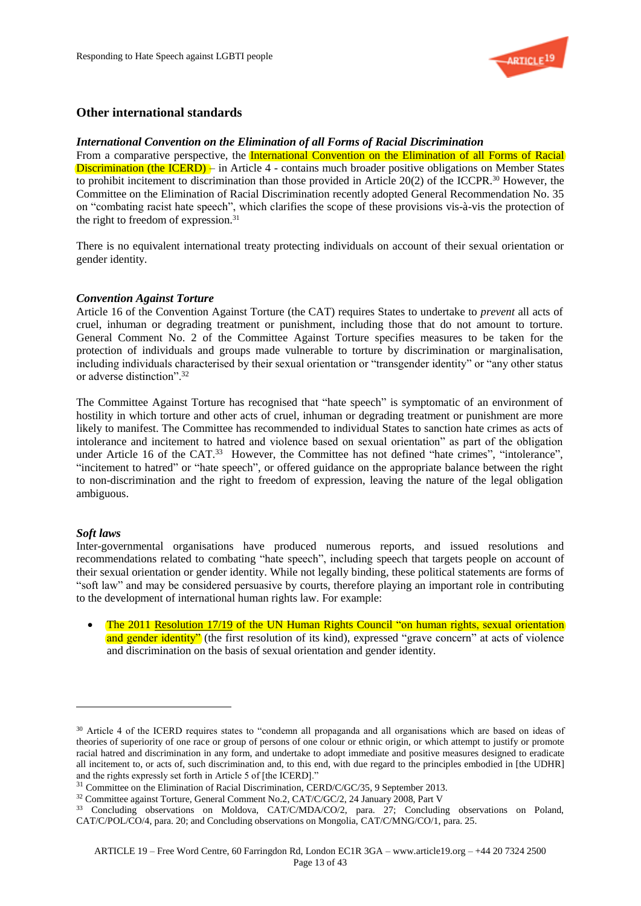## Other international standards

### *International Convention on the Elimination of all Forms of Racial Discrimination*

From a comparative perspective, the International Convention on the Elimination of all Forms of Racial Discrimination (the ICERD) – in Article 4 - contains much broader positive obligations on Member States to prohibit incitement to discrimination than those provided in Article 20(2) of the ICCPR.[30] However, the Committee on the Elimination of Racial Discrimination recently adopted General Recommendation No. 35 on "combating racist hate speech", which clarifies the scope of these provisions vis-à-vis the protection of the right to freedom of expression.[31]

There is no equivalent international treaty protecting individuals on account of their sexual orientation or gender identity.

### *Convention Against Torture*

Article 16 of the Convention Against Torture (the CAT) requires States to undertake to *prevent* all acts of cruel, inhuman or degrading treatment or punishment, including those that do not amount to torture. General Comment No. 2 of the Committee Against Torture specifies measures to be taken for the protection of individuals and groups made vulnerable to torture by discrimination or marginalisation, including individuals characterised by their sexual orientation or "transgender identity" or "any other status or adverse distinction".[32]

The Committee Against Torture has recognised that "hate speech" is symptomatic of an environment of hostility in which torture and other acts of cruel, inhuman or degrading treatment or punishment are more likely to manifest. The Committee has recommended to individual States to sanction hate crimes as acts of intolerance and incitement to hatred and violence based on sexual orientation" as part of the obligation under Article 16 of the CAT.[33] However, the Committee has not defined "hate crimes", "intolerance", "incitement to hatred" or "hate speech", or offered guidance on the appropriate balance between the right to non-discrimination and the right to freedom of expression, leaving the nature of the legal obligation ambiguous.

### *Soft laws*

Inter-governmental organisations have produced numerous reports, and issued resolutions and recommendations related to combating "hate speech", including speech that targets people on account of their sexual orientation or gender identity. While not legally binding, these political statements are forms of "soft law" and may be considered persuasive by courts, therefore playing an important role in contributing to the development of international human rights law. For example:

- The 2011 Resolution 17/19 of the UN Human Rights Council "on human rights, sexual orientation and gender identity" (the first resolution of its kind), expressed "grave concern" at acts of violence and discrimination on the basis of sexual orientation and gender identity.

---

[30] Article 4 of the ICERD requires states to "condemn all propaganda and all organisations which are based on ideas of theories of superiority of one race or group of persons of one colour or ethnic origin, or which attempt to justify or promote racial hatred and discrimination in any form, and undertake to adopt immediate and positive measures designed to eradicate all incitement to, or acts of, such discrimination and, to this end, with due regard to the principles embodied in [the UDHR] and the rights expressly set forth in Article 5 of [the ICERD]."

[31] Committee on the Elimination of Racial Discrimination, CERD/C/GC/35, 9 September 2013.

[32] Committee against Torture, General Comment No.2, CAT/C/GC/2, 24 January 2008, Part V

[33] Concluding observations on Moldova, CAT/C/MDA/CO/2, para. 27; Concluding observations on Poland, CAT/C/POL/CO/4, para. 20; and Concluding observations on Mongolia, CAT/C/MNG/CO/1, para. 25.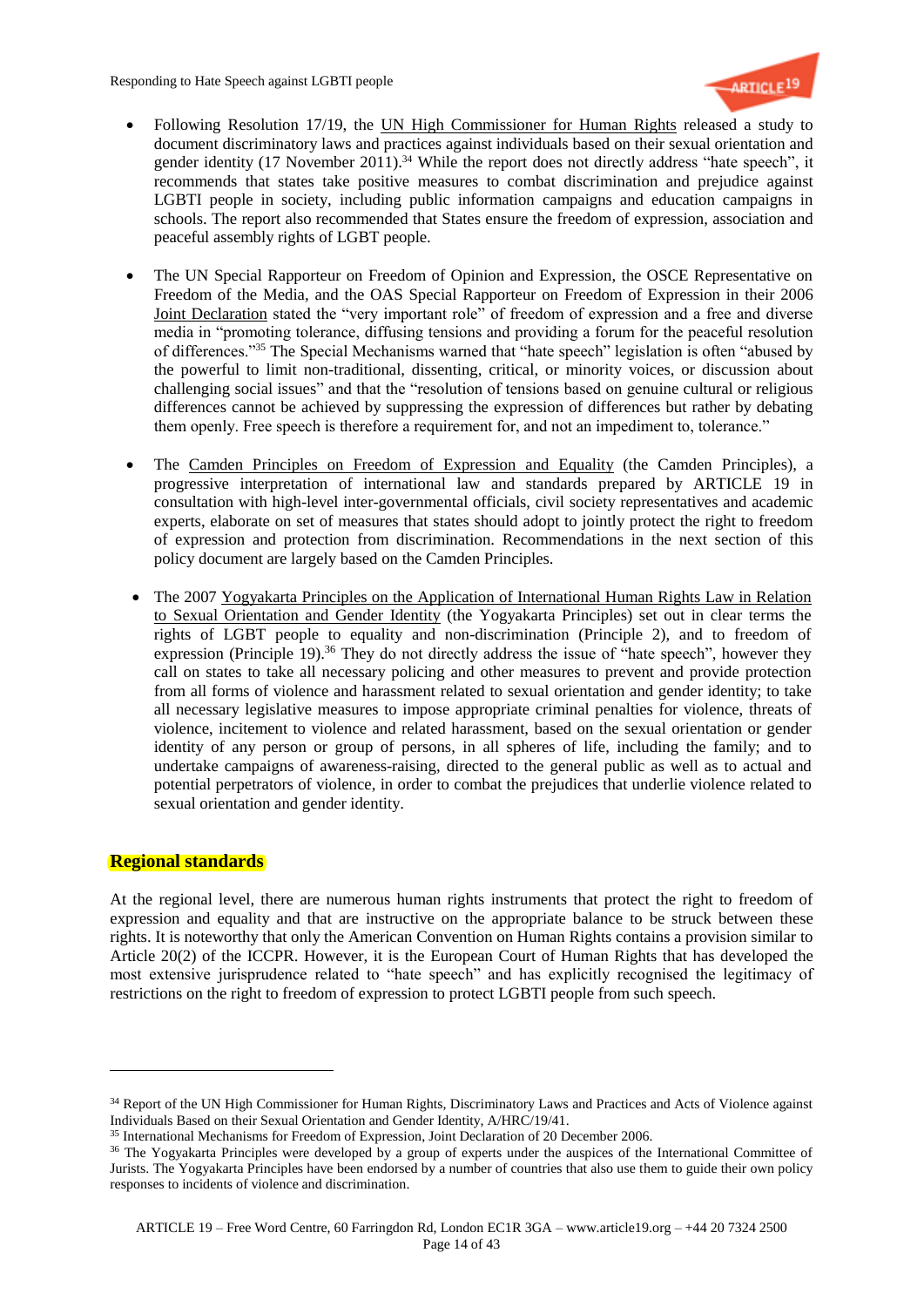- Following Resolution 17/19, the UN High Commissioner for Human Rights released a study to document discriminatory laws and practices against individuals based on their sexual orientation and gender identity (17 November 2011).[34] While the report does not directly address "hate speech", it recommends that states take positive measures to combat discrimination and prejudice against LGBTI people in society, including public information campaigns and education campaigns in schools. The report also recommended that States ensure the freedom of expression, association and peaceful assembly rights of LGBT people.

- The UN Special Rapporteur on Freedom of Opinion and Expression, the OSCE Representative on Freedom of the Media, and the OAS Special Rapporteur on Freedom of Expression in their 2006 Joint Declaration stated the "very important role" of freedom of expression and a free and diverse media in "promoting tolerance, diffusing tensions and providing a forum for the peaceful resolution of differences."[35] The Special Mechanisms warned that "hate speech" legislation is often "abused by the powerful to limit non-traditional, dissenting, critical, or minority voices, or discussion about challenging social issues" and that the "resolution of tensions based on genuine cultural or religious differences cannot be achieved by suppressing the expression of differences but rather by debating them openly. Free speech is therefore a requirement for, and not an impediment to, tolerance."

- The Camden Principles on Freedom of Expression and Equality (the Camden Principles), a progressive interpretation of international law and standards prepared by ARTICLE 19 in consultation with high-level inter-governmental officials, civil society representatives and academic experts, elaborate on set of measures that states should adopt to jointly protect the right to freedom of expression and protection from discrimination. Recommendations in the next section of this policy document are largely based on the Camden Principles.

- The 2007 Yogyakarta Principles on the Application of International Human Rights Law in Relation to Sexual Orientation and Gender Identity (the Yogyakarta Principles) set out in clear terms the rights of LGBT people to equality and non-discrimination (Principle 2), and to freedom of expression (Principle 19).[36] They do not directly address the issue of "hate speech", however they call on states to take all necessary policing and other measures to prevent and provide protection from all forms of violence and harassment related to sexual orientation and gender identity; to take all necessary legislative measures to impose appropriate criminal penalties for violence, threats of violence, incitement to violence and related harassment, based on the sexual orientation or gender identity of any person or group of persons, in all spheres of life, including the family; and to undertake campaigns of awareness-raising, directed to the general public as well as to actual and potential perpetrators of violence, in order to combat the prejudices that underlie violence related to sexual orientation and gender identity.

## Regional standards

At the regional level, there are numerous human rights instruments that protect the right to freedom of expression and equality and that are instructive on the appropriate balance to be struck between these rights. It is noteworthy that only the American Convention on Human Rights contains a provision similar to Article 20(2) of the ICCPR. However, it is the European Court of Human Rights that has developed the most extensive jurisprudence related to "hate speech" and has explicitly recognised the legitimacy of restrictions on the right to freedom of expression to protect LGBTI people from such speech.

---

[34] Report of the UN High Commissioner for Human Rights, Discriminatory Laws and Practices and Acts of Violence against Individuals Based on their Sexual Orientation and Gender Identity, A/HRC/19/41.

[35] International Mechanisms for Freedom of Expression, Joint Declaration of 20 December 2006.

[36] The Yogyakarta Principles were developed by a group of experts under the auspices of the International Committee of Jurists. The Yogyakarta Principles have been endorsed by a number of countries that also use them to guide their own policy responses to incidents of violence and discrimination.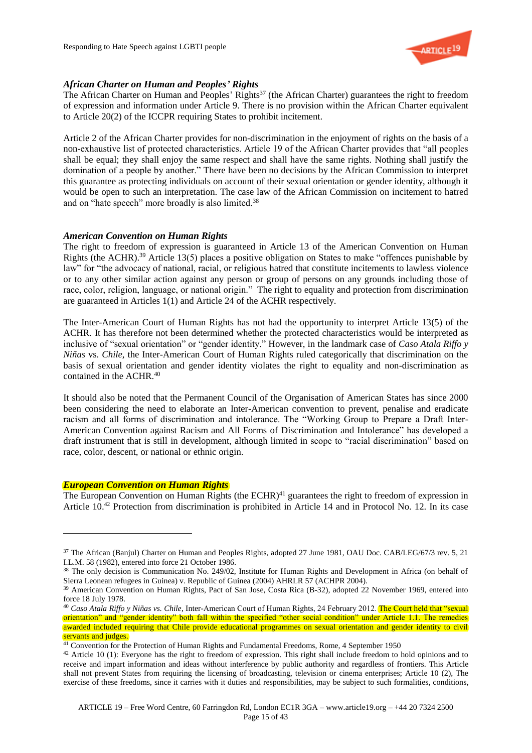### *African Charter on Human and Peoples' Rights*

The African Charter on Human and Peoples' Rights[37] (the African Charter) guarantees the right to freedom of expression and information under Article 9. There is no provision within the African Charter equivalent to Article 20(2) of the ICCPR requiring States to prohibit incitement.

Article 2 of the African Charter provides for non-discrimination in the enjoyment of rights on the basis of a non-exhaustive list of protected characteristics. Article 19 of the African Charter provides that "all peoples shall be equal; they shall enjoy the same respect and shall have the same rights. Nothing shall justify the domination of a people by another." There have been no decisions by the African Commission to interpret this guarantee as protecting individuals on account of their sexual orientation or gender identity, although it would be open to such an interpretation. The case law of the African Commission on incitement to hatred and on "hate speech" more broadly is also limited.[38]

### *American Convention on Human Rights*

The right to freedom of expression is guaranteed in Article 13 of the American Convention on Human Rights (the ACHR).[39] Article 13(5) places a positive obligation on States to make "offences punishable by law" for "the advocacy of national, racial, or religious hatred that constitute incitements to lawless violence or to any other similar action against any person or group of persons on any grounds including those of race, color, religion, language, or national origin." The right to equality and protection from discrimination are guaranteed in Articles 1(1) and Article 24 of the ACHR respectively.

The Inter-American Court of Human Rights has not had the opportunity to interpret Article 13(5) of the ACHR. It has therefore not been determined whether the protected characteristics would be interpreted as inclusive of "sexual orientation" or "gender identity." However, in the landmark case of *Caso Atala Riffo y Niñas* vs. *Chile*, the Inter-American Court of Human Rights ruled categorically that discrimination on the basis of sexual orientation and gender identity violates the right to equality and non-discrimination as contained in the ACHR.[40]

It should also be noted that the Permanent Council of the Organisation of American States has since 2000 been considering the need to elaborate an Inter-American convention to prevent, penalise and eradicate racism and all forms of discrimination and intolerance. The "Working Group to Prepare a Draft Inter-American Convention against Racism and All Forms of Discrimination and Intolerance" has developed a draft instrument that is still in development, although limited in scope to "racial discrimination" based on race, color, descent, or national or ethnic origin.

### *European Convention on Human Rights*

The European Convention on Human Rights (the ECHR)[41] guarantees the right to freedom of expression in Article 10.[42] Protection from discrimination is prohibited in Article 14 and in Protocol No. 12. In its case

---

[37] The African (Banjul) Charter on Human and Peoples Rights, adopted 27 June 1981, OAU Doc. CAB/LEG/67/3 rev. 5, 21 I.L.M. 58 (1982), entered into force 21 October 1986.

[38] The only decision is Communication No. 249/02, Institute for Human Rights and Development in Africa (on behalf of Sierra Leonean refugees in Guinea) v. Republic of Guinea (2004) AHRLR 57 (ACHPR 2004).

[39] American Convention on Human Rights, Pact of San Jose, Costa Rica (B-32), adopted 22 November 1969, entered into force 18 July 1978.

[40] *Caso Atala Riffo y Niñas vs. Chile*, Inter-American Court of Human Rights, 24 February 2012. The Court held that "sexual orientation" and "gender identity" both fall within the specified "other social condition" under Article 1.1. The remedies awarded included requiring that Chile provide educational programmes on sexual orientation and gender identity to civil servants and judges.

[41] Convention for the Protection of Human Rights and Fundamental Freedoms, Rome, 4 September 1950

[42] Article 10 (1): Everyone has the right to freedom of expression. This right shall include freedom to hold opinions and to receive and impart information and ideas without interference by public authority and regardless of frontiers. This Article shall not prevent States from requiring the licensing of broadcasting, television or cinema enterprises; Article 10 (2), The exercise of these freedoms, since it carries with it duties and responsibilities, may be subject to such formalities, conditions,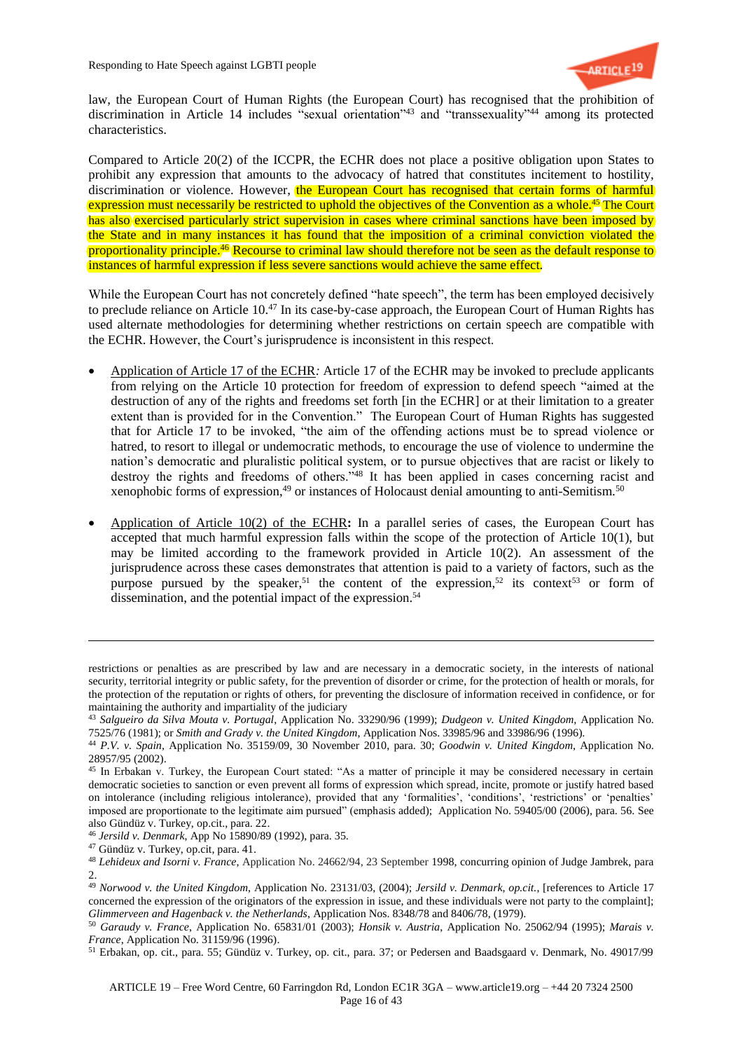law, the European Court of Human Rights (the European Court) has recognised that the prohibition of discrimination in Article 14 includes "sexual orientation"[43] and "transsexuality"[44] among its protected characteristics.

Compared to Article 20(2) of the ICCPR, the ECHR does not place a positive obligation upon States to prohibit any expression that amounts to the advocacy of hatred that constitutes incitement to hostility, discrimination or violence. However, the European Court has recognised that certain forms of harmful expression must necessarily be restricted to uphold the objectives of the Convention as a whole.[45] The Court has also exercised particularly strict supervision in cases where criminal sanctions have been imposed by the State and in many instances it has found that the imposition of a criminal conviction violated the proportionality principle.[46] Recourse to criminal law should therefore not be seen as the default response to instances of harmful expression if less severe sanctions would achieve the same effect.

While the European Court has not concretely defined "hate speech", the term has been employed decisively to preclude reliance on Article 10.[47] In its case-by-case approach, the European Court of Human Rights has used alternate methodologies for determining whether restrictions on certain speech are compatible with the ECHR. However, the Court's jurisprudence is inconsistent in this respect.

- Application of Article 17 of the ECHR*:* Article 17 of the ECHR may be invoked to preclude applicants from relying on the Article 10 protection for freedom of expression to defend speech "aimed at the destruction of any of the rights and freedoms set forth [in the ECHR] or at their limitation to a greater extent than is provided for in the Convention." The European Court of Human Rights has suggested that for Article 17 to be invoked, "the aim of the offending actions must be to spread violence or hatred, to resort to illegal or undemocratic methods, to encourage the use of violence to undermine the nation's democratic and pluralistic political system, or to pursue objectives that are racist or likely to destroy the rights and freedoms of others."[48] It has been applied in cases concerning racist and xenophobic forms of expression,[49] or instances of Holocaust denial amounting to anti-Semitism.[50]

- Application of Article 10(2) of the ECHR**:** In a parallel series of cases, the European Court has accepted that much harmful expression falls within the scope of the protection of Article 10(1), but may be limited according to the framework provided in Article 10(2). An assessment of the jurisprudence across these cases demonstrates that attention is paid to a variety of factors, such as the purpose pursued by the speaker,[51] the content of the expression,[52] its context[53] or form of dissemination, and the potential impact of the expression.[54]

---

restrictions or penalties as are prescribed by law and are necessary in a democratic society, in the interests of national security, territorial integrity or public safety, for the prevention of disorder or crime, for the protection of health or morals, for the protection of the reputation or rights of others, for preventing the disclosure of information received in confidence, or for maintaining the authority and impartiality of the judiciary

[43] *Salgueiro da Silva Mouta v. Portugal*, Application No. 33290/96 (1999); *Dudgeon v. United Kingdom*, Application No. 7525/76 (1981); or *Smith and Grady v. the United Kingdom*, Application Nos. 33985/96 and 33986/96 (1996).

[44] *P.V. v. Spain*, Application No. 35159/09, 30 November 2010, para. 30; *Goodwin v. United Kingdom*, Application No. 28957/95 (2002).

[45] In Erbakan v. Turkey, the European Court stated: "As a matter of principle it may be considered necessary in certain democratic societies to sanction or even prevent all forms of expression which spread, incite, promote or justify hatred based on intolerance (including religious intolerance), provided that any 'formalities', 'conditions', 'restrictions' or 'penalties' imposed are proportionate to the legitimate aim pursued" (emphasis added); Application No. 59405/00 (2006), para. 56. See also Gündüz v. Turkey, op.cit., para. 22.

[46] *Jersild v. Denmark*, App No 15890/89 (1992), para. 35.

[47] Gündüz v. Turkey, op.cit, para. 41.

[48] *Lehideux and Isorni v. France*, Application No. 24662/94, 23 September 1998, concurring opinion of Judge Jambrek, para 2.

[49] *Norwood v. the United Kingdom*, Application No. 23131/03, (2004); *Jersild v. Denmark, op.cit.*, [references to Article 17 concerned the expression of the originators of the expression in issue, and these individuals were not party to the complaint]; *Glimmerveen and Hagenback v. the Netherlands*, Application Nos. 8348/78 and 8406/78, (1979).

[50] *Garaudy v. France*, Application No. 65831/01 (2003); *Honsik v. Austria*, Application No. 25062/94 (1995); *Marais v. France*, Application No. 31159/96 (1996).

[51] Erbakan, op. cit., para. 55; Gündüz v. Turkey, op. cit., para. 37; or Pedersen and Baadsgaard v. Denmark, No. 49017/99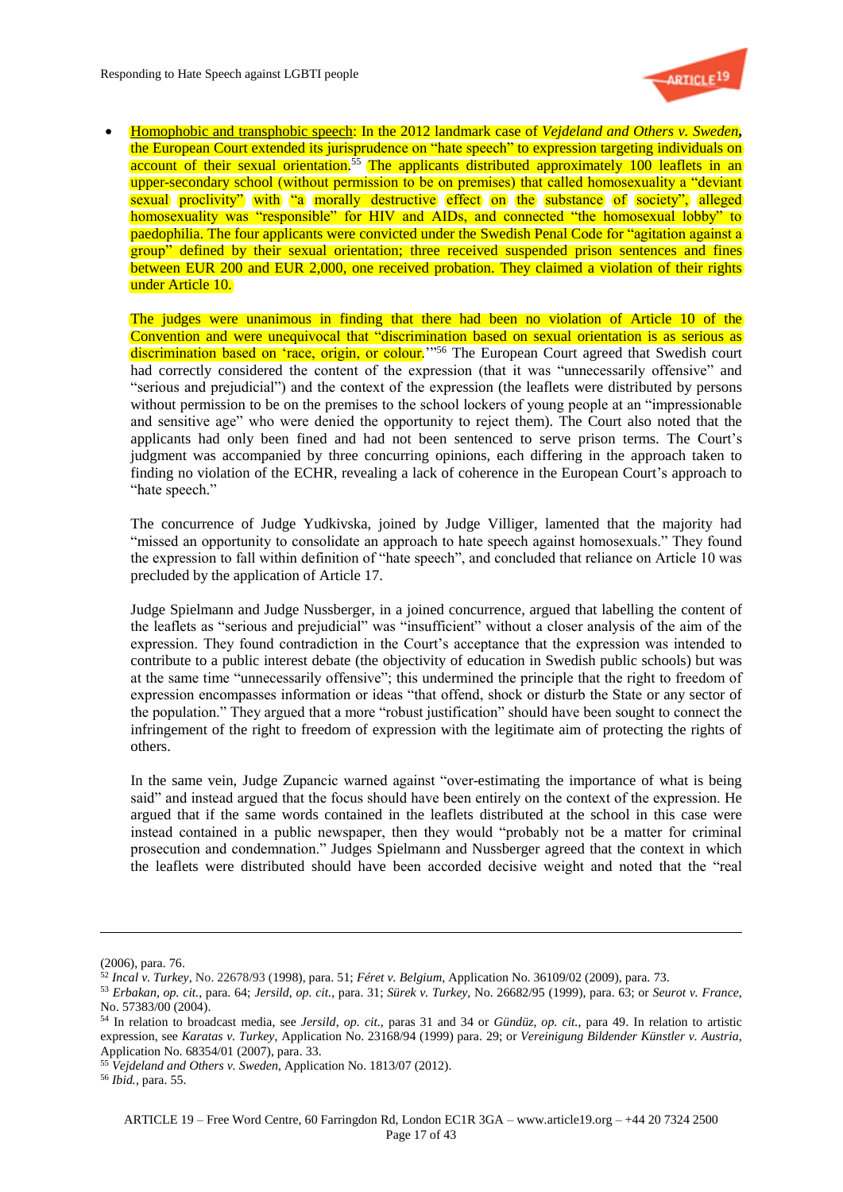- Homophobic and transphobic speech: In the 2012 landmark case of *Vejdeland and Others v. Sweden*, the European Court extended its jurisprudence on "hate speech" to expression targeting individuals on account of their sexual orientation.[55] The applicants distributed approximately 100 leaflets in an upper-secondary school (without permission to be on premises) that called homosexuality a "deviant sexual proclivity" with "a morally destructive effect on the substance of society", alleged homosexuality was "responsible" for HIV and AIDs, and connected "the homosexual lobby" to paedophilia. The four applicants were convicted under the Swedish Penal Code for "agitation against a group" defined by their sexual orientation; three received suspended prison sentences and fines between EUR 200 and EUR 2,000, one received probation. They claimed a violation of their rights under Article 10.

  The judges were unanimous in finding that there had been no violation of Article 10 of the Convention and were unequivocal that "discrimination based on sexual orientation is as serious as discrimination based on 'race, origin, or colour.'"[56] The European Court agreed that Swedish court had correctly considered the content of the expression (that it was "unnecessarily offensive" and "serious and prejudicial") and the context of the expression (the leaflets were distributed by persons without permission to be on the premises to the school lockers of young people at an "impressionable and sensitive age" who were denied the opportunity to reject them). The Court also noted that the applicants had only been fined and had not been sentenced to serve prison terms. The Court's judgment was accompanied by three concurring opinions, each differing in the approach taken to finding no violation of the ECHR, revealing a lack of coherence in the European Court's approach to "hate speech."

  The concurrence of Judge Yudkivska, joined by Judge Villiger, lamented that the majority had "missed an opportunity to consolidate an approach to hate speech against homosexuals." They found the expression to fall within definition of "hate speech", and concluded that reliance on Article 10 was precluded by the application of Article 17.

  Judge Spielmann and Judge Nussberger, in a joined concurrence, argued that labelling the content of the leaflets as "serious and prejudicial" was "insufficient" without a closer analysis of the aim of the expression. They found contradiction in the Court's acceptance that the expression was intended to contribute to a public interest debate (the objectivity of education in Swedish public schools) but was at the same time "unnecessarily offensive"; this undermined the principle that the right to freedom of expression encompasses information or ideas "that offend, shock or disturb the State or any sector of the population." They argued that a more "robust justification" should have been sought to connect the infringement of the right to freedom of expression with the legitimate aim of protecting the rights of others.

  In the same vein, Judge Zupancic warned against "over-estimating the importance of what is being said" and instead argued that the focus should have been entirely on the context of the expression. He argued that if the same words contained in the leaflets distributed at the school in this case were instead contained in a public newspaper, then they would "probably not be a matter for criminal prosecution and condemnation." Judges Spielmann and Nussberger agreed that the context in which the leaflets were distributed should have been accorded decisive weight and noted that the "real

---

(2006), para. 76.

[52] *Incal v. Turkey*, No. 22678/93 (1998), para. 51; *Féret v. Belgium*, Application No. 36109/02 (2009), para. 73.

[53] *Erbakan*, *op. cit.*, para. 64; *Jersild*, *op. cit.*, para. 31; *Sürek v. Turkey*, No. 26682/95 (1999), para. 63; or *Seurot v. France*, No. 57383/00 (2004).

[54] In relation to broadcast media, see *Jersild*, *op. cit.*, paras 31 and 34 or *Gündüz*, *op. cit.*, para 49. In relation to artistic expression, see *Karatas v. Turkey*, Application No. 23168/94 (1999) para. 29; or *Vereinigung Bildender Künstler v. Austria*, Application No. 68354/01 (2007), para. 33.

[55] *Vejdeland and Others v. Sweden*, Application No. 1813/07 (2012).

[56] *Ibid.*, para. 55.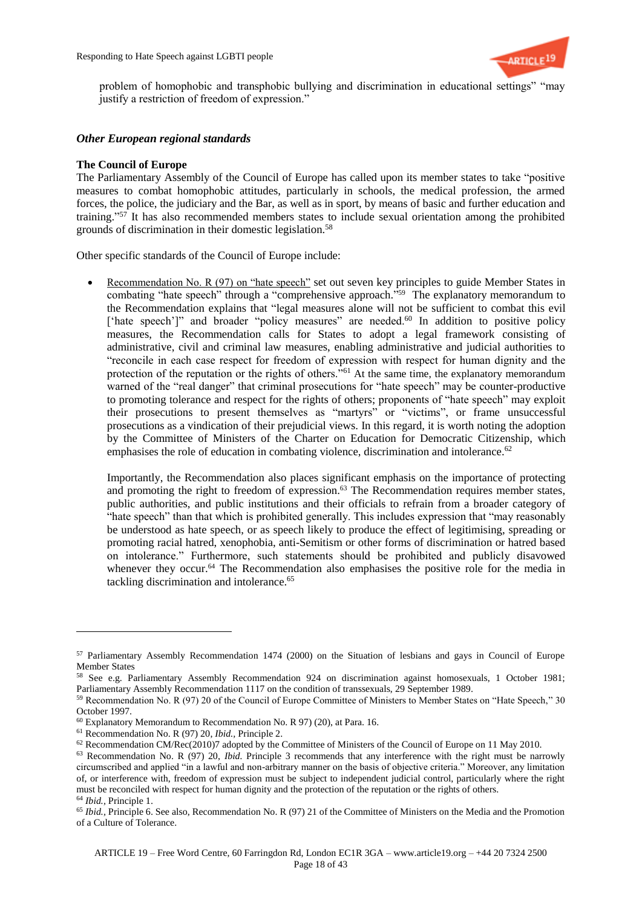problem of homophobic and transphobic bullying and discrimination in educational settings" "may justify a restriction of freedom of expression."

### *Other European regional standards*

#### The Council of Europe

The Parliamentary Assembly of the Council of Europe has called upon its member states to take "positive measures to combat homophobic attitudes, particularly in schools, the medical profession, the armed forces, the police, the judiciary and the Bar, as well as in sport, by means of basic and further education and training."[57] It has also recommended members states to include sexual orientation among the prohibited grounds of discrimination in their domestic legislation.[58]

Other specific standards of the Council of Europe include:

- Recommendation No. R (97) on "hate speech" set out seven key principles to guide Member States in combating "hate speech" through a "comprehensive approach."[59] The explanatory memorandum to the Recommendation explains that "legal measures alone will not be sufficient to combat this evil ['hate speech']" and broader "policy measures" are needed.[60] In addition to positive policy measures, the Recommendation calls for States to adopt a legal framework consisting of administrative, civil and criminal law measures, enabling administrative and judicial authorities to "reconcile in each case respect for freedom of expression with respect for human dignity and the protection of the reputation or the rights of others."[61] At the same time, the explanatory memorandum warned of the "real danger" that criminal prosecutions for "hate speech" may be counter-productive to promoting tolerance and respect for the rights of others; proponents of "hate speech" may exploit their prosecutions to present themselves as "martyrs" or "victims", or frame unsuccessful prosecutions as a vindication of their prejudicial views. In this regard, it is worth noting the adoption by the Committee of Ministers of the Charter on Education for Democratic Citizenship, which emphasises the role of education in combating violence, discrimination and intolerance.[62]

  Importantly, the Recommendation also places significant emphasis on the importance of protecting and promoting the right to freedom of expression.[63] The Recommendation requires member states, public authorities, and public institutions and their officials to refrain from a broader category of "hate speech" than that which is prohibited generally. This includes expression that "may reasonably be understood as hate speech, or as speech likely to produce the effect of legitimising, spreading or promoting racial hatred, xenophobia, anti-Semitism or other forms of discrimination or hatred based on intolerance." Furthermore, such statements should be prohibited and publicly disavowed whenever they occur.[64] The Recommendation also emphasises the positive role for the media in tackling discrimination and intolerance.[65]

---

[57] Parliamentary Assembly Recommendation 1474 (2000) on the Situation of lesbians and gays in Council of Europe Member States

[58] See e.g. Parliamentary Assembly Recommendation 924 on discrimination against homosexuals, 1 October 1981; Parliamentary Assembly Recommendation 1117 on the condition of transsexuals, 29 September 1989.

[59] Recommendation No. R (97) 20 of the Council of Europe Committee of Ministers to Member States on "Hate Speech," 30 October 1997.

[60] Explanatory Memorandum to Recommendation No. R 97) (20), at Para. 16.

[61] Recommendation No. R (97) 20, *Ibid.*, Principle 2.

[62] Recommendation CM/Rec(2010)7 adopted by the Committee of Ministers of the Council of Europe on 11 May 2010.

[63] Recommendation No. R (97) 20, *Ibid.* Principle 3 recommends that any interference with the right must be narrowly circumscribed and applied "in a lawful and non-arbitrary manner on the basis of objective criteria." Moreover, any limitation of, or interference with, freedom of expression must be subject to independent judicial control, particularly where the right must be reconciled with respect for human dignity and the protection of the reputation or the rights of others.

[64] *Ibid.*, Principle 1.

[65] *Ibid.*, Principle 6. See also, Recommendation No. R (97) 21 of the Committee of Ministers on the Media and the Promotion of a Culture of Tolerance.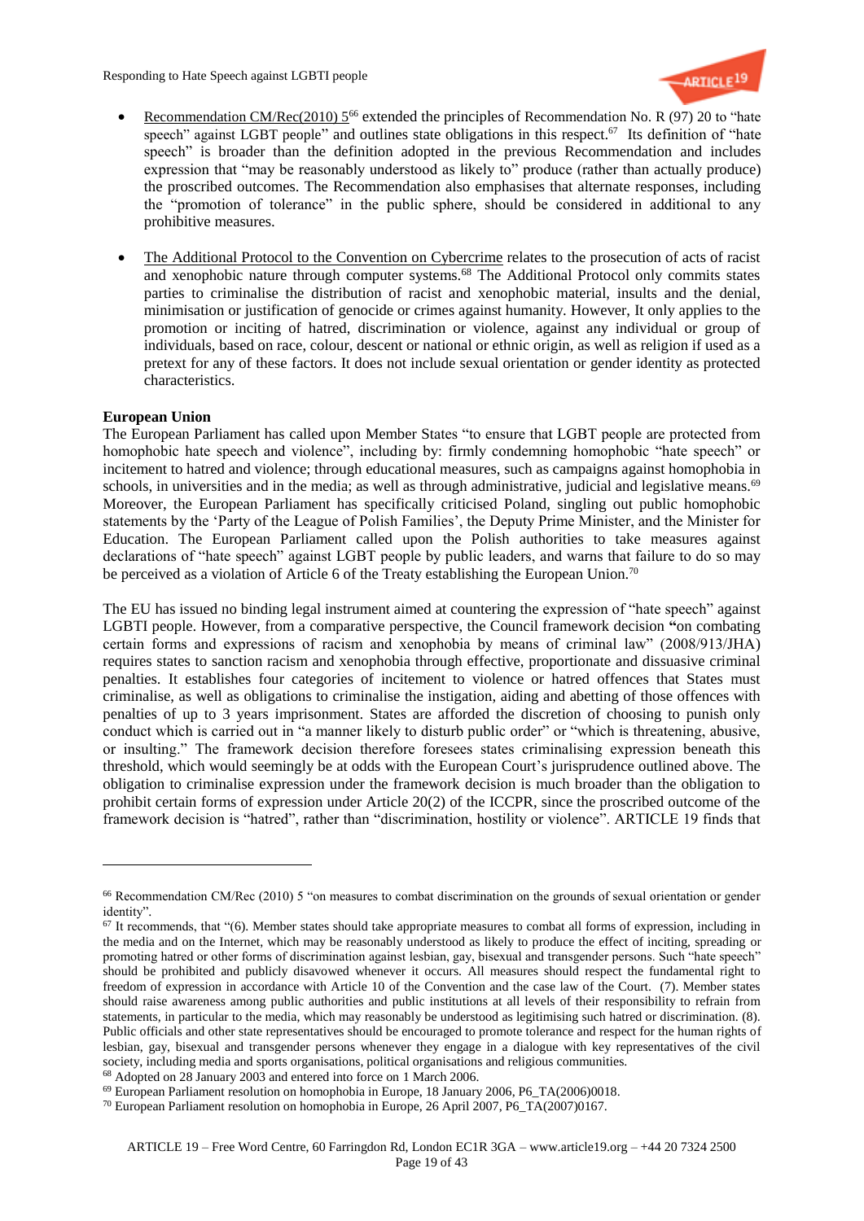- Recommendation CM/Rec(2010) 5[66] extended the principles of Recommendation No. R (97) 20 to "hate speech" against LGBT people" and outlines state obligations in this respect.[67] Its definition of "hate speech" is broader than the definition adopted in the previous Recommendation and includes expression that "may be reasonably understood as likely to" produce (rather than actually produce) the proscribed outcomes. The Recommendation also emphasises that alternate responses, including the "promotion of tolerance" in the public sphere, should be considered in additional to any prohibitive measures.

- The Additional Protocol to the Convention on Cybercrime relates to the prosecution of acts of racist and xenophobic nature through computer systems.[68] The Additional Protocol only commits states parties to criminalise the distribution of racist and xenophobic material, insults and the denial, minimisation or justification of genocide or crimes against humanity. However, It only applies to the promotion or inciting of hatred, discrimination or violence, against any individual or group of individuals, based on race, colour, descent or national or ethnic origin, as well as religion if used as a pretext for any of these factors. It does not include sexual orientation or gender identity as protected characteristics.

**European Union**

The European Parliament has called upon Member States "to ensure that LGBT people are protected from homophobic hate speech and violence", including by: firmly condemning homophobic "hate speech" or incitement to hatred and violence; through educational measures, such as campaigns against homophobia in schools, in universities and in the media; as well as through administrative, judicial and legislative means.[69] Moreover, the European Parliament has specifically criticised Poland, singling out public homophobic statements by the 'Party of the League of Polish Families', the Deputy Prime Minister, and the Minister for Education. The European Parliament called upon the Polish authorities to take measures against declarations of "hate speech" against LGBT people by public leaders, and warns that failure to do so may be perceived as a violation of Article 6 of the Treaty establishing the European Union.[70]

The EU has issued no binding legal instrument aimed at countering the expression of "hate speech" against LGBTI people. However, from a comparative perspective, the Council framework decision **"**on combating certain forms and expressions of racism and xenophobia by means of criminal law" (2008/913/JHA) requires states to sanction racism and xenophobia through effective, proportionate and dissuasive criminal penalties. It establishes four categories of incitement to violence or hatred offences that States must criminalise, as well as obligations to criminalise the instigation, aiding and abetting of those offences with penalties of up to 3 years imprisonment. States are afforded the discretion of choosing to punish only conduct which is carried out in "a manner likely to disturb public order" or "which is threatening, abusive, or insulting." The framework decision therefore foresees states criminalising expression beneath this threshold, which would seemingly be at odds with the European Court's jurisprudence outlined above. The obligation to criminalise expression under the framework decision is much broader than the obligation to prohibit certain forms of expression under Article 20(2) of the ICCPR, since the proscribed outcome of the framework decision is "hatred", rather than "discrimination, hostility or violence". ARTICLE 19 finds that

---

[66] Recommendation CM/Rec (2010) 5 "on measures to combat discrimination on the grounds of sexual orientation or gender identity".

[67] It recommends, that "(6). Member states should take appropriate measures to combat all forms of expression, including in the media and on the Internet, which may be reasonably understood as likely to produce the effect of inciting, spreading or promoting hatred or other forms of discrimination against lesbian, gay, bisexual and transgender persons. Such "hate speech" should be prohibited and publicly disavowed whenever it occurs. All measures should respect the fundamental right to freedom of expression in accordance with Article 10 of the Convention and the case law of the Court. (7). Member states should raise awareness among public authorities and public institutions at all levels of their responsibility to refrain from statements, in particular to the media, which may reasonably be understood as legitimising such hatred or discrimination. (8). Public officials and other state representatives should be encouraged to promote tolerance and respect for the human rights of lesbian, gay, bisexual and transgender persons whenever they engage in a dialogue with key representatives of the civil society, including media and sports organisations, political organisations and religious communities.

[68] Adopted on 28 January 2003 and entered into force on 1 March 2006.

[69] European Parliament resolution on homophobia in Europe, 18 January 2006, P6_TA(2006)0018.

[70] European Parliament resolution on homophobia in Europe, 26 April 2007, P6_TA(2007)0167.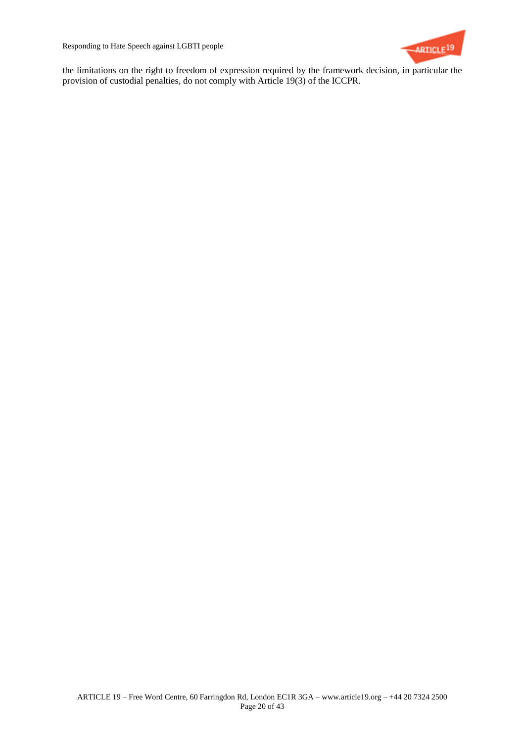the limitations on the right to freedom of expression required by the framework decision, in particular the provision of custodial penalties, do not comply with Article 19(3) of the ICCPR.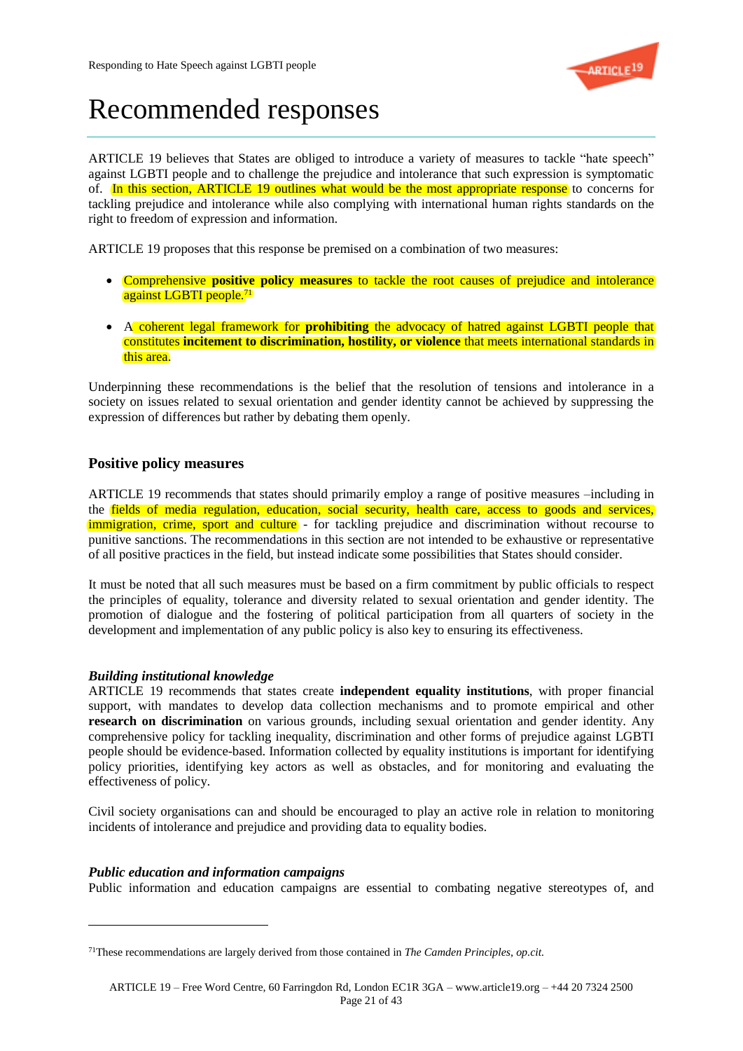# Recommended responses

ARTICLE 19 believes that States are obliged to introduce a variety of measures to tackle "hate speech" against LGBTI people and to challenge the prejudice and intolerance that such expression is symptomatic of. In this section, ARTICLE 19 outlines what would be the most appropriate response to concerns for tackling prejudice and intolerance while also complying with international human rights standards on the right to freedom of expression and information.

ARTICLE 19 proposes that this response be premised on a combination of two measures:

- Comprehensive **positive policy measures** to tackle the root causes of prejudice and intolerance against LGBTI people.[71]

- A coherent legal framework for **prohibiting** the advocacy of hatred against LGBTI people that constitutes **incitement to discrimination, hostility, or violence** that meets international standards in this area.

Underpinning these recommendations is the belief that the resolution of tensions and intolerance in a society on issues related to sexual orientation and gender identity cannot be achieved by suppressing the expression of differences but rather by debating them openly.

## Positive policy measures

ARTICLE 19 recommends that states should primarily employ a range of positive measures –including in the fields of media regulation, education, social security, health care, access to goods and services, immigration, crime, sport and culture - for tackling prejudice and discrimination without recourse to punitive sanctions. The recommendations in this section are not intended to be exhaustive or representative of all positive practices in the field, but instead indicate some possibilities that States should consider.

It must be noted that all such measures must be based on a firm commitment by public officials to respect the principles of equality, tolerance and diversity related to sexual orientation and gender identity. The promotion of dialogue and the fostering of political participation from all quarters of society in the development and implementation of any public policy is also key to ensuring its effectiveness.

### *Building institutional knowledge*

ARTICLE 19 recommends that states create **independent equality institutions**, with proper financial support, with mandates to develop data collection mechanisms and to promote empirical and other **research on discrimination** on various grounds, including sexual orientation and gender identity. Any comprehensive policy for tackling inequality, discrimination and other forms of prejudice against LGBTI people should be evidence-based. Information collected by equality institutions is important for identifying policy priorities, identifying key actors as well as obstacles, and for monitoring and evaluating the effectiveness of policy.

Civil society organisations can and should be encouraged to play an active role in relation to monitoring incidents of intolerance and prejudice and providing data to equality bodies.

### *Public education and information campaigns*

Public information and education campaigns are essential to combating negative stereotypes of, and

---

[71] These recommendations are largely derived from those contained in *The Camden Principles*, *op.cit.*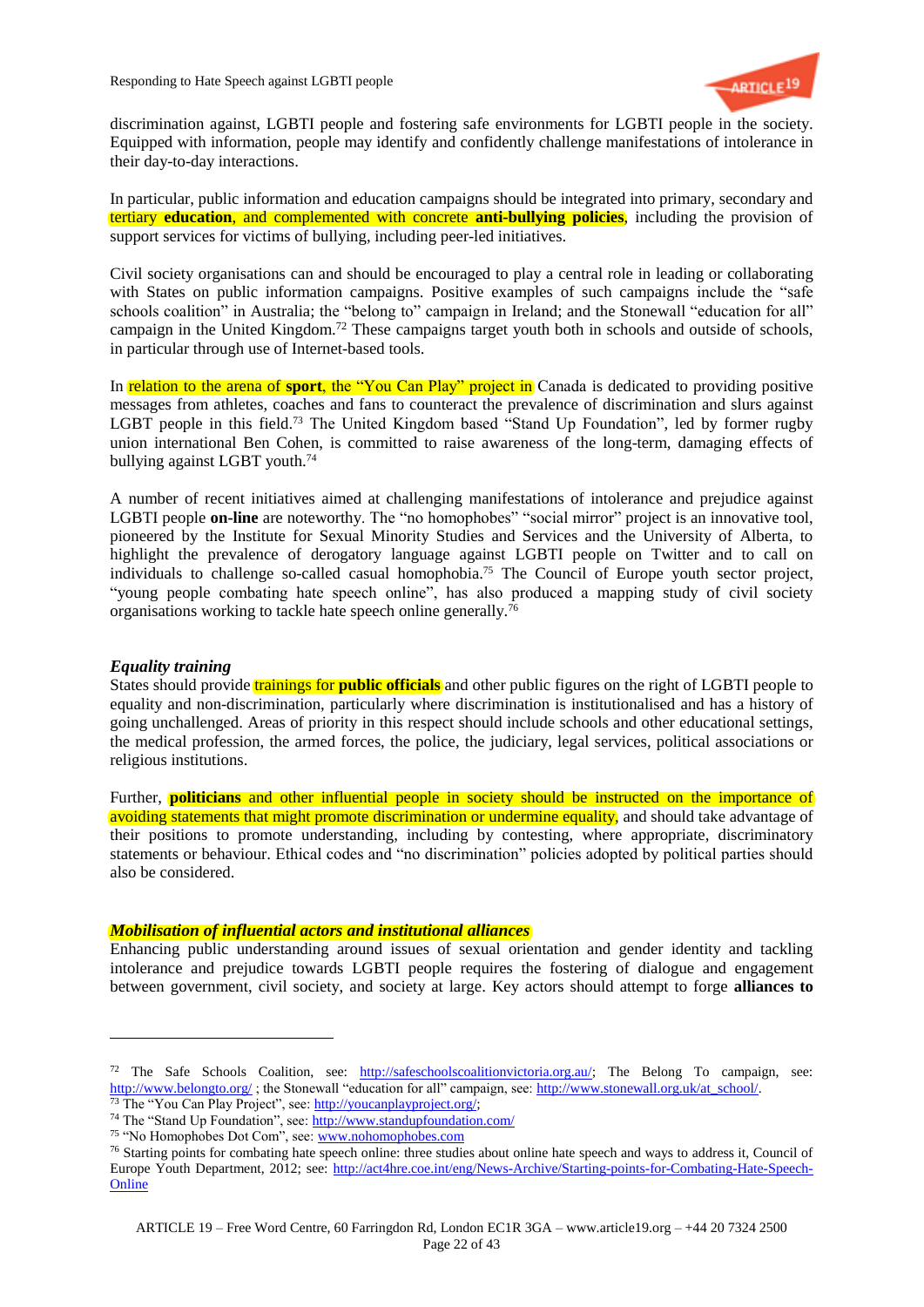discrimination against, LGBTI people and fostering safe environments for LGBTI people in the society. Equipped with information, people may identify and confidently challenge manifestations of intolerance in their day-to-day interactions.

In particular, public information and education campaigns should be integrated into primary, secondary and tertiary **education**, and complemented with concrete **anti-bullying policies**, including the provision of support services for victims of bullying, including peer-led initiatives.

Civil society organisations can and should be encouraged to play a central role in leading or collaborating with States on public information campaigns. Positive examples of such campaigns include the "safe schools coalition" in Australia; the "belong to" campaign in Ireland; and the Stonewall "education for all" campaign in the United Kingdom.[72] These campaigns target youth both in schools and outside of schools, in particular through use of Internet-based tools.

In relation to the arena of **sport**, the "You Can Play" project in Canada is dedicated to providing positive messages from athletes, coaches and fans to counteract the prevalence of discrimination and slurs against LGBT people in this field.[73] The United Kingdom based "Stand Up Foundation", led by former rugby union international Ben Cohen, is committed to raise awareness of the long-term, damaging effects of bullying against LGBT youth.[74]

A number of recent initiatives aimed at challenging manifestations of intolerance and prejudice against LGBTI people **on-line** are noteworthy. The "no homophobes" "social mirror" project is an innovative tool, pioneered by the Institute for Sexual Minority Studies and Services and the University of Alberta, to highlight the prevalence of derogatory language against LGBTI people on Twitter and to call on individuals to challenge so-called casual homophobia.[75] The Council of Europe youth sector project, "young people combating hate speech online", has also produced a mapping study of civil society organisations working to tackle hate speech online generally.[76]

### *Equality training*

States should provide trainings for **public officials** and other public figures on the right of LGBTI people to equality and non-discrimination, particularly where discrimination is institutionalised and has a history of going unchallenged. Areas of priority in this respect should include schools and other educational settings, the medical profession, the armed forces, the police, the judiciary, legal services, political associations or religious institutions.

Further, **politicians** and other influential people in society should be instructed on the importance of avoiding statements that might promote discrimination or undermine equality, and should take advantage of their positions to promote understanding, including by contesting, where appropriate, discriminatory statements or behaviour. Ethical codes and "no discrimination" policies adopted by political parties should also be considered.

### ***Mobilisation of influential actors and institutional alliances***

Enhancing public understanding around issues of sexual orientation and gender identity and tackling intolerance and prejudice towards LGBTI people requires the fostering of dialogue and engagement between government, civil society, and society at large. Key actors should attempt to forge **alliances to**

---

[72] The Safe Schools Coalition, see: http://safeschoolscoalitionvictoria.org.au/; The Belong To campaign, see: http://www.belongto.org/ ; the Stonewall "education for all" campaign, see: http://www.stonewall.org.uk/at_school/.

[73] The "You Can Play Project", see: http://youcanplayproject.org/;

[74] The "Stand Up Foundation", see: http://www.standupfoundation.com/

[75] "No Homophobes Dot Com", see: www.nohomophobes.com

[76] Starting points for combating hate speech online: three studies about online hate speech and ways to address it, Council of Europe Youth Department, 2012; see: http://act4hre.coe.int/eng/News-Archive/Starting-points-for-Combating-Hate-Speech-Online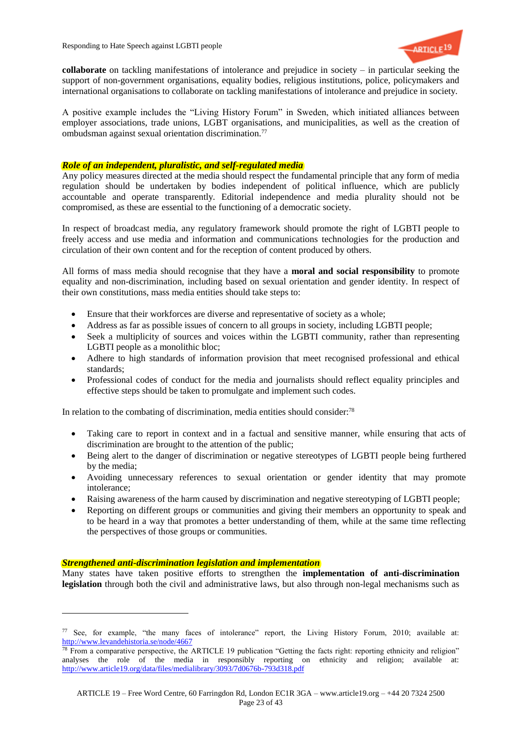**collaborate** on tackling manifestations of intolerance and prejudice in society – in particular seeking the support of non-government organisations, equality bodies, religious institutions, police, policymakers and international organisations to collaborate on tackling manifestations of intolerance and prejudice in society.

A positive example includes the "Living History Forum" in Sweden, which initiated alliances between employer associations, trade unions, LGBT organisations, and municipalities, as well as the creation of ombudsman against sexual orientation discrimination.[77]

***Role of an independent, pluralistic, and self-regulated media***

Any policy measures directed at the media should respect the fundamental principle that any form of media regulation should be undertaken by bodies independent of political influence, which are publicly accountable and operate transparently. Editorial independence and media plurality should not be compromised, as these are essential to the functioning of a democratic society.

In respect of broadcast media, any regulatory framework should promote the right of LGBTI people to freely access and use media and information and communications technologies for the production and circulation of their own content and for the reception of content produced by others.

All forms of mass media should recognise that they have a **moral and social responsibility** to promote equality and non-discrimination, including based on sexual orientation and gender identity. In respect of their own constitutions, mass media entities should take steps to:

- Ensure that their workforces are diverse and representative of society as a whole;
- Address as far as possible issues of concern to all groups in society, including LGBTI people;
- Seek a multiplicity of sources and voices within the LGBTI community, rather than representing LGBTI people as a monolithic bloc;
- Adhere to high standards of information provision that meet recognised professional and ethical standards;
- Professional codes of conduct for the media and journalists should reflect equality principles and effective steps should be taken to promulgate and implement such codes.

In relation to the combating of discrimination, media entities should consider:[78]

- Taking care to report in context and in a factual and sensitive manner, while ensuring that acts of discrimination are brought to the attention of the public;
- Being alert to the danger of discrimination or negative stereotypes of LGBTI people being furthered by the media;
- Avoiding unnecessary references to sexual orientation or gender identity that may promote intolerance;
- Raising awareness of the harm caused by discrimination and negative stereotyping of LGBTI people;
- Reporting on different groups or communities and giving their members an opportunity to speak and to be heard in a way that promotes a better understanding of them, while at the same time reflecting the perspectives of those groups or communities.

***Strengthened anti-discrimination legislation and implementation***

Many states have taken positive efforts to strengthen the **implementation of anti-discrimination legislation** through both the civil and administrative laws, but also through non-legal mechanisms such as

---

[77] See, for example, "the many faces of intolerance" report, the Living History Forum, 2010; available at: http://www.levandehistoria.se/node/4667

[78] From a comparative perspective, the ARTICLE 19 publication "Getting the facts right: reporting ethnicity and religion" analyses the role of the media in responsibly reporting on ethnicity and religion; available at: http://www.article19.org/data/files/medialibrary/3093/7d0676b-793d318.pdf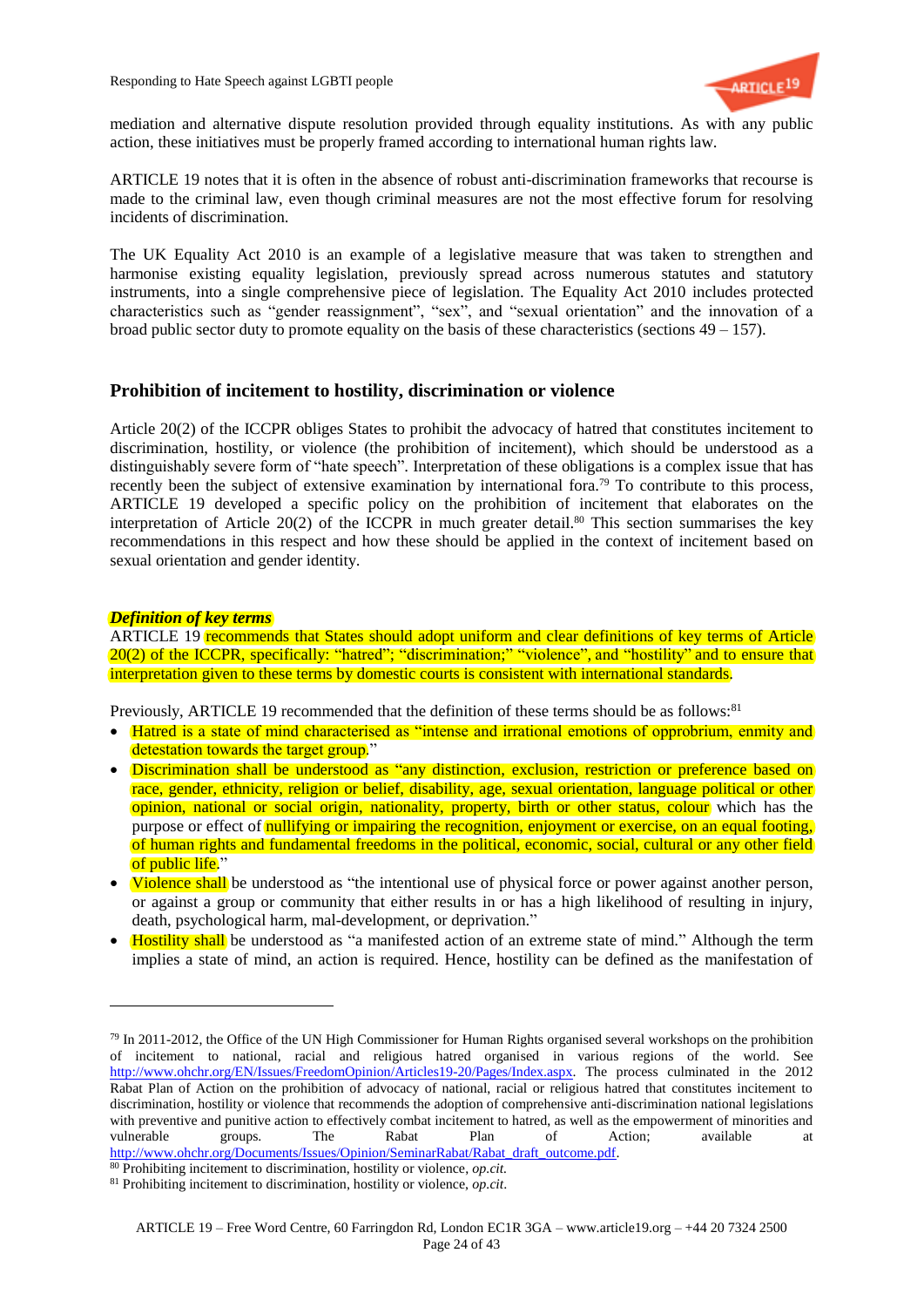mediation and alternative dispute resolution provided through equality institutions. As with any public action, these initiatives must be properly framed according to international human rights law.

ARTICLE 19 notes that it is often in the absence of robust anti-discrimination frameworks that recourse is made to the criminal law, even though criminal measures are not the most effective forum for resolving incidents of discrimination.

The UK Equality Act 2010 is an example of a legislative measure that was taken to strengthen and harmonise existing equality legislation, previously spread across numerous statutes and statutory instruments, into a single comprehensive piece of legislation. The Equality Act 2010 includes protected characteristics such as "gender reassignment", "sex", and "sexual orientation" and the innovation of a broad public sector duty to promote equality on the basis of these characteristics (sections 49 – 157).

## Prohibition of incitement to hostility, discrimination or violence

Article 20(2) of the ICCPR obliges States to prohibit the advocacy of hatred that constitutes incitement to discrimination, hostility, or violence (the prohibition of incitement), which should be understood as a distinguishably severe form of "hate speech". Interpretation of these obligations is a complex issue that has recently been the subject of extensive examination by international fora.[79] To contribute to this process, ARTICLE 19 developed a specific policy on the prohibition of incitement that elaborates on the interpretation of Article 20(2) of the ICCPR in much greater detail.[80] This section summarises the key recommendations in this respect and how these should be applied in the context of incitement based on sexual orientation and gender identity.

### *Definition of key terms*

ARTICLE 19 recommends that States should adopt uniform and clear definitions of key terms of Article 20(2) of the ICCPR, specifically: "hatred"; "discrimination;" "violence", and "hostility" and to ensure that interpretation given to these terms by domestic courts is consistent with international standards.

Previously, ARTICLE 19 recommended that the definition of these terms should be as follows:[81]

- Hatred is a state of mind characterised as "intense and irrational emotions of opprobrium, enmity and detestation towards the target group."
- Discrimination shall be understood as "any distinction, exclusion, restriction or preference based on race, gender, ethnicity, religion or belief, disability, age, sexual orientation, language political or other opinion, national or social origin, nationality, property, birth or other status, colour which has the purpose or effect of nullifying or impairing the recognition, enjoyment or exercise, on an equal footing, of human rights and fundamental freedoms in the political, economic, social, cultural or any other field of public life."
- Violence shall be understood as "the intentional use of physical force or power against another person, or against a group or community that either results in or has a high likelihood of resulting in injury, death, psychological harm, mal-development, or deprivation."
- Hostility shall be understood as "a manifested action of an extreme state of mind." Although the term implies a state of mind, an action is required. Hence, hostility can be defined as the manifestation of

---

[79] In 2011-2012, the Office of the UN High Commissioner for Human Rights organised several workshops on the prohibition of incitement to national, racial and religious hatred organised in various regions of the world. See http://www.ohchr.org/EN/Issues/FreedomOpinion/Articles19-20/Pages/Index.aspx. The process culminated in the 2012 Rabat Plan of Action on the prohibition of advocacy of national, racial or religious hatred that constitutes incitement to discrimination, hostility or violence that recommends the adoption of comprehensive anti-discrimination national legislations with preventive and punitive action to effectively combat incitement to hatred, as well as the empowerment of minorities and vulnerable groups. The Rabat Plan of Action; available at http://www.ohchr.org/Documents/Issues/Opinion/SeminarRabat/Rabat_draft_outcome.pdf.

[80] Prohibiting incitement to discrimination, hostility or violence, *op.cit.*

[81] Prohibiting incitement to discrimination, hostility or violence, *op.cit.*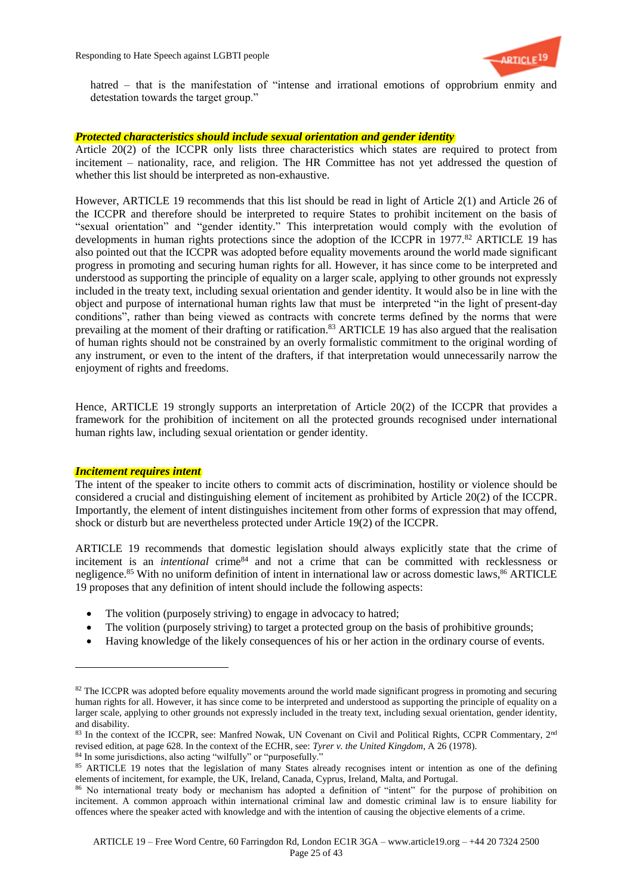hatred – that is the manifestation of "intense and irrational emotions of opprobrium enmity and detestation towards the target group."

***Protected characteristics should include sexual orientation and gender identity***

Article 20(2) of the ICCPR only lists three characteristics which states are required to protect from incitement – nationality, race, and religion. The HR Committee has not yet addressed the question of whether this list should be interpreted as non-exhaustive.

However, ARTICLE 19 recommends that this list should be read in light of Article 2(1) and Article 26 of the ICCPR and therefore should be interpreted to require States to prohibit incitement on the basis of "sexual orientation" and "gender identity." This interpretation would comply with the evolution of developments in human rights protections since the adoption of the ICCPR in 1977.[82] ARTICLE 19 has also pointed out that the ICCPR was adopted before equality movements around the world made significant progress in promoting and securing human rights for all. However, it has since come to be interpreted and understood as supporting the principle of equality on a larger scale, applying to other grounds not expressly included in the treaty text, including sexual orientation and gender identity. It would also be in line with the object and purpose of international human rights law that must be interpreted "in the light of present-day conditions", rather than being viewed as contracts with concrete terms defined by the norms that were prevailing at the moment of their drafting or ratification.[83] ARTICLE 19 has also argued that the realisation of human rights should not be constrained by an overly formalistic commitment to the original wording of any instrument, or even to the intent of the drafters, if that interpretation would unnecessarily narrow the enjoyment of rights and freedoms.

Hence, ARTICLE 19 strongly supports an interpretation of Article 20(2) of the ICCPR that provides a framework for the prohibition of incitement on all the protected grounds recognised under international human rights law, including sexual orientation or gender identity.

***Incitement requires intent***

The intent of the speaker to incite others to commit acts of discrimination, hostility or violence should be considered a crucial and distinguishing element of incitement as prohibited by Article 20(2) of the ICCPR. Importantly, the element of intent distinguishes incitement from other forms of expression that may offend, shock or disturb but are nevertheless protected under Article 19(2) of the ICCPR.

ARTICLE 19 recommends that domestic legislation should always explicitly state that the crime of incitement is an *intentional* crime[84] and not a crime that can be committed with recklessness or negligence.[85] With no uniform definition of intent in international law or across domestic laws,[86] ARTICLE 19 proposes that any definition of intent should include the following aspects:

- The volition (purposely striving) to engage in advocacy to hatred;
- The volition (purposely striving) to target a protected group on the basis of prohibitive grounds;
- Having knowledge of the likely consequences of his or her action in the ordinary course of events.

---

[82] The ICCPR was adopted before equality movements around the world made significant progress in promoting and securing human rights for all. However, it has since come to be interpreted and understood as supporting the principle of equality on a larger scale, applying to other grounds not expressly included in the treaty text, including sexual orientation, gender identity, and disability.

[83] In the context of the ICCPR, see: Manfred Nowak, UN Covenant on Civil and Political Rights, CCPR Commentary, 2nd revised edition, at page 628. In the context of the ECHR, see: *Tyrer v. the United Kingdom*, A 26 (1978).

[84] In some jurisdictions, also acting "wilfully" or "purposefully."

[85] ARTICLE 19 notes that the legislation of many States already recognises intent or intention as one of the defining elements of incitement, for example, the UK, Ireland, Canada, Cyprus, Ireland, Malta, and Portugal.

[86] No international treaty body or mechanism has adopted a definition of "intent" for the purpose of prohibition on incitement. A common approach within international criminal law and domestic criminal law is to ensure liability for offences where the speaker acted with knowledge and with the intention of causing the objective elements of a crime.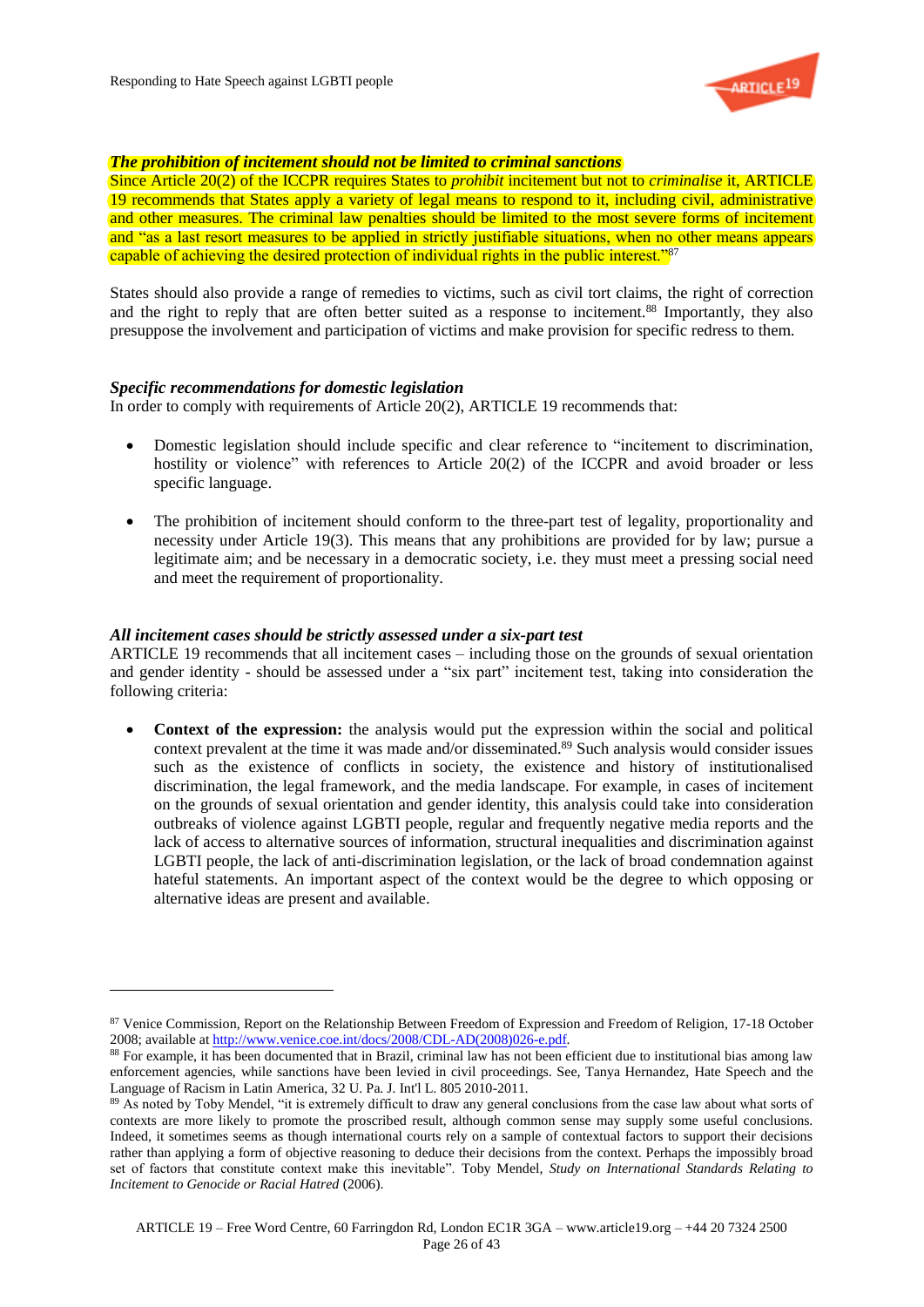***The prohibition of incitement should not be limited to criminal sanctions***

Since Article 20(2) of the ICCPR requires States to *prohibit* incitement but not to *criminalise* it, ARTICLE 19 recommends that States apply a variety of legal means to respond to it, including civil, administrative and other measures. The criminal law penalties should be limited to the most severe forms of incitement and "as a last resort measures to be applied in strictly justifiable situations, when no other means appears capable of achieving the desired protection of individual rights in the public interest."[87]

States should also provide a range of remedies to victims, such as civil tort claims, the right of correction and the right to reply that are often better suited as a response to incitement.[88] Importantly, they also presuppose the involvement and participation of victims and make provision for specific redress to them.

***Specific recommendations for domestic legislation***

In order to comply with requirements of Article 20(2), ARTICLE 19 recommends that:

- Domestic legislation should include specific and clear reference to "incitement to discrimination, hostility or violence" with references to Article 20(2) of the ICCPR and avoid broader or less specific language.
- The prohibition of incitement should conform to the three-part test of legality, proportionality and necessity under Article 19(3). This means that any prohibitions are provided for by law; pursue a legitimate aim; and be necessary in a democratic society, i.e. they must meet a pressing social need and meet the requirement of proportionality.

***All incitement cases should be strictly assessed under a six-part test***

ARTICLE 19 recommends that all incitement cases – including those on the grounds of sexual orientation and gender identity - should be assessed under a "six part" incitement test, taking into consideration the following criteria:

- **Context of the expression:** the analysis would put the expression within the social and political context prevalent at the time it was made and/or disseminated.[89] Such analysis would consider issues such as the existence of conflicts in society, the existence and history of institutionalised discrimination, the legal framework, and the media landscape. For example, in cases of incitement on the grounds of sexual orientation and gender identity, this analysis could take into consideration outbreaks of violence against LGBTI people, regular and frequently negative media reports and the lack of access to alternative sources of information, structural inequalities and discrimination against LGBTI people, the lack of anti-discrimination legislation, or the lack of broad condemnation against hateful statements. An important aspect of the context would be the degree to which opposing or alternative ideas are present and available.

---

[87] Venice Commission, Report on the Relationship Between Freedom of Expression and Freedom of Religion, 17-18 October 2008; available at http://www.venice.coe.int/docs/2008/CDL-AD(2008)026-e.pdf.

[88] For example, it has been documented that in Brazil, criminal law has not been efficient due to institutional bias among law enforcement agencies, while sanctions have been levied in civil proceedings. See, Tanya Hernandez, Hate Speech and the Language of Racism in Latin America, 32 U. Pa. J. Int'l L. 805 2010-2011.

[89] As noted by Toby Mendel, "it is extremely difficult to draw any general conclusions from the case law about what sorts of contexts are more likely to promote the proscribed result, although common sense may supply some useful conclusions. Indeed, it sometimes seems as though international courts rely on a sample of contextual factors to support their decisions rather than applying a form of objective reasoning to deduce their decisions from the context. Perhaps the impossibly broad set of factors that constitute context make this inevitable". Toby Mendel, *Study on International Standards Relating to Incitement to Genocide or Racial Hatred* (2006).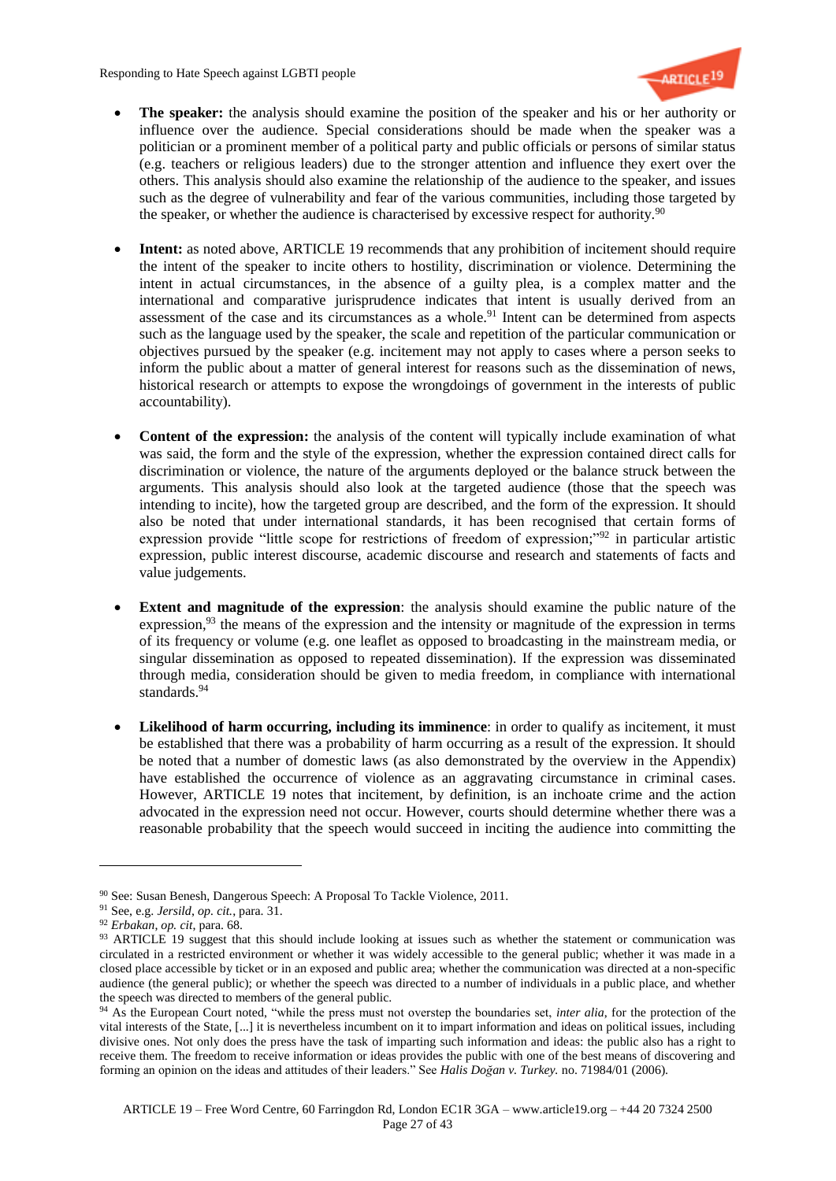- **The speaker:** the analysis should examine the position of the speaker and his or her authority or influence over the audience. Special considerations should be made when the speaker was a politician or a prominent member of a political party and public officials or persons of similar status (e.g. teachers or religious leaders) due to the stronger attention and influence they exert over the others. This analysis should also examine the relationship of the audience to the speaker, and issues such as the degree of vulnerability and fear of the various communities, including those targeted by the speaker, or whether the audience is characterised by excessive respect for authority.[90]

- **Intent:** as noted above, ARTICLE 19 recommends that any prohibition of incitement should require the intent of the speaker to incite others to hostility, discrimination or violence. Determining the intent in actual circumstances, in the absence of a guilty plea, is a complex matter and the international and comparative jurisprudence indicates that intent is usually derived from an assessment of the case and its circumstances as a whole.[91] Intent can be determined from aspects such as the language used by the speaker, the scale and repetition of the particular communication or objectives pursued by the speaker (e.g. incitement may not apply to cases where a person seeks to inform the public about a matter of general interest for reasons such as the dissemination of news, historical research or attempts to expose the wrongdoings of government in the interests of public accountability).

- **Content of the expression:** the analysis of the content will typically include examination of what was said, the form and the style of the expression, whether the expression contained direct calls for discrimination or violence, the nature of the arguments deployed or the balance struck between the arguments. This analysis should also look at the targeted audience (those that the speech was intending to incite), how the targeted group are described, and the form of the expression. It should also be noted that under international standards, it has been recognised that certain forms of expression provide "little scope for restrictions of freedom of expression;"[92] in particular artistic expression, public interest discourse, academic discourse and research and statements of facts and value judgements.

- **Extent and magnitude of the expression**: the analysis should examine the public nature of the expression,[93] the means of the expression and the intensity or magnitude of the expression in terms of its frequency or volume (e.g. one leaflet as opposed to broadcasting in the mainstream media, or singular dissemination as opposed to repeated dissemination). If the expression was disseminated through media, consideration should be given to media freedom, in compliance with international standards.[94]

- **Likelihood of harm occurring, including its imminence**: in order to qualify as incitement, it must be established that there was a probability of harm occurring as a result of the expression. It should be noted that a number of domestic laws (as also demonstrated by the overview in the Appendix) have established the occurrence of violence as an aggravating circumstance in criminal cases. However, ARTICLE 19 notes that incitement, by definition, is an inchoate crime and the action advocated in the expression need not occur. However, courts should determine whether there was a reasonable probability that the speech would succeed in inciting the audience into committing the

---

[90] See: Susan Benesh, Dangerous Speech: A Proposal To Tackle Violence, 2011.

[91] See, e.g. *Jersild*, *op. cit.*, para. 31.

[92] *Erbakan*, *op. cit*, para. 68.

[93] ARTICLE 19 suggest that this should include looking at issues such as whether the statement or communication was circulated in a restricted environment or whether it was widely accessible to the general public; whether it was made in a closed place accessible by ticket or in an exposed and public area; whether the communication was directed at a non-specific audience (the general public); or whether the speech was directed to a number of individuals in a public place, and whether the speech was directed to members of the general public.

[94] As the European Court noted, "while the press must not overstep the boundaries set, *inter alia*, for the protection of the vital interests of the State, [...] it is nevertheless incumbent on it to impart information and ideas on political issues, including divisive ones. Not only does the press have the task of imparting such information and ideas: the public also has a right to receive them. The freedom to receive information or ideas provides the public with one of the best means of discovering and forming an opinion on the ideas and attitudes of their leaders." See *Halis Doğan v. Turkey.* no. 71984/01 (2006).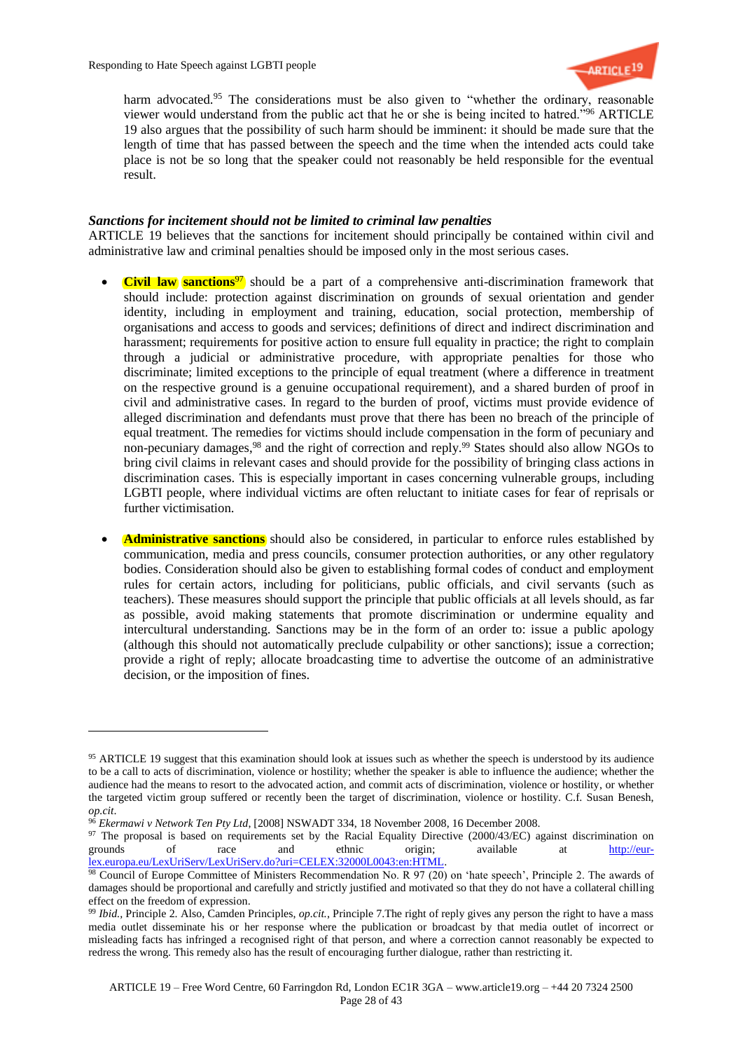harm advocated.[95] The considerations must be also given to "whether the ordinary, reasonable viewer would understand from the public act that he or she is being incited to hatred."[96] ARTICLE 19 also argues that the possibility of such harm should be imminent: it should be made sure that the length of time that has passed between the speech and the time when the intended acts could take place is not be so long that the speaker could not reasonably be held responsible for the eventual result.

***Sanctions for incitement should not be limited to criminal law penalties***

ARTICLE 19 believes that the sanctions for incitement should principally be contained within civil and administrative law and criminal penalties should be imposed only in the most serious cases.

- **Civil law sanctions**[97] should be a part of a comprehensive anti-discrimination framework that should include: protection against discrimination on grounds of sexual orientation and gender identity, including in employment and training, education, social protection, membership of organisations and access to goods and services; definitions of direct and indirect discrimination and harassment; requirements for positive action to ensure full equality in practice; the right to complain through a judicial or administrative procedure, with appropriate penalties for those who discriminate; limited exceptions to the principle of equal treatment (where a difference in treatment on the respective ground is a genuine occupational requirement), and a shared burden of proof in civil and administrative cases. In regard to the burden of proof, victims must provide evidence of alleged discrimination and defendants must prove that there has been no breach of the principle of equal treatment. The remedies for victims should include compensation in the form of pecuniary and non-pecuniary damages,[98] and the right of correction and reply.[99] States should also allow NGOs to bring civil claims in relevant cases and should provide for the possibility of bringing class actions in discrimination cases. This is especially important in cases concerning vulnerable groups, including LGBTI people, where individual victims are often reluctant to initiate cases for fear of reprisals or further victimisation.

- **Administrative sanctions** should also be considered, in particular to enforce rules established by communication, media and press councils, consumer protection authorities, or any other regulatory bodies. Consideration should also be given to establishing formal codes of conduct and employment rules for certain actors, including for politicians, public officials, and civil servants (such as teachers). These measures should support the principle that public officials at all levels should, as far as possible, avoid making statements that promote discrimination or undermine equality and intercultural understanding. Sanctions may be in the form of an order to: issue a public apology (although this should not automatically preclude culpability or other sanctions); issue a correction; provide a right of reply; allocate broadcasting time to advertise the outcome of an administrative decision, or the imposition of fines.

---

[95] ARTICLE 19 suggest that this examination should look at issues such as whether the speech is understood by its audience to be a call to acts of discrimination, violence or hostility; whether the speaker is able to influence the audience; whether the audience had the means to resort to the advocated action, and commit acts of discrimination, violence or hostility, or whether the targeted victim group suffered or recently been the target of discrimination, violence or hostility. C.f. Susan Benesh, *op.cit*.

[96] *Ekermawi v Network Ten Pty Ltd*, [2008] NSWADT 334, 18 November 2008, 16 December 2008.

[97] The proposal is based on requirements set by the Racial Equality Directive (2000/43/EC) against discrimination on grounds of race and ethnic origin; available at http://eur-lex.europa.eu/LexUriServ/LexUriServ.do?uri=CELEX:32000L0043:en:HTML.

[98] Council of Europe Committee of Ministers Recommendation No. R 97 (20) on 'hate speech', Principle 2. The awards of damages should be proportional and carefully and strictly justified and motivated so that they do not have a collateral chilling effect on the freedom of expression.

[99] *Ibid.*, Principle 2. Also, Camden Principles, *op.cit.*, Principle 7.The right of reply gives any person the right to have a mass media outlet disseminate his or her response where the publication or broadcast by that media outlet of incorrect or misleading facts has infringed a recognised right of that person, and where a correction cannot reasonably be expected to redress the wrong. This remedy also has the result of encouraging further dialogue, rather than restricting it.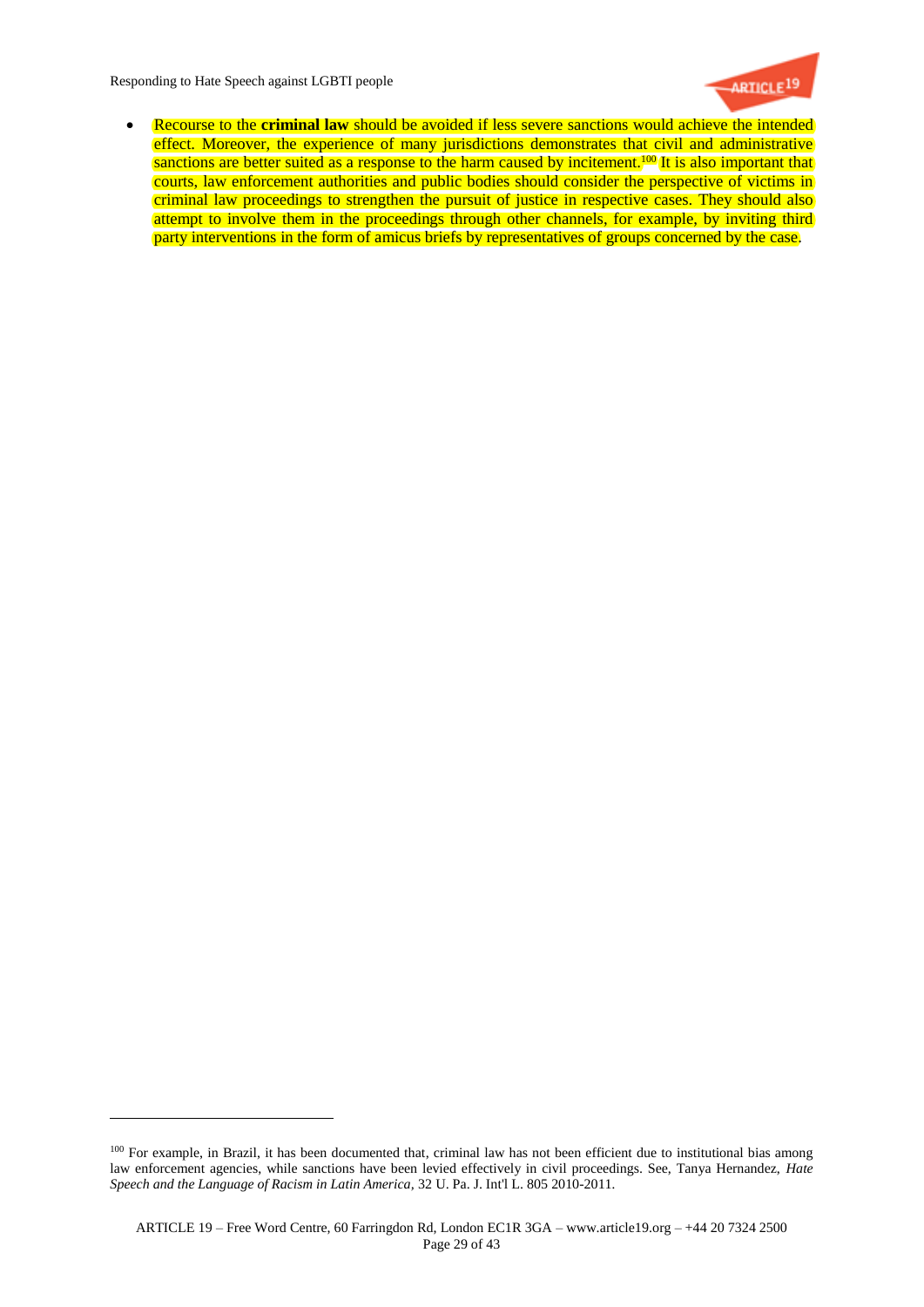- Recourse to the **criminal law** should be avoided if less severe sanctions would achieve the intended effect. Moreover, the experience of many jurisdictions demonstrates that civil and administrative sanctions are better suited as a response to the harm caused by incitement.[100] It is also important that courts, law enforcement authorities and public bodies should consider the perspective of victims in criminal law proceedings to strengthen the pursuit of justice in respective cases. They should also attempt to involve them in the proceedings through other channels, for example, by inviting third party interventions in the form of amicus briefs by representatives of groups concerned by the case.

[100] For example, in Brazil, it has been documented that, criminal law has not been efficient due to institutional bias among law enforcement agencies, while sanctions have been levied effectively in civil proceedings. See, Tanya Hernandez, *Hate Speech and the Language of Racism in Latin America,* 32 U. Pa. J. Int'l L. 805 2010-2011.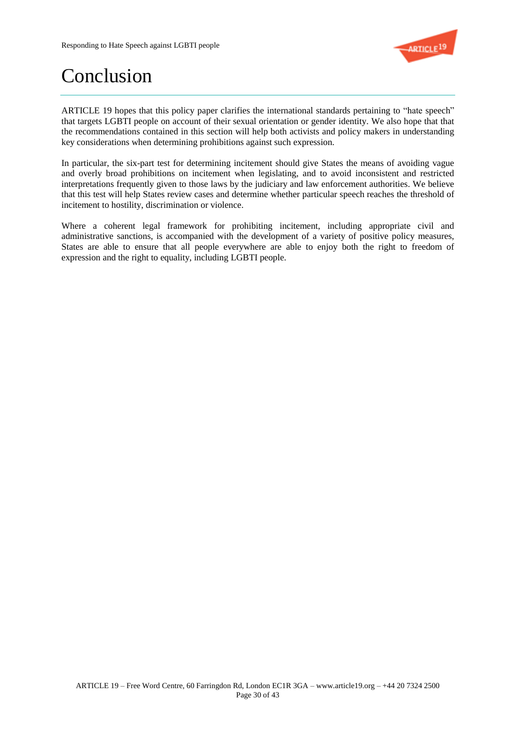# Conclusion

ARTICLE 19 hopes that this policy paper clarifies the international standards pertaining to "hate speech" that targets LGBTI people on account of their sexual orientation or gender identity. We also hope that that the recommendations contained in this section will help both activists and policy makers in understanding key considerations when determining prohibitions against such expression.

In particular, the six-part test for determining incitement should give States the means of avoiding vague and overly broad prohibitions on incitement when legislating, and to avoid inconsistent and restricted interpretations frequently given to those laws by the judiciary and law enforcement authorities. We believe that this test will help States review cases and determine whether particular speech reaches the threshold of incitement to hostility, discrimination or violence.

Where a coherent legal framework for prohibiting incitement, including appropriate civil and administrative sanctions, is accompanied with the development of a variety of positive policy measures, States are able to ensure that all people everywhere are able to enjoy both the right to freedom of expression and the right to equality, including LGBTI people.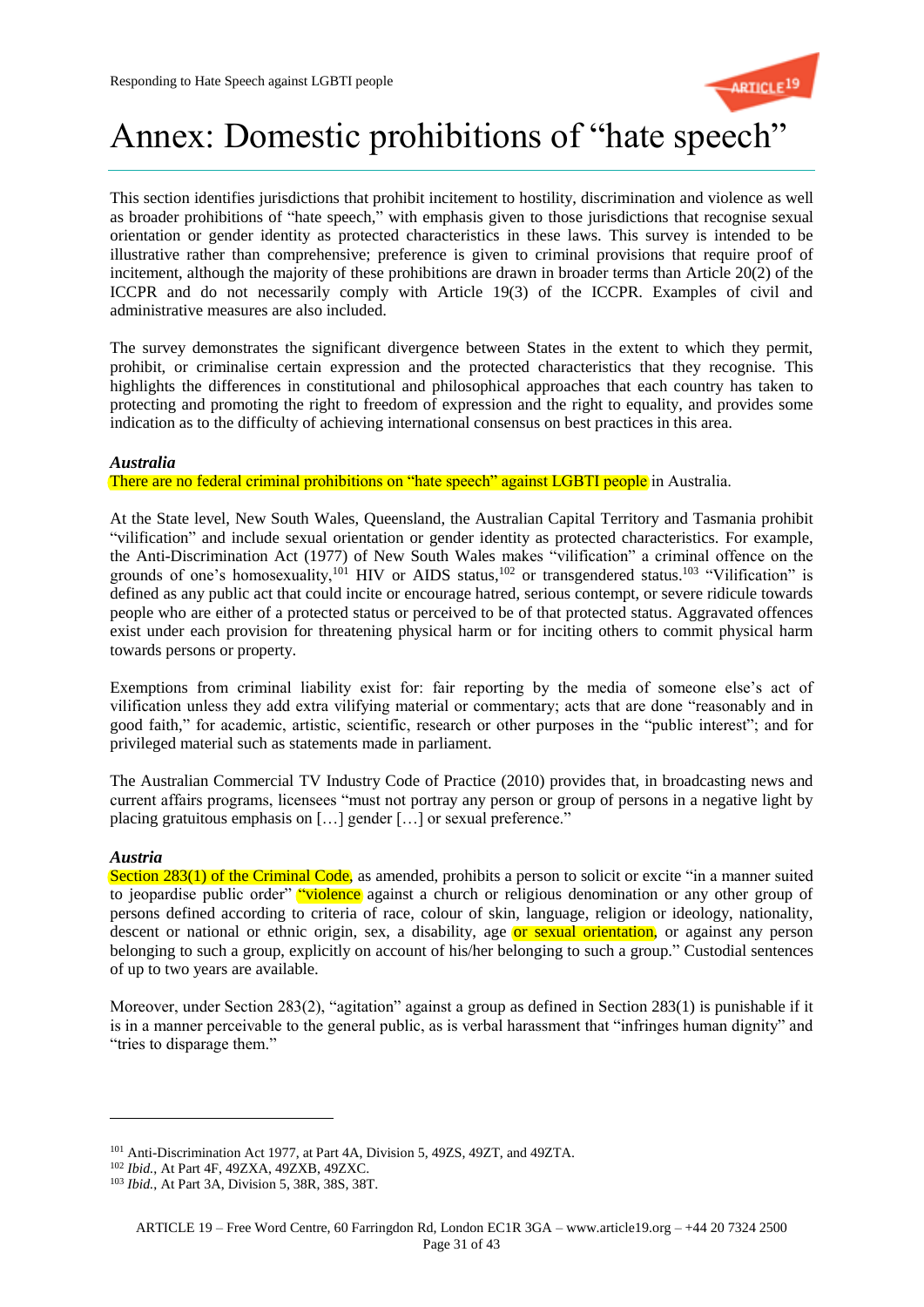# Annex: Domestic prohibitions of "hate speech"

This section identifies jurisdictions that prohibit incitement to hostility, discrimination and violence as well as broader prohibitions of "hate speech," with emphasis given to those jurisdictions that recognise sexual orientation or gender identity as protected characteristics in these laws. This survey is intended to be illustrative rather than comprehensive; preference is given to criminal provisions that require proof of incitement, although the majority of these prohibitions are drawn in broader terms than Article 20(2) of the ICCPR and do not necessarily comply with Article 19(3) of the ICCPR. Examples of civil and administrative measures are also included.

The survey demonstrates the significant divergence between States in the extent to which they permit, prohibit, or criminalise certain expression and the protected characteristics that they recognise. This highlights the differences in constitutional and philosophical approaches that each country has taken to protecting and promoting the right to freedom of expression and the right to equality, and provides some indication as to the difficulty of achieving international consensus on best practices in this area.

***Australia***

There are no federal criminal prohibitions on "hate speech" against LGBTI people in Australia.

At the State level, New South Wales, Queensland, the Australian Capital Territory and Tasmania prohibit "vilification" and include sexual orientation or gender identity as protected characteristics. For example, the Anti-Discrimination Act (1977) of New South Wales makes "vilification" a criminal offence on the grounds of one's homosexuality,[101] HIV or AIDS status,[102] or transgendered status.[103] "Vilification" is defined as any public act that could incite or encourage hatred, serious contempt, or severe ridicule towards people who are either of a protected status or perceived to be of that protected status. Aggravated offences exist under each provision for threatening physical harm or for inciting others to commit physical harm towards persons or property.

Exemptions from criminal liability exist for: fair reporting by the media of someone else's act of vilification unless they add extra vilifying material or commentary; acts that are done "reasonably and in good faith," for academic, artistic, scientific, research or other purposes in the "public interest"; and for privileged material such as statements made in parliament.

The Australian Commercial TV Industry Code of Practice (2010) provides that, in broadcasting news and current affairs programs, licensees "must not portray any person or group of persons in a negative light by placing gratuitous emphasis on […] gender […] or sexual preference."

***Austria***

Section 283(1) of the Criminal Code, as amended, prohibits a person to solicit or excite "in a manner suited to jeopardise public order" "violence against a church or religious denomination or any other group of persons defined according to criteria of race, colour of skin, language, religion or ideology, nationality, descent or national or ethnic origin, sex, a disability, age or sexual orientation, or against any person belonging to such a group, explicitly on account of his/her belonging to such a group." Custodial sentences of up to two years are available.

Moreover, under Section 283(2), "agitation" against a group as defined in Section 283(1) is punishable if it is in a manner perceivable to the general public, as is verbal harassment that "infringes human dignity" and "tries to disparage them."

---

[101] Anti-Discrimination Act 1977, at Part 4A, Division 5, 49ZS, 49ZT, and 49ZTA.

[102] *Ibid.*, At Part 4F, 49ZXA, 49ZXB, 49ZXC.

[103] *Ibid.*, At Part 3A, Division 5, 38R, 38S, 38T.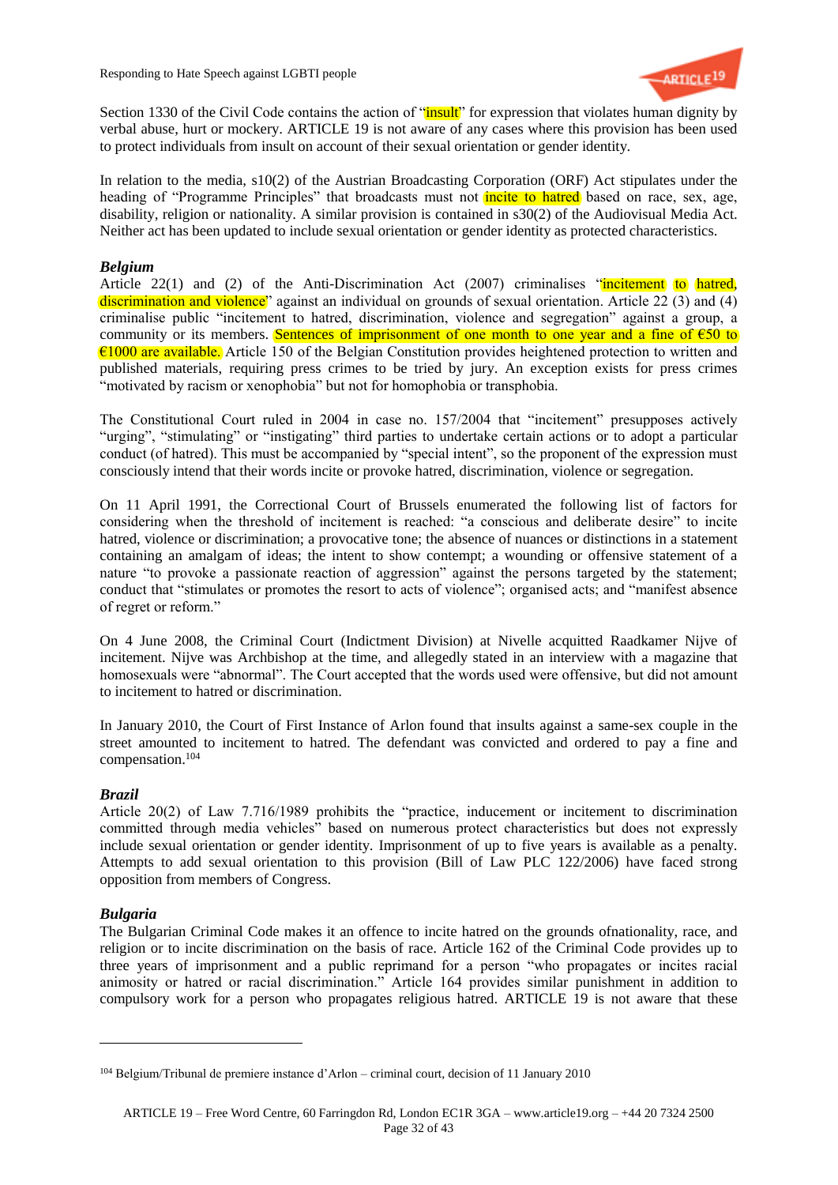Section 1330 of the Civil Code contains the action of "insult" for expression that violates human dignity by verbal abuse, hurt or mockery. ARTICLE 19 is not aware of any cases where this provision has been used to protect individuals from insult on account of their sexual orientation or gender identity.

In relation to the media, s10(2) of the Austrian Broadcasting Corporation (ORF) Act stipulates under the heading of "Programme Principles" that broadcasts must not incite to hatred based on race, sex, age, disability, religion or nationality. A similar provision is contained in s30(2) of the Audiovisual Media Act. Neither act has been updated to include sexual orientation or gender identity as protected characteristics.

***Belgium***

Article 22(1) and (2) of the Anti-Discrimination Act (2007) criminalises "incitement to hatred, discrimination and violence" against an individual on grounds of sexual orientation. Article 22 (3) and (4) criminalise public "incitement to hatred, discrimination, violence and segregation" against a group, a community or its members. Sentences of imprisonment of one month to one year and a fine of €50 to €1000 are available. Article 150 of the Belgian Constitution provides heightened protection to written and published materials, requiring press crimes to be tried by jury. An exception exists for press crimes "motivated by racism or xenophobia" but not for homophobia or transphobia.

The Constitutional Court ruled in 2004 in case no. 157/2004 that "incitement" presupposes actively "urging", "stimulating" or "instigating" third parties to undertake certain actions or to adopt a particular conduct (of hatred). This must be accompanied by "special intent", so the proponent of the expression must consciously intend that their words incite or provoke hatred, discrimination, violence or segregation.

On 11 April 1991, the Correctional Court of Brussels enumerated the following list of factors for considering when the threshold of incitement is reached: "a conscious and deliberate desire" to incite hatred, violence or discrimination; a provocative tone; the absence of nuances or distinctions in a statement containing an amalgam of ideas; the intent to show contempt; a wounding or offensive statement of a nature "to provoke a passionate reaction of aggression" against the persons targeted by the statement; conduct that "stimulates or promotes the resort to acts of violence"; organised acts; and "manifest absence of regret or reform."

On 4 June 2008, the Criminal Court (Indictment Division) at Nivelle acquitted Raadkamer Nijve of incitement. Nijve was Archbishop at the time, and allegedly stated in an interview with a magazine that homosexuals were "abnormal". The Court accepted that the words used were offensive, but did not amount to incitement to hatred or discrimination.

In January 2010, the Court of First Instance of Arlon found that insults against a same-sex couple in the street amounted to incitement to hatred. The defendant was convicted and ordered to pay a fine and compensation.[104]

***Brazil***

Article 20(2) of Law 7.716/1989 prohibits the "practice, inducement or incitement to discrimination committed through media vehicles" based on numerous protect characteristics but does not expressly include sexual orientation or gender identity. Imprisonment of up to five years is available as a penalty. Attempts to add sexual orientation to this provision (Bill of Law PLC 122/2006) have faced strong opposition from members of Congress.

***Bulgaria***

The Bulgarian Criminal Code makes it an offence to incite hatred on the grounds ofnationality, race, and religion or to incite discrimination on the basis of race. Article 162 of the Criminal Code provides up to three years of imprisonment and a public reprimand for a person "who propagates or incites racial animosity or hatred or racial discrimination." Article 164 provides similar punishment in addition to compulsory work for a person who propagates religious hatred. ARTICLE 19 is not aware that these

---

[104] Belgium/Tribunal de premiere instance d'Arlon – criminal court, decision of 11 January 2010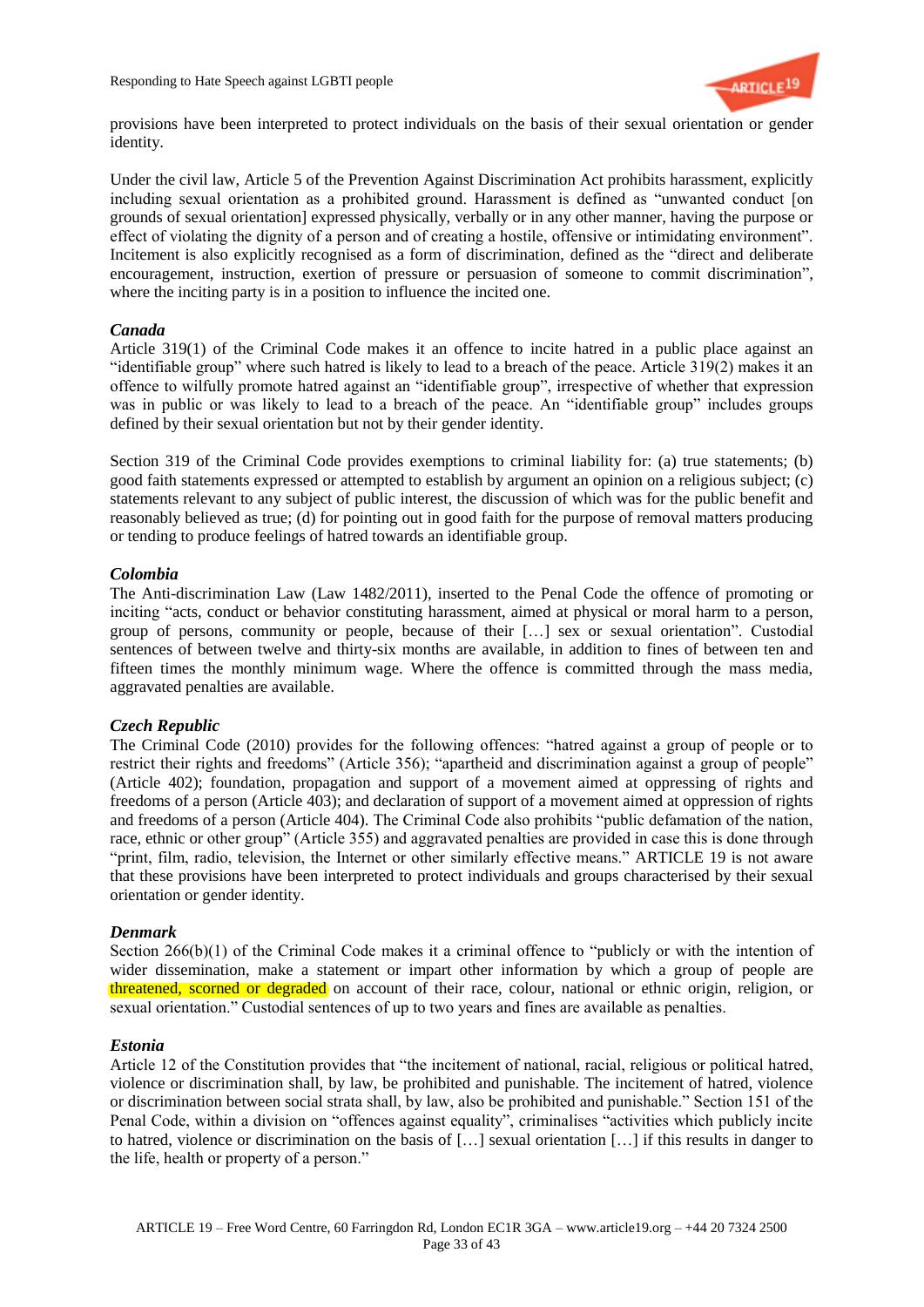provisions have been interpreted to protect individuals on the basis of their sexual orientation or gender identity.

Under the civil law, Article 5 of the Prevention Against Discrimination Act prohibits harassment, explicitly including sexual orientation as a prohibited ground. Harassment is defined as "unwanted conduct [on grounds of sexual orientation] expressed physically, verbally or in any other manner, having the purpose or effect of violating the dignity of a person and of creating a hostile, offensive or intimidating environment". Incitement is also explicitly recognised as a form of discrimination, defined as the "direct and deliberate encouragement, instruction, exertion of pressure or persuasion of someone to commit discrimination", where the inciting party is in a position to influence the incited one.

***Canada***

Article 319(1) of the Criminal Code makes it an offence to incite hatred in a public place against an "identifiable group" where such hatred is likely to lead to a breach of the peace. Article 319(2) makes it an offence to wilfully promote hatred against an "identifiable group", irrespective of whether that expression was in public or was likely to lead to a breach of the peace. An "identifiable group" includes groups defined by their sexual orientation but not by their gender identity.

Section 319 of the Criminal Code provides exemptions to criminal liability for: (a) true statements; (b) good faith statements expressed or attempted to establish by argument an opinion on a religious subject; (c) statements relevant to any subject of public interest, the discussion of which was for the public benefit and reasonably believed as true; (d) for pointing out in good faith for the purpose of removal matters producing or tending to produce feelings of hatred towards an identifiable group.

***Colombia***

The Anti-discrimination Law (Law 1482/2011), inserted to the Penal Code the offence of promoting or inciting "acts, conduct or behavior constituting harassment, aimed at physical or moral harm to a person, group of persons, community or people, because of their […] sex or sexual orientation". Custodial sentences of between twelve and thirty-six months are available, in addition to fines of between ten and fifteen times the monthly minimum wage. Where the offence is committed through the mass media, aggravated penalties are available.

***Czech Republic***

The Criminal Code (2010) provides for the following offences: "hatred against a group of people or to restrict their rights and freedoms" (Article 356); "apartheid and discrimination against a group of people" (Article 402); foundation, propagation and support of a movement aimed at oppressing of rights and freedoms of a person (Article 403); and declaration of support of a movement aimed at oppression of rights and freedoms of a person (Article 404). The Criminal Code also prohibits "public defamation of the nation, race, ethnic or other group" (Article 355) and aggravated penalties are provided in case this is done through "print, film, radio, television, the Internet or other similarly effective means." ARTICLE 19 is not aware that these provisions have been interpreted to protect individuals and groups characterised by their sexual orientation or gender identity.

***Denmark***

Section 266(b)(1) of the Criminal Code makes it a criminal offence to "publicly or with the intention of wider dissemination, make a statement or impart other information by which a group of people are threatened, scorned or degraded on account of their race, colour, national or ethnic origin, religion, or sexual orientation." Custodial sentences of up to two years and fines are available as penalties.

***Estonia***

Article 12 of the Constitution provides that "the incitement of national, racial, religious or political hatred, violence or discrimination shall, by law, be prohibited and punishable. The incitement of hatred, violence or discrimination between social strata shall, by law, also be prohibited and punishable." Section 151 of the Penal Code, within a division on "offences against equality", criminalises "activities which publicly incite to hatred, violence or discrimination on the basis of […] sexual orientation […] if this results in danger to the life, health or property of a person."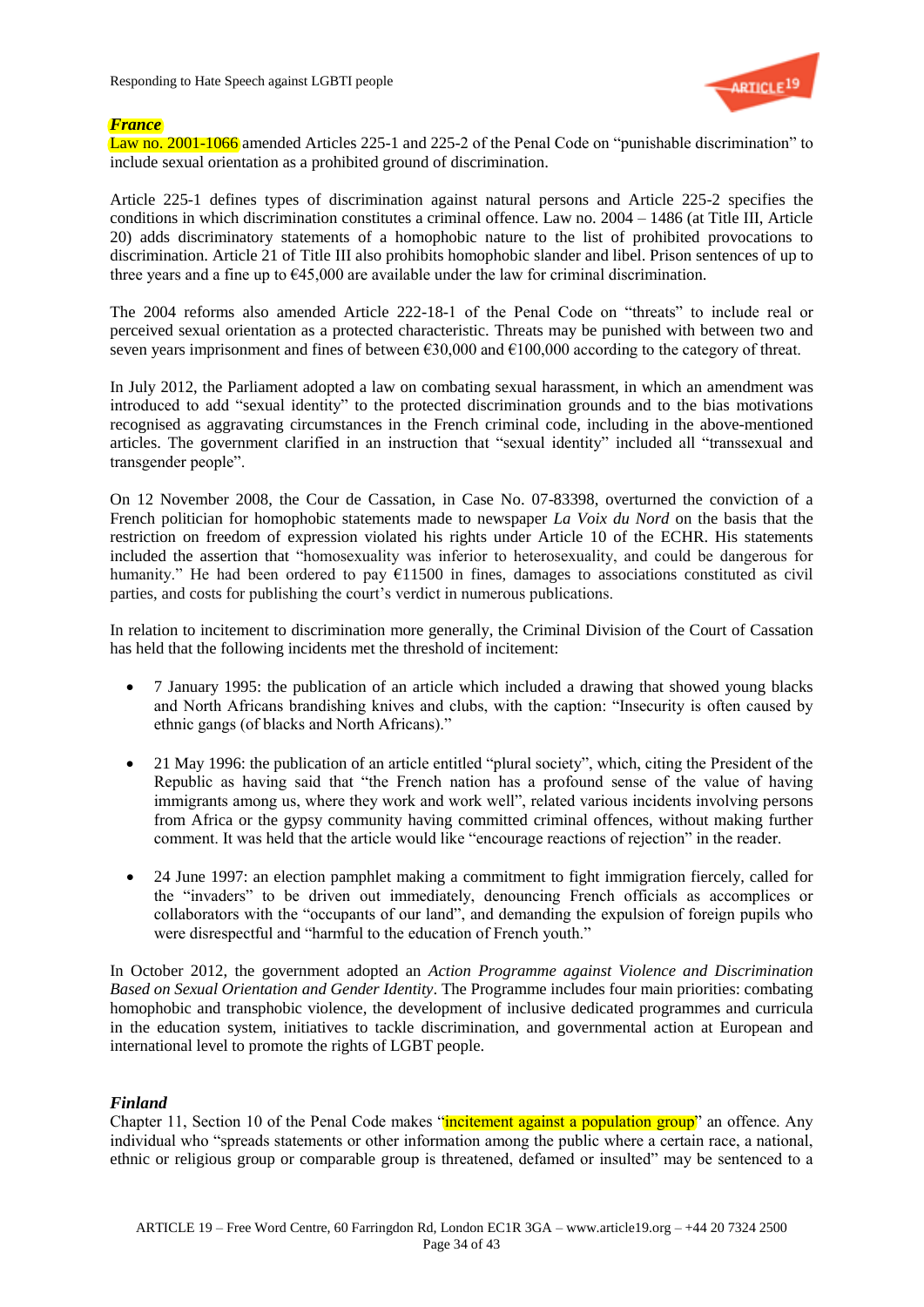### *France*

Law no. 2001-1066 amended Articles 225-1 and 225-2 of the Penal Code on "punishable discrimination" to include sexual orientation as a prohibited ground of discrimination.

Article 225-1 defines types of discrimination against natural persons and Article 225-2 specifies the conditions in which discrimination constitutes a criminal offence. Law no. 2004 – 1486 (at Title III, Article 20) adds discriminatory statements of a homophobic nature to the list of prohibited provocations to discrimination. Article 21 of Title III also prohibits homophobic slander and libel. Prison sentences of up to three years and a fine up to €45,000 are available under the law for criminal discrimination.

The 2004 reforms also amended Article 222-18-1 of the Penal Code on "threats" to include real or perceived sexual orientation as a protected characteristic. Threats may be punished with between two and seven years imprisonment and fines of between €30,000 and €100,000 according to the category of threat.

In July 2012, the Parliament adopted a law on combating sexual harassment, in which an amendment was introduced to add "sexual identity" to the protected discrimination grounds and to the bias motivations recognised as aggravating circumstances in the French criminal code, including in the above-mentioned articles. The government clarified in an instruction that "sexual identity" included all "transsexual and transgender people".

On 12 November 2008, the Cour de Cassation, in Case No. 07-83398, overturned the conviction of a French politician for homophobic statements made to newspaper *La Voix du Nord* on the basis that the restriction on freedom of expression violated his rights under Article 10 of the ECHR. His statements included the assertion that "homosexuality was inferior to heterosexuality, and could be dangerous for humanity." He had been ordered to pay €11500 in fines, damages to associations constituted as civil parties, and costs for publishing the court's verdict in numerous publications.

In relation to incitement to discrimination more generally, the Criminal Division of the Court of Cassation has held that the following incidents met the threshold of incitement:

- 7 January 1995: the publication of an article which included a drawing that showed young blacks and North Africans brandishing knives and clubs, with the caption: "Insecurity is often caused by ethnic gangs (of blacks and North Africans)."
- 21 May 1996: the publication of an article entitled "plural society", which, citing the President of the Republic as having said that "the French nation has a profound sense of the value of having immigrants among us, where they work and work well", related various incidents involving persons from Africa or the gypsy community having committed criminal offences, without making further comment. It was held that the article would like "encourage reactions of rejection" in the reader.
- 24 June 1997: an election pamphlet making a commitment to fight immigration fiercely, called for the "invaders" to be driven out immediately, denouncing French officials as accomplices or collaborators with the "occupants of our land", and demanding the expulsion of foreign pupils who were disrespectful and "harmful to the education of French youth."

In October 2012, the government adopted an *Action Programme against Violence and Discrimination Based on Sexual Orientation and Gender Identity*. The Programme includes four main priorities: combating homophobic and transphobic violence, the development of inclusive dedicated programmes and curricula in the education system, initiatives to tackle discrimination, and governmental action at European and international level to promote the rights of LGBT people.

### *Finland*

Chapter 11, Section 10 of the Penal Code makes "incitement against a population group" an offence. Any individual who "spreads statements or other information among the public where a certain race, a national, ethnic or religious group or comparable group is threatened, defamed or insulted" may be sentenced to a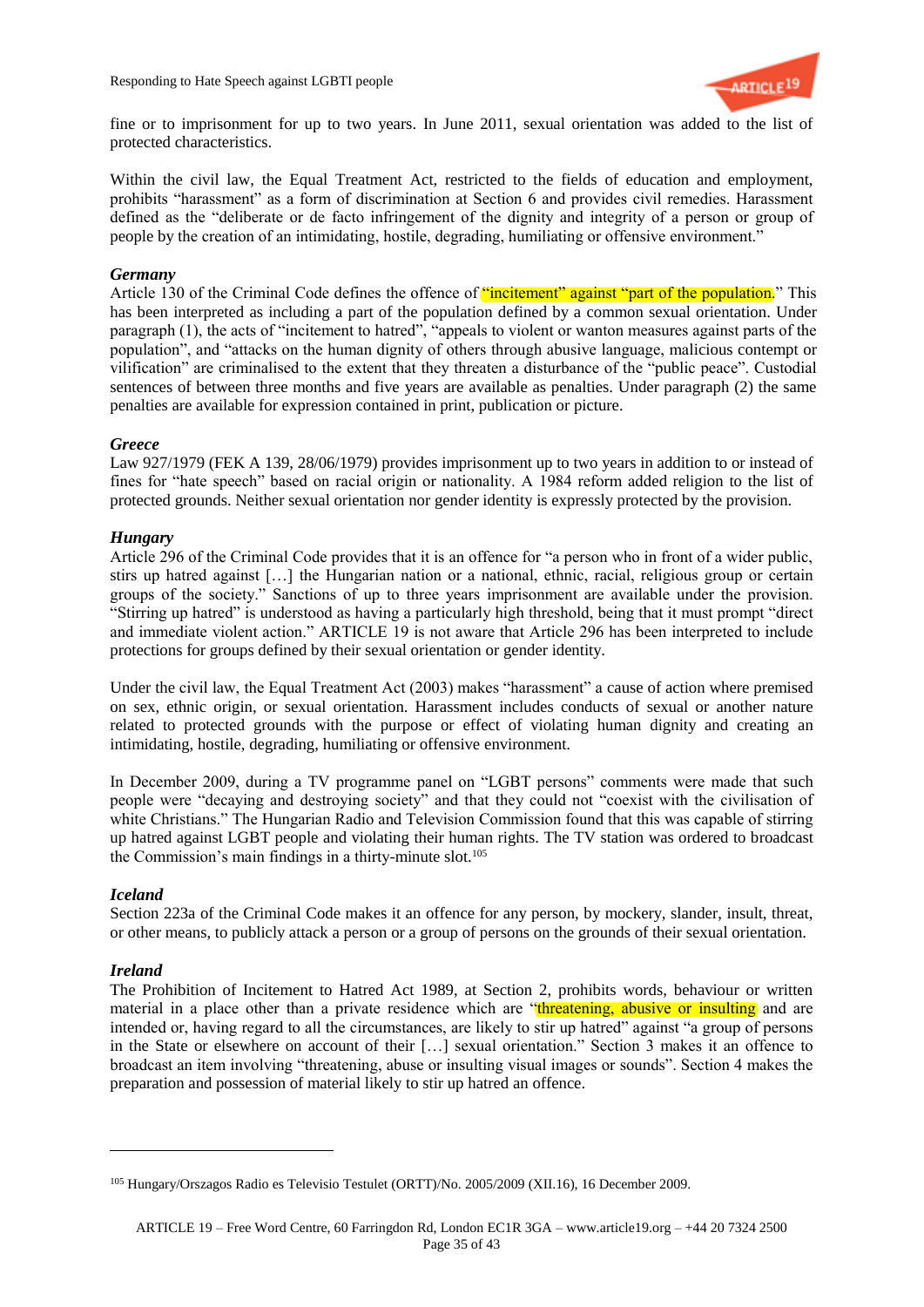fine or to imprisonment for up to two years. In June 2011, sexual orientation was added to the list of protected characteristics.

Within the civil law, the Equal Treatment Act, restricted to the fields of education and employment, prohibits "harassment" as a form of discrimination at Section 6 and provides civil remedies. Harassment defined as the "deliberate or de facto infringement of the dignity and integrity of a person or group of people by the creation of an intimidating, hostile, degrading, humiliating or offensive environment."

***Germany***

Article 130 of the Criminal Code defines the offence of "incitement" against "part of the population." This has been interpreted as including a part of the population defined by a common sexual orientation. Under paragraph (1), the acts of "incitement to hatred", "appeals to violent or wanton measures against parts of the population", and "attacks on the human dignity of others through abusive language, malicious contempt or vilification" are criminalised to the extent that they threaten a disturbance of the "public peace". Custodial sentences of between three months and five years are available as penalties. Under paragraph (2) the same penalties are available for expression contained in print, publication or picture.

***Greece***

Law 927/1979 (FEK A 139, 28/06/1979) provides imprisonment up to two years in addition to or instead of fines for "hate speech" based on racial origin or nationality. A 1984 reform added religion to the list of protected grounds. Neither sexual orientation nor gender identity is expressly protected by the provision.

***Hungary***

Article 296 of the Criminal Code provides that it is an offence for "a person who in front of a wider public, stirs up hatred against […] the Hungarian nation or a national, ethnic, racial, religious group or certain groups of the society." Sanctions of up to three years imprisonment are available under the provision. "Stirring up hatred" is understood as having a particularly high threshold, being that it must prompt "direct and immediate violent action." ARTICLE 19 is not aware that Article 296 has been interpreted to include protections for groups defined by their sexual orientation or gender identity.

Under the civil law, the Equal Treatment Act (2003) makes "harassment" a cause of action where premised on sex, ethnic origin, or sexual orientation. Harassment includes conducts of sexual or another nature related to protected grounds with the purpose or effect of violating human dignity and creating an intimidating, hostile, degrading, humiliating or offensive environment.

In December 2009, during a TV programme panel on "LGBT persons" comments were made that such people were "decaying and destroying society" and that they could not "coexist with the civilisation of white Christians." The Hungarian Radio and Television Commission found that this was capable of stirring up hatred against LGBT people and violating their human rights. The TV station was ordered to broadcast the Commission's main findings in a thirty-minute slot.[105]

***Iceland***

Section 223a of the Criminal Code makes it an offence for any person, by mockery, slander, insult, threat, or other means, to publicly attack a person or a group of persons on the grounds of their sexual orientation.

***Ireland***

The Prohibition of Incitement to Hatred Act 1989, at Section 2, prohibits words, behaviour or written material in a place other than a private residence which are "threatening, abusive or insulting and are intended or, having regard to all the circumstances, are likely to stir up hatred" against "a group of persons in the State or elsewhere on account of their […] sexual orientation." Section 3 makes it an offence to broadcast an item involving "threatening, abuse or insulting visual images or sounds". Section 4 makes the preparation and possession of material likely to stir up hatred an offence.

---

[105] Hungary/Orszagos Radio es Televisio Testulet (ORTT)/No. 2005/2009 (XII.16), 16 December 2009.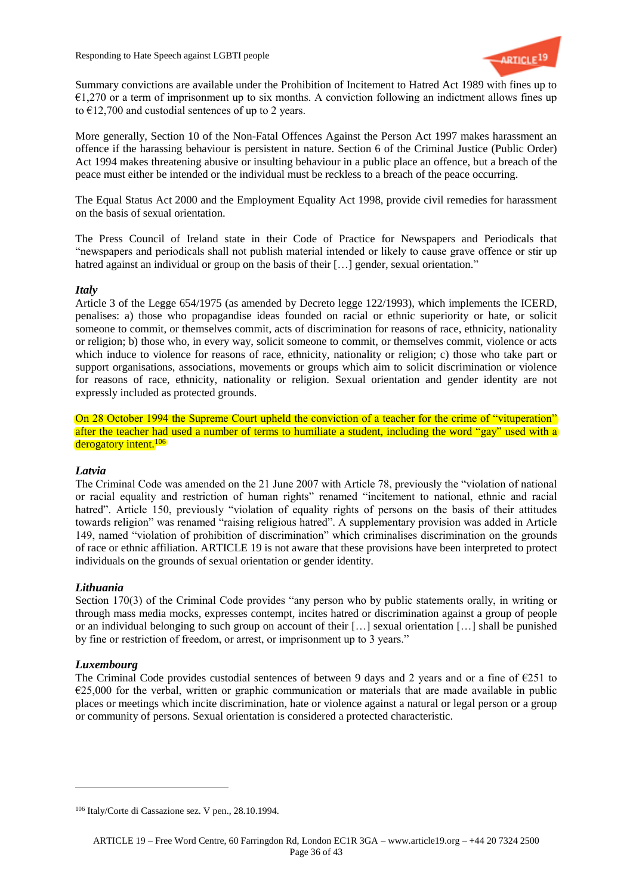Summary convictions are available under the Prohibition of Incitement to Hatred Act 1989 with fines up to €1,270 or a term of imprisonment up to six months. A conviction following an indictment allows fines up to €12,700 and custodial sentences of up to 2 years.

More generally, Section 10 of the Non-Fatal Offences Against the Person Act 1997 makes harassment an offence if the harassing behaviour is persistent in nature. Section 6 of the Criminal Justice (Public Order) Act 1994 makes threatening abusive or insulting behaviour in a public place an offence, but a breach of the peace must either be intended or the individual must be reckless to a breach of the peace occurring.

The Equal Status Act 2000 and the Employment Equality Act 1998, provide civil remedies for harassment on the basis of sexual orientation.

The Press Council of Ireland state in their Code of Practice for Newspapers and Periodicals that "newspapers and periodicals shall not publish material intended or likely to cause grave offence or stir up hatred against an individual or group on the basis of their […] gender, sexual orientation."

***Italy***

Article 3 of the Legge 654/1975 (as amended by Decreto legge 122/1993), which implements the ICERD, penalises: a) those who propagandise ideas founded on racial or ethnic superiority or hate, or solicit someone to commit, or themselves commit, acts of discrimination for reasons of race, ethnicity, nationality or religion; b) those who, in every way, solicit someone to commit, or themselves commit, violence or acts which induce to violence for reasons of race, ethnicity, nationality or religion; c) those who take part or support organisations, associations, movements or groups which aim to solicit discrimination or violence for reasons of race, ethnicity, nationality or religion. Sexual orientation and gender identity are not expressly included as protected grounds.

On 28 October 1994 the Supreme Court upheld the conviction of a teacher for the crime of "vituperation" after the teacher had used a number of terms to humiliate a student, including the word "gay" used with a derogatory intent.[106]

***Latvia***

The Criminal Code was amended on the 21 June 2007 with Article 78, previously the "violation of national or racial equality and restriction of human rights" renamed "incitement to national, ethnic and racial hatred". Article 150, previously "violation of equality rights of persons on the basis of their attitudes towards religion" was renamed "raising religious hatred". A supplementary provision was added in Article 149, named "violation of prohibition of discrimination" which criminalises discrimination on the grounds of race or ethnic affiliation. ARTICLE 19 is not aware that these provisions have been interpreted to protect individuals on the grounds of sexual orientation or gender identity.

***Lithuania***

Section 170(3) of the Criminal Code provides "any person who by public statements orally, in writing or through mass media mocks, expresses contempt, incites hatred or discrimination against a group of people or an individual belonging to such group on account of their […] sexual orientation […] shall be punished by fine or restriction of freedom, or arrest, or imprisonment up to 3 years."

***Luxembourg***

The Criminal Code provides custodial sentences of between 9 days and 2 years and or a fine of €251 to €25,000 for the verbal, written or graphic communication or materials that are made available in public places or meetings which incite discrimination, hate or violence against a natural or legal person or a group or community of persons. Sexual orientation is considered a protected characteristic.

---

[106] Italy/Corte di Cassazione sez. V pen., 28.10.1994.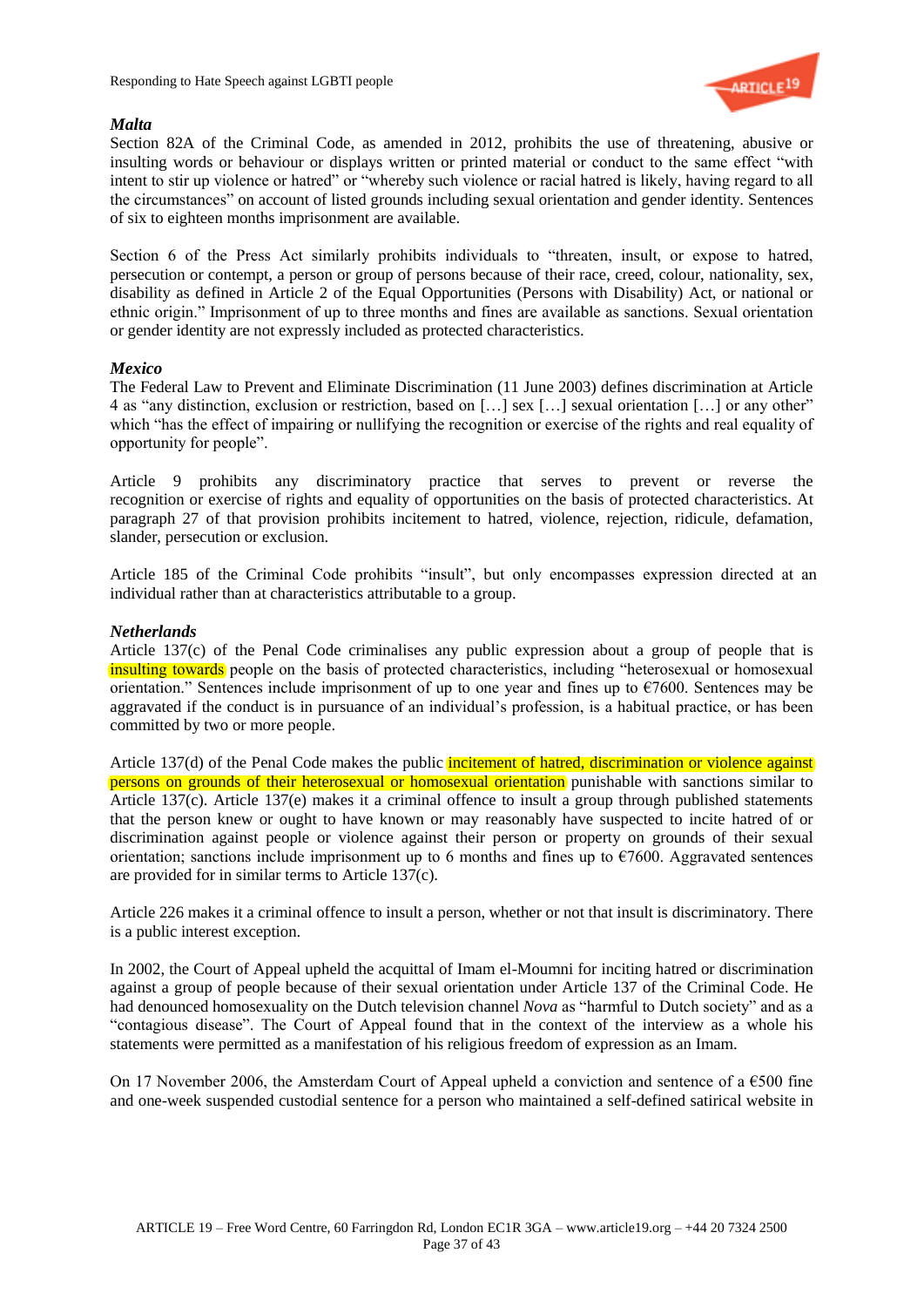### *Malta*

Section 82A of the Criminal Code, as amended in 2012, prohibits the use of threatening, abusive or insulting words or behaviour or displays written or printed material or conduct to the same effect "with intent to stir up violence or hatred" or "whereby such violence or racial hatred is likely, having regard to all the circumstances" on account of listed grounds including sexual orientation and gender identity. Sentences of six to eighteen months imprisonment are available.

Section 6 of the Press Act similarly prohibits individuals to "threaten, insult, or expose to hatred, persecution or contempt, a person or group of persons because of their race, creed, colour, nationality, sex, disability as defined in Article 2 of the Equal Opportunities (Persons with Disability) Act, or national or ethnic origin." Imprisonment of up to three months and fines are available as sanctions. Sexual orientation or gender identity are not expressly included as protected characteristics.

### *Mexico*

The Federal Law to Prevent and Eliminate Discrimination (11 June 2003) defines discrimination at Article 4 as "any distinction, exclusion or restriction, based on […] sex […] sexual orientation […] or any other" which "has the effect of impairing or nullifying the recognition or exercise of the rights and real equality of opportunity for people".

Article 9 prohibits any discriminatory practice that serves to prevent or reverse the recognition or exercise of rights and equality of opportunities on the basis of protected characteristics. At paragraph 27 of that provision prohibits incitement to hatred, violence, rejection, ridicule, defamation, slander, persecution or exclusion.

Article 185 of the Criminal Code prohibits "insult", but only encompasses expression directed at an individual rather than at characteristics attributable to a group.

### *Netherlands*

Article 137(c) of the Penal Code criminalises any public expression about a group of people that is insulting towards people on the basis of protected characteristics, including "heterosexual or homosexual orientation." Sentences include imprisonment of up to one year and fines up to €7600. Sentences may be aggravated if the conduct is in pursuance of an individual's profession, is a habitual practice, or has been committed by two or more people.

Article 137(d) of the Penal Code makes the public incitement of hatred, discrimination or violence against persons on grounds of their heterosexual or homosexual orientation punishable with sanctions similar to Article 137(c). Article 137(e) makes it a criminal offence to insult a group through published statements that the person knew or ought to have known or may reasonably have suspected to incite hatred of or discrimination against people or violence against their person or property on grounds of their sexual orientation; sanctions include imprisonment up to 6 months and fines up to €7600. Aggravated sentences are provided for in similar terms to Article 137(c).

Article 226 makes it a criminal offence to insult a person, whether or not that insult is discriminatory. There is a public interest exception.

In 2002, the Court of Appeal upheld the acquittal of Imam el-Moumni for inciting hatred or discrimination against a group of people because of their sexual orientation under Article 137 of the Criminal Code. He had denounced homosexuality on the Dutch television channel *Nova* as "harmful to Dutch society" and as a "contagious disease". The Court of Appeal found that in the context of the interview as a whole his statements were permitted as a manifestation of his religious freedom of expression as an Imam.

On 17 November 2006, the Amsterdam Court of Appeal upheld a conviction and sentence of a €500 fine and one-week suspended custodial sentence for a person who maintained a self-defined satirical website in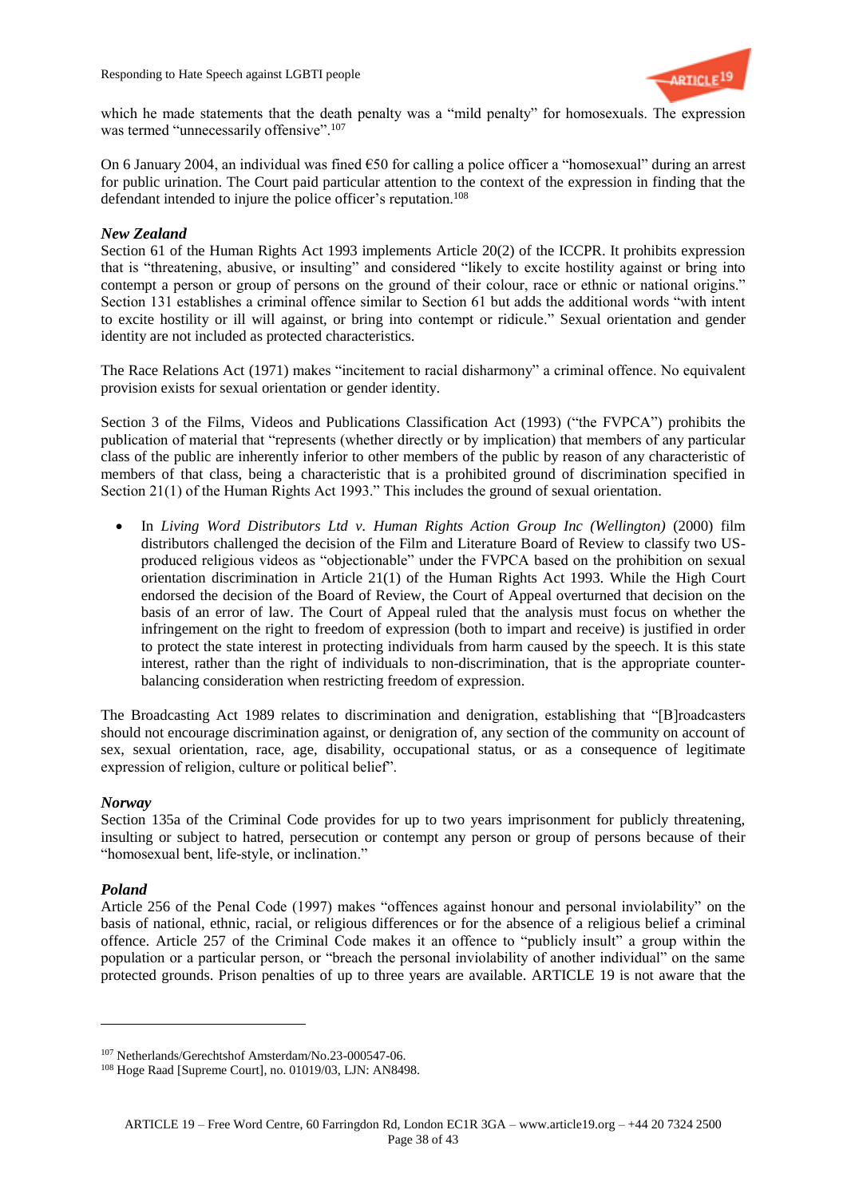which he made statements that the death penalty was a "mild penalty" for homosexuals. The expression was termed "unnecessarily offensive".[107]

On 6 January 2004, an individual was fined €50 for calling a police officer a "homosexual" during an arrest for public urination. The Court paid particular attention to the context of the expression in finding that the defendant intended to injure the police officer's reputation.[108]

***New Zealand***

Section 61 of the Human Rights Act 1993 implements Article 20(2) of the ICCPR. It prohibits expression that is "threatening, abusive, or insulting" and considered "likely to excite hostility against or bring into contempt a person or group of persons on the ground of their colour, race or ethnic or national origins." Section 131 establishes a criminal offence similar to Section 61 but adds the additional words "with intent to excite hostility or ill will against, or bring into contempt or ridicule." Sexual orientation and gender identity are not included as protected characteristics.

The Race Relations Act (1971) makes "incitement to racial disharmony" a criminal offence. No equivalent provision exists for sexual orientation or gender identity.

Section 3 of the Films, Videos and Publications Classification Act (1993) ("the FVPCA") prohibits the publication of material that "represents (whether directly or by implication) that members of any particular class of the public are inherently inferior to other members of the public by reason of any characteristic of members of that class, being a characteristic that is a prohibited ground of discrimination specified in Section 21(1) of the Human Rights Act 1993." This includes the ground of sexual orientation.

- In *Living Word Distributors Ltd v. Human Rights Action Group Inc (Wellington)* (2000) film distributors challenged the decision of the Film and Literature Board of Review to classify two US-produced religious videos as "objectionable" under the FVPCA based on the prohibition on sexual orientation discrimination in Article 21(1) of the Human Rights Act 1993. While the High Court endorsed the decision of the Board of Review, the Court of Appeal overturned that decision on the basis of an error of law. The Court of Appeal ruled that the analysis must focus on whether the infringement on the right to freedom of expression (both to impart and receive) is justified in order to protect the state interest in protecting individuals from harm caused by the speech. It is this state interest, rather than the right of individuals to non-discrimination, that is the appropriate counter-balancing consideration when restricting freedom of expression.

The Broadcasting Act 1989 relates to discrimination and denigration, establishing that "[B]roadcasters should not encourage discrimination against, or denigration of, any section of the community on account of sex, sexual orientation, race, age, disability, occupational status, or as a consequence of legitimate expression of religion, culture or political belief".

***Norway***

Section 135a of the Criminal Code provides for up to two years imprisonment for publicly threatening, insulting or subject to hatred, persecution or contempt any person or group of persons because of their "homosexual bent, life-style, or inclination."

***Poland***

Article 256 of the Penal Code (1997) makes "offences against honour and personal inviolability" on the basis of national, ethnic, racial, or religious differences or for the absence of a religious belief a criminal offence. Article 257 of the Criminal Code makes it an offence to "publicly insult" a group within the population or a particular person, or "breach the personal inviolability of another individual" on the same protected grounds. Prison penalties of up to three years are available. ARTICLE 19 is not aware that the

---

[107] Netherlands/Gerechtshof Amsterdam/No.23-000547-06.

[108] Hoge Raad [Supreme Court], no. 01019/03, LJN: AN8498.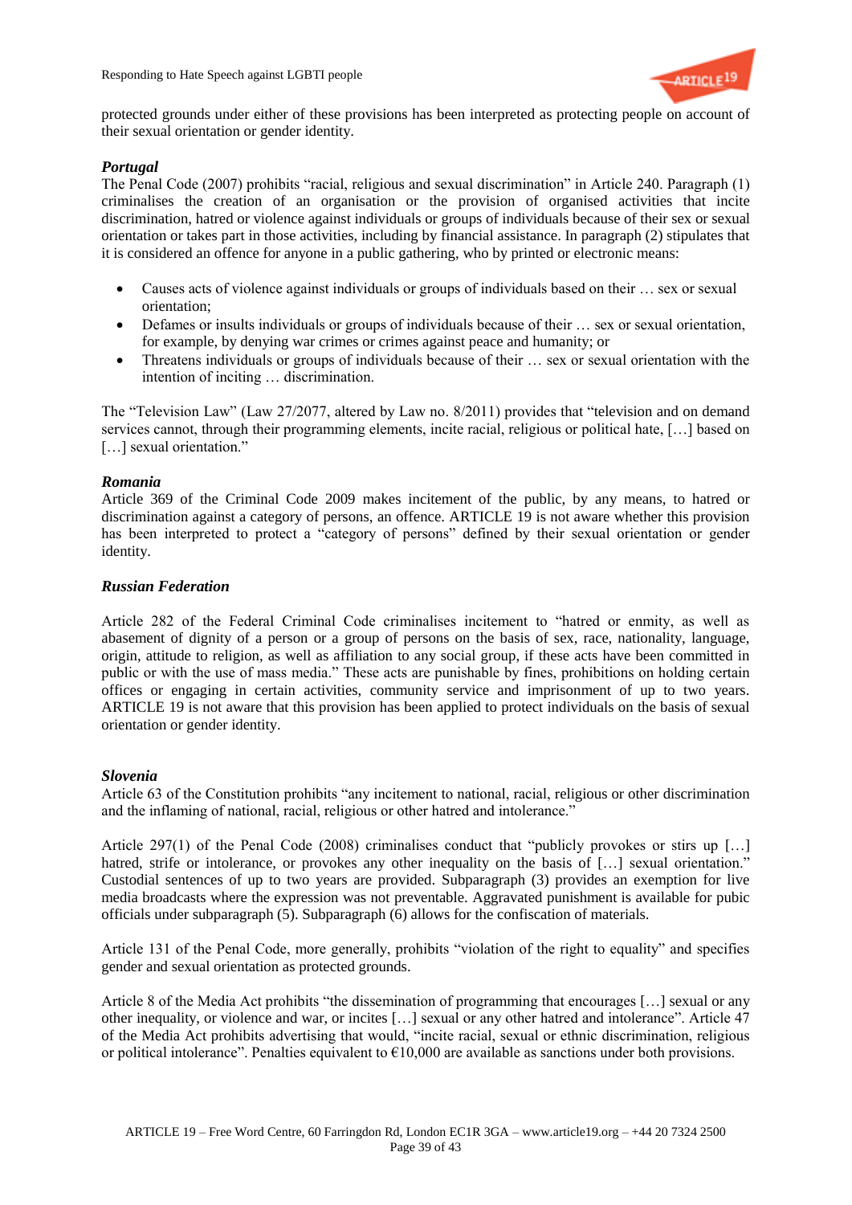protected grounds under either of these provisions has been interpreted as protecting people on account of their sexual orientation or gender identity.

***Portugal***

The Penal Code (2007) prohibits "racial, religious and sexual discrimination" in Article 240. Paragraph (1) criminalises the creation of an organisation or the provision of organised activities that incite discrimination, hatred or violence against individuals or groups of individuals because of their sex or sexual orientation or takes part in those activities, including by financial assistance. In paragraph (2) stipulates that it is considered an offence for anyone in a public gathering, who by printed or electronic means:

- Causes acts of violence against individuals or groups of individuals based on their … sex or sexual orientation;
- Defames or insults individuals or groups of individuals because of their … sex or sexual orientation, for example, by denying war crimes or crimes against peace and humanity; or
- Threatens individuals or groups of individuals because of their … sex or sexual orientation with the intention of inciting … discrimination.

The "Television Law" (Law 27/2077, altered by Law no. 8/2011) provides that "television and on demand services cannot, through their programming elements, incite racial, religious or political hate, […] based on […] sexual orientation."

***Romania***

Article 369 of the Criminal Code 2009 makes incitement of the public, by any means, to hatred or discrimination against a category of persons, an offence. ARTICLE 19 is not aware whether this provision has been interpreted to protect a "category of persons" defined by their sexual orientation or gender identity.

***Russian Federation***

Article 282 of the Federal Criminal Code criminalises incitement to "hatred or enmity, as well as abasement of dignity of a person or a group of persons on the basis of sex, race, nationality, language, origin, attitude to religion, as well as affiliation to any social group, if these acts have been committed in public or with the use of mass media." These acts are punishable by fines, prohibitions on holding certain offices or engaging in certain activities, community service and imprisonment of up to two years. ARTICLE 19 is not aware that this provision has been applied to protect individuals on the basis of sexual orientation or gender identity.

***Slovenia***

Article 63 of the Constitution prohibits "any incitement to national, racial, religious or other discrimination and the inflaming of national, racial, religious or other hatred and intolerance."

Article 297(1) of the Penal Code (2008) criminalises conduct that "publicly provokes or stirs up […] hatred, strife or intolerance, or provokes any other inequality on the basis of […] sexual orientation." Custodial sentences of up to two years are provided. Subparagraph (3) provides an exemption for live media broadcasts where the expression was not preventable. Aggravated punishment is available for pubic officials under subparagraph (5). Subparagraph (6) allows for the confiscation of materials.

Article 131 of the Penal Code, more generally, prohibits "violation of the right to equality" and specifies gender and sexual orientation as protected grounds.

Article 8 of the Media Act prohibits "the dissemination of programming that encourages […] sexual or any other inequality, or violence and war, or incites […] sexual or any other hatred and intolerance". Article 47 of the Media Act prohibits advertising that would, "incite racial, sexual or ethnic discrimination, religious or political intolerance". Penalties equivalent to €10,000 are available as sanctions under both provisions.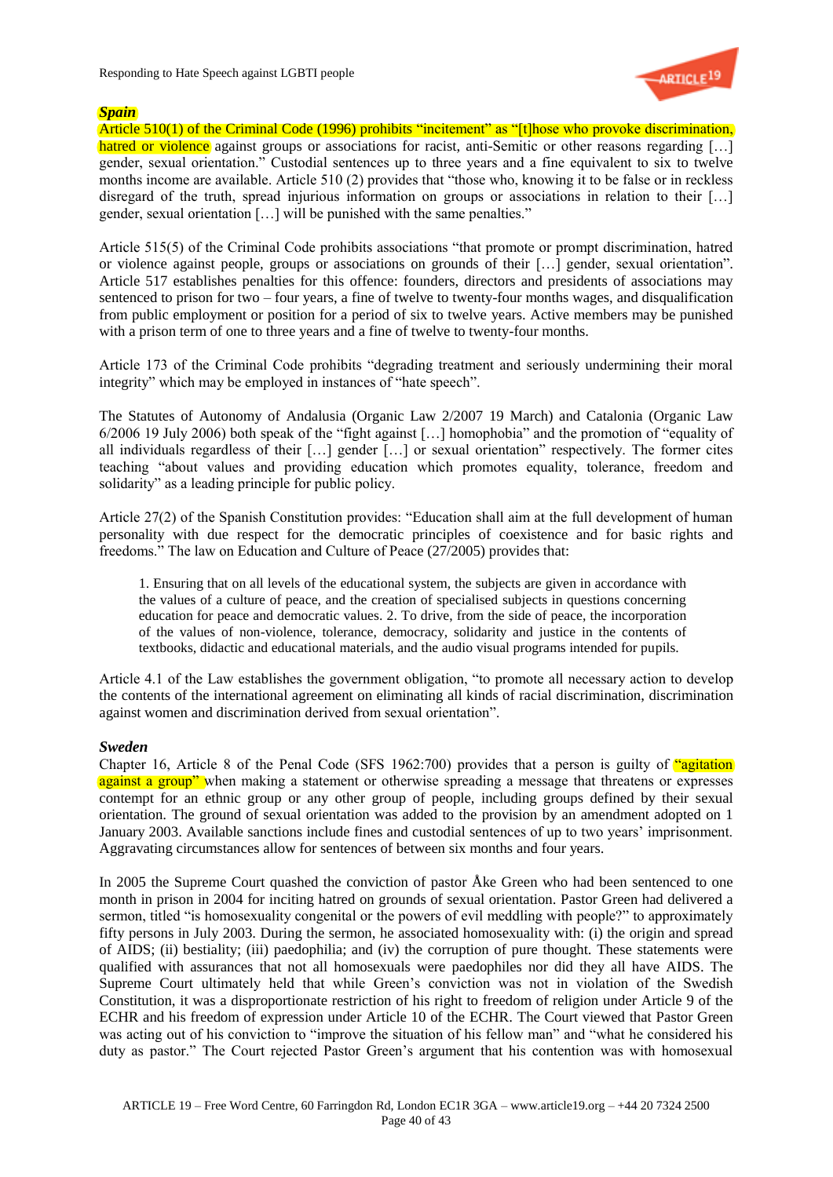***Spain***

Article 510(1) of the Criminal Code (1996) prohibits "incitement" as "[t]hose who provoke discrimination, hatred or violence against groups or associations for racist, anti-Semitic or other reasons regarding […] gender, sexual orientation." Custodial sentences up to three years and a fine equivalent to six to twelve months income are available. Article 510 (2) provides that "those who, knowing it to be false or in reckless disregard of the truth, spread injurious information on groups or associations in relation to their […] gender, sexual orientation […] will be punished with the same penalties."

Article 515(5) of the Criminal Code prohibits associations "that promote or prompt discrimination, hatred or violence against people, groups or associations on grounds of their […] gender, sexual orientation". Article 517 establishes penalties for this offence: founders, directors and presidents of associations may sentenced to prison for two – four years, a fine of twelve to twenty-four months wages, and disqualification from public employment or position for a period of six to twelve years. Active members may be punished with a prison term of one to three years and a fine of twelve to twenty-four months.

Article 173 of the Criminal Code prohibits "degrading treatment and seriously undermining their moral integrity" which may be employed in instances of "hate speech".

The Statutes of Autonomy of Andalusia (Organic Law 2/2007 19 March) and Catalonia (Organic Law 6/2006 19 July 2006) both speak of the "fight against […] homophobia" and the promotion of "equality of all individuals regardless of their […] gender […] or sexual orientation" respectively. The former cites teaching "about values and providing education which promotes equality, tolerance, freedom and solidarity" as a leading principle for public policy.

Article 27(2) of the Spanish Constitution provides: "Education shall aim at the full development of human personality with due respect for the democratic principles of coexistence and for basic rights and freedoms." The law on Education and Culture of Peace (27/2005) provides that:

> 1. Ensuring that on all levels of the educational system, the subjects are given in accordance with the values of a culture of peace, and the creation of specialised subjects in questions concerning education for peace and democratic values. 2. To drive, from the side of peace, the incorporation of the values of non-violence, tolerance, democracy, solidarity and justice in the contents of textbooks, didactic and educational materials, and the audio visual programs intended for pupils.

Article 4.1 of the Law establishes the government obligation, "to promote all necessary action to develop the contents of the international agreement on eliminating all kinds of racial discrimination, discrimination against women and discrimination derived from sexual orientation".

***Sweden***

Chapter 16, Article 8 of the Penal Code (SFS 1962:700) provides that a person is guilty of "agitation against a group" when making a statement or otherwise spreading a message that threatens or expresses contempt for an ethnic group or any other group of people, including groups defined by their sexual orientation. The ground of sexual orientation was added to the provision by an amendment adopted on 1 January 2003. Available sanctions include fines and custodial sentences of up to two years' imprisonment. Aggravating circumstances allow for sentences of between six months and four years.

In 2005 the Supreme Court quashed the conviction of pastor Åke Green who had been sentenced to one month in prison in 2004 for inciting hatred on grounds of sexual orientation. Pastor Green had delivered a sermon, titled "is homosexuality congenital or the powers of evil meddling with people?" to approximately fifty persons in July 2003. During the sermon, he associated homosexuality with: (i) the origin and spread of AIDS; (ii) bestiality; (iii) paedophilia; and (iv) the corruption of pure thought. These statements were qualified with assurances that not all homosexuals were paedophiles nor did they all have AIDS. The Supreme Court ultimately held that while Green's conviction was not in violation of the Swedish Constitution, it was a disproportionate restriction of his right to freedom of religion under Article 9 of the ECHR and his freedom of expression under Article 10 of the ECHR. The Court viewed that Pastor Green was acting out of his conviction to "improve the situation of his fellow man" and "what he considered his duty as pastor." The Court rejected Pastor Green's argument that his contention was with homosexual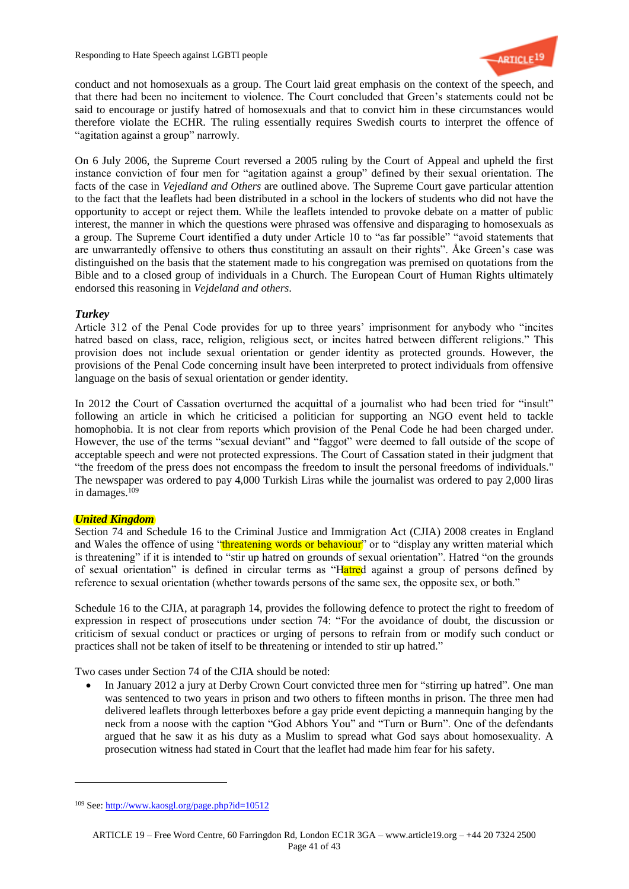conduct and not homosexuals as a group. The Court laid great emphasis on the context of the speech, and that there had been no incitement to violence. The Court concluded that Green's statements could not be said to encourage or justify hatred of homosexuals and that to convict him in these circumstances would therefore violate the ECHR. The ruling essentially requires Swedish courts to interpret the offence of "agitation against a group" narrowly.

On 6 July 2006, the Supreme Court reversed a 2005 ruling by the Court of Appeal and upheld the first instance conviction of four men for "agitation against a group" defined by their sexual orientation. The facts of the case in *Vejedland and Others* are outlined above. The Supreme Court gave particular attention to the fact that the leaflets had been distributed in a school in the lockers of students who did not have the opportunity to accept or reject them. While the leaflets intended to provoke debate on a matter of public interest, the manner in which the questions were phrased was offensive and disparaging to homosexuals as a group. The Supreme Court identified a duty under Article 10 to "as far possible" "avoid statements that are unwarrantedly offensive to others thus constituting an assault on their rights". Åke Green's case was distinguished on the basis that the statement made to his congregation was premised on quotations from the Bible and to a closed group of individuals in a Church. The European Court of Human Rights ultimately endorsed this reasoning in *Vejdeland and others*.

***Turkey***

Article 312 of the Penal Code provides for up to three years' imprisonment for anybody who "incites hatred based on class, race, religion, religious sect, or incites hatred between different religions." This provision does not include sexual orientation or gender identity as protected grounds. However, the provisions of the Penal Code concerning insult have been interpreted to protect individuals from offensive language on the basis of sexual orientation or gender identity.

In 2012 the Court of Cassation overturned the acquittal of a journalist who had been tried for "insult" following an article in which he criticised a politician for supporting an NGO event held to tackle homophobia. It is not clear from reports which provision of the Penal Code he had been charged under. However, the use of the terms "sexual deviant" and "faggot" were deemed to fall outside of the scope of acceptable speech and were not protected expressions. The Court of Cassation stated in their judgment that "the freedom of the press does not encompass the freedom to insult the personal freedoms of individuals." The newspaper was ordered to pay 4,000 Turkish Liras while the journalist was ordered to pay 2,000 liras in damages.[109]

***United Kingdom***

Section 74 and Schedule 16 to the Criminal Justice and Immigration Act (CJIA) 2008 creates in England and Wales the offence of using "threatening words or behaviour" or to "display any written material which is threatening" if it is intended to "stir up hatred on grounds of sexual orientation". Hatred "on the grounds of sexual orientation" is defined in circular terms as "Hatred against a group of persons defined by reference to sexual orientation (whether towards persons of the same sex, the opposite sex, or both."

Schedule 16 to the CJIA, at paragraph 14, provides the following defence to protect the right to freedom of expression in respect of prosecutions under section 74: "For the avoidance of doubt, the discussion or criticism of sexual conduct or practices or urging of persons to refrain from or modify such conduct or practices shall not be taken of itself to be threatening or intended to stir up hatred."

Two cases under Section 74 of the CJIA should be noted:

- In January 2012 a jury at Derby Crown Court convicted three men for "stirring up hatred". One man was sentenced to two years in prison and two others to fifteen months in prison. The three men had delivered leaflets through letterboxes before a gay pride event depicting a mannequin hanging by the neck from a noose with the caption "God Abhors You" and "Turn or Burn". One of the defendants argued that he saw it as his duty as a Muslim to spread what God says about homosexuality. A prosecution witness had stated in Court that the leaflet had made him fear for his safety.

---

[109] See: http://www.kaosgl.org/page.php?id=10512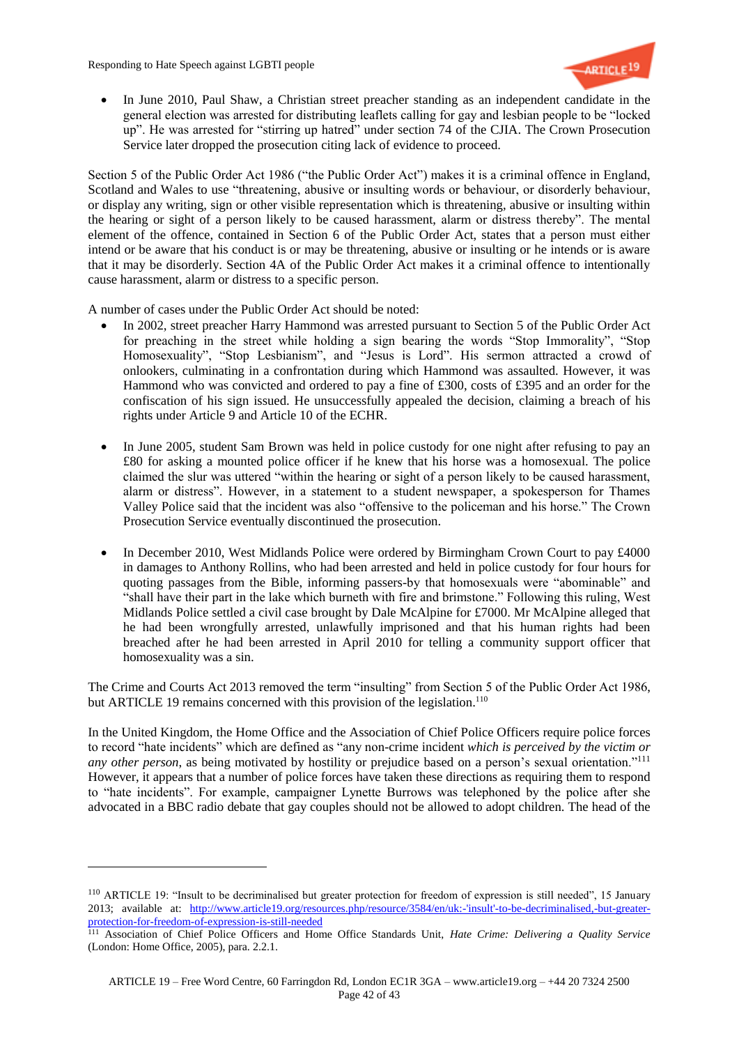- In June 2010, Paul Shaw, a Christian street preacher standing as an independent candidate in the general election was arrested for distributing leaflets calling for gay and lesbian people to be "locked up". He was arrested for "stirring up hatred" under section 74 of the CJIA. The Crown Prosecution Service later dropped the prosecution citing lack of evidence to proceed.

Section 5 of the Public Order Act 1986 ("the Public Order Act") makes it is a criminal offence in England, Scotland and Wales to use "threatening, abusive or insulting words or behaviour, or disorderly behaviour, or display any writing, sign or other visible representation which is threatening, abusive or insulting within the hearing or sight of a person likely to be caused harassment, alarm or distress thereby". The mental element of the offence, contained in Section 6 of the Public Order Act, states that a person must either intend or be aware that his conduct is or may be threatening, abusive or insulting or he intends or is aware that it may be disorderly. Section 4A of the Public Order Act makes it a criminal offence to intentionally cause harassment, alarm or distress to a specific person.

A number of cases under the Public Order Act should be noted:

- In 2002, street preacher Harry Hammond was arrested pursuant to Section 5 of the Public Order Act for preaching in the street while holding a sign bearing the words "Stop Immorality", "Stop Homosexuality", "Stop Lesbianism", and "Jesus is Lord". His sermon attracted a crowd of onlookers, culminating in a confrontation during which Hammond was assaulted. However, it was Hammond who was convicted and ordered to pay a fine of £300, costs of £395 and an order for the confiscation of his sign issued. He unsuccessfully appealed the decision, claiming a breach of his rights under Article 9 and Article 10 of the ECHR.

- In June 2005, student Sam Brown was held in police custody for one night after refusing to pay an £80 for asking a mounted police officer if he knew that his horse was a homosexual. The police claimed the slur was uttered "within the hearing or sight of a person likely to be caused harassment, alarm or distress". However, in a statement to a student newspaper, a spokesperson for Thames Valley Police said that the incident was also "offensive to the policeman and his horse." The Crown Prosecution Service eventually discontinued the prosecution.

- In December 2010, West Midlands Police were ordered by Birmingham Crown Court to pay £4000 in damages to Anthony Rollins, who had been arrested and held in police custody for four hours for quoting passages from the Bible, informing passers-by that homosexuals were "abominable" and "shall have their part in the lake which burneth with fire and brimstone." Following this ruling, West Midlands Police settled a civil case brought by Dale McAlpine for £7000. Mr McAlpine alleged that he had been wrongfully arrested, unlawfully imprisoned and that his human rights had been breached after he had been arrested in April 2010 for telling a community support officer that homosexuality was a sin.

The Crime and Courts Act 2013 removed the term "insulting" from Section 5 of the Public Order Act 1986, but ARTICLE 19 remains concerned with this provision of the legislation.[110]

In the United Kingdom, the Home Office and the Association of Chief Police Officers require police forces to record "hate incidents" which are defined as "any non-crime incident *which is perceived by the victim or any other person*, as being motivated by hostility or prejudice based on a person's sexual orientation."[111] However, it appears that a number of police forces have taken these directions as requiring them to respond to "hate incidents". For example, campaigner Lynette Burrows was telephoned by the police after she advocated in a BBC radio debate that gay couples should not be allowed to adopt children. The head of the

---

[110] ARTICLE 19: "Insult to be decriminalised but greater protection for freedom of expression is still needed", 15 January 2013; available at: http://www.article19.org/resources.php/resource/3584/en/uk:-'insult'-to-be-decriminalised,-but-greater-protection-for-freedom-of-expression-is-still-needed

[111] Association of Chief Police Officers and Home Office Standards Unit, *Hate Crime: Delivering a Quality Service* (London: Home Office, 2005), para. 2.2.1.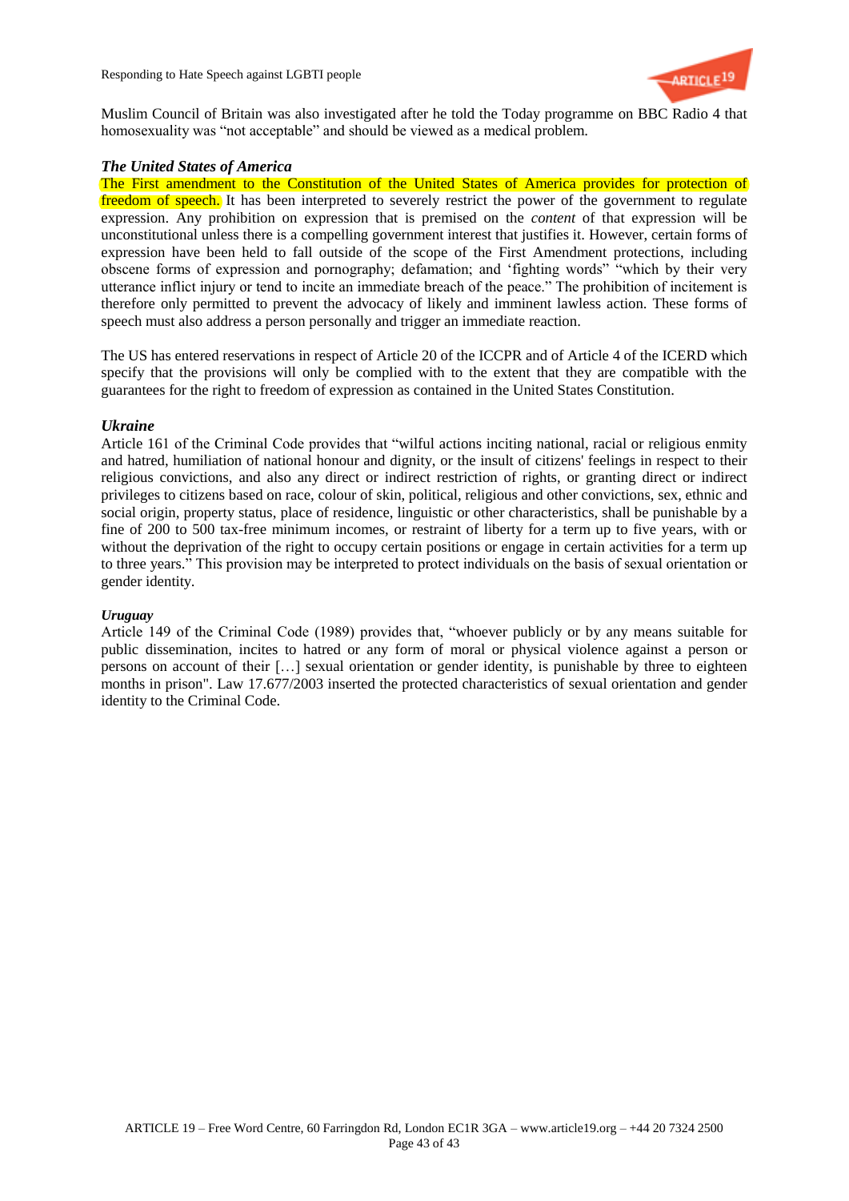Muslim Council of Britain was also investigated after he told the Today programme on BBC Radio 4 that homosexuality was "not acceptable" and should be viewed as a medical problem.

### *The United States of America*

The First amendment to the Constitution of the United States of America provides for protection of freedom of speech. It has been interpreted to severely restrict the power of the government to regulate expression. Any prohibition on expression that is premised on the *content* of that expression will be unconstitutional unless there is a compelling government interest that justifies it. However, certain forms of expression have been held to fall outside of the scope of the First Amendment protections, including obscene forms of expression and pornography; defamation; and 'fighting words" "which by their very utterance inflict injury or tend to incite an immediate breach of the peace." The prohibition of incitement is therefore only permitted to prevent the advocacy of likely and imminent lawless action. These forms of speech must also address a person personally and trigger an immediate reaction.

The US has entered reservations in respect of Article 20 of the ICCPR and of Article 4 of the ICERD which specify that the provisions will only be complied with to the extent that they are compatible with the guarantees for the right to freedom of expression as contained in the United States Constitution.

### *Ukraine*

Article 161 of the Criminal Code provides that "wilful actions inciting national, racial or religious enmity and hatred, humiliation of national honour and dignity, or the insult of citizens' feelings in respect to their religious convictions, and also any direct or indirect restriction of rights, or granting direct or indirect privileges to citizens based on race, colour of skin, political, religious and other convictions, sex, ethnic and social origin, property status, place of residence, linguistic or other characteristics, shall be punishable by a fine of 200 to 500 tax-free minimum incomes, or restraint of liberty for a term up to five years, with or without the deprivation of the right to occupy certain positions or engage in certain activities for a term up to three years." This provision may be interpreted to protect individuals on the basis of sexual orientation or gender identity.

#### *Uruguay*

Article 149 of the Criminal Code (1989) provides that, "whoever publicly or by any means suitable for public dissemination, incites to hatred or any form of moral or physical violence against a person or persons on account of their […] sexual orientation or gender identity, is punishable by three to eighteen months in prison". Law 17.677/2003 inserted the protected characteristics of sexual orientation and gender identity to the Criminal Code.